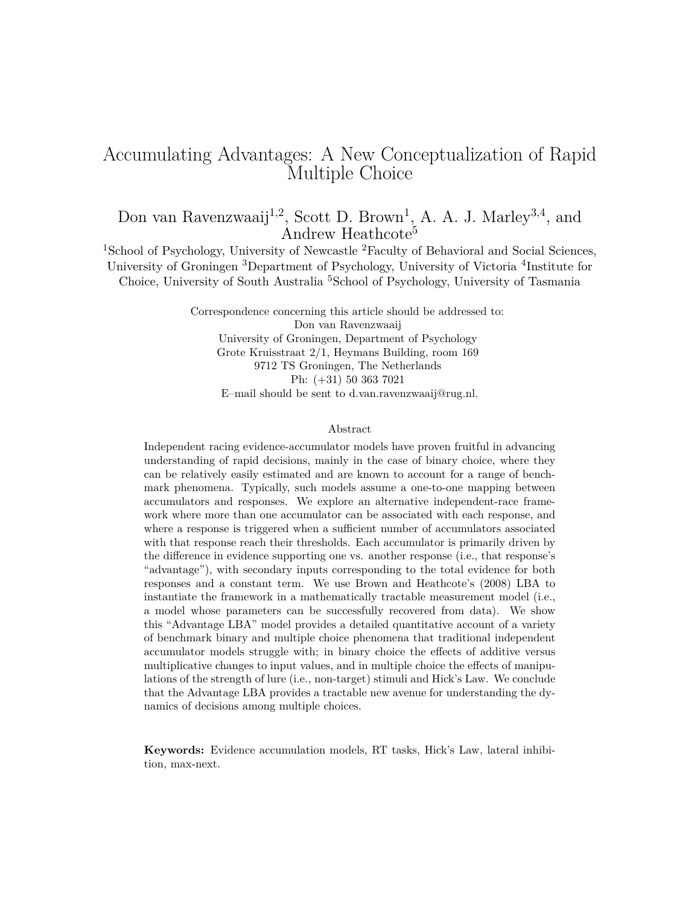# Accumulating Advantages: A New Conceptualization of Rapid Multiple Choice

Don van Ravenzwaaij[1,2], Scott D. Brown[1], A. A. J. Marley[3,4], and Andrew Heathcote[5]

[1]School of Psychology, University of Newcastle [2]Faculty of Behavioral and Social Sciences, University of Groningen [3]Department of Psychology, University of Victoria [4]Institute for Choice, University of South Australia [5]School of Psychology, University of Tasmania

Correspondence concerning this article should be addressed to:
Don van Ravenzwaaij
University of Groningen, Department of Psychology
Grote Kruisstraat 2/1, Heymans Building, room 169
9712 TS Groningen, The Netherlands
Ph: (+31) 50 363 7021
E–mail should be sent to d.van.ravenzwaaij@rug.nl.

## Abstract

Independent racing evidence-accumulator models have proven fruitful in advancing understanding of rapid decisions, mainly in the case of binary choice, where they can be relatively easily estimated and are known to account for a range of benchmark phenomena. Typically, such models assume a one-to-one mapping between accumulators and responses. We explore an alternative independent-race framework where more than one accumulator can be associated with each response, and where a response is triggered when a sufficient number of accumulators associated with that response reach their thresholds. Each accumulator is primarily driven by the difference in evidence supporting one vs. another response (i.e., that response's "advantage"), with secondary inputs corresponding to the total evidence for both responses and a constant term. We use Brown and Heathcote's (2008) LBA to instantiate the framework in a mathematically tractable measurement model (i.e., a model whose parameters can be successfully recovered from data). We show this "Advantage LBA" model provides a detailed quantitative account of a variety of benchmark binary and multiple choice phenomena that traditional independent accumulator models struggle with; in binary choice the effects of additive versus multiplicative changes to input values, and in multiple choice the effects of manipulations of the strength of lure (i.e., non-target) stimuli and Hick's Law. We conclude that the Advantage LBA provides a tractable new avenue for understanding the dynamics of decisions among multiple choices.

**Keywords:** Evidence accumulation models, RT tasks, Hick's Law, lateral inhibition, max-next.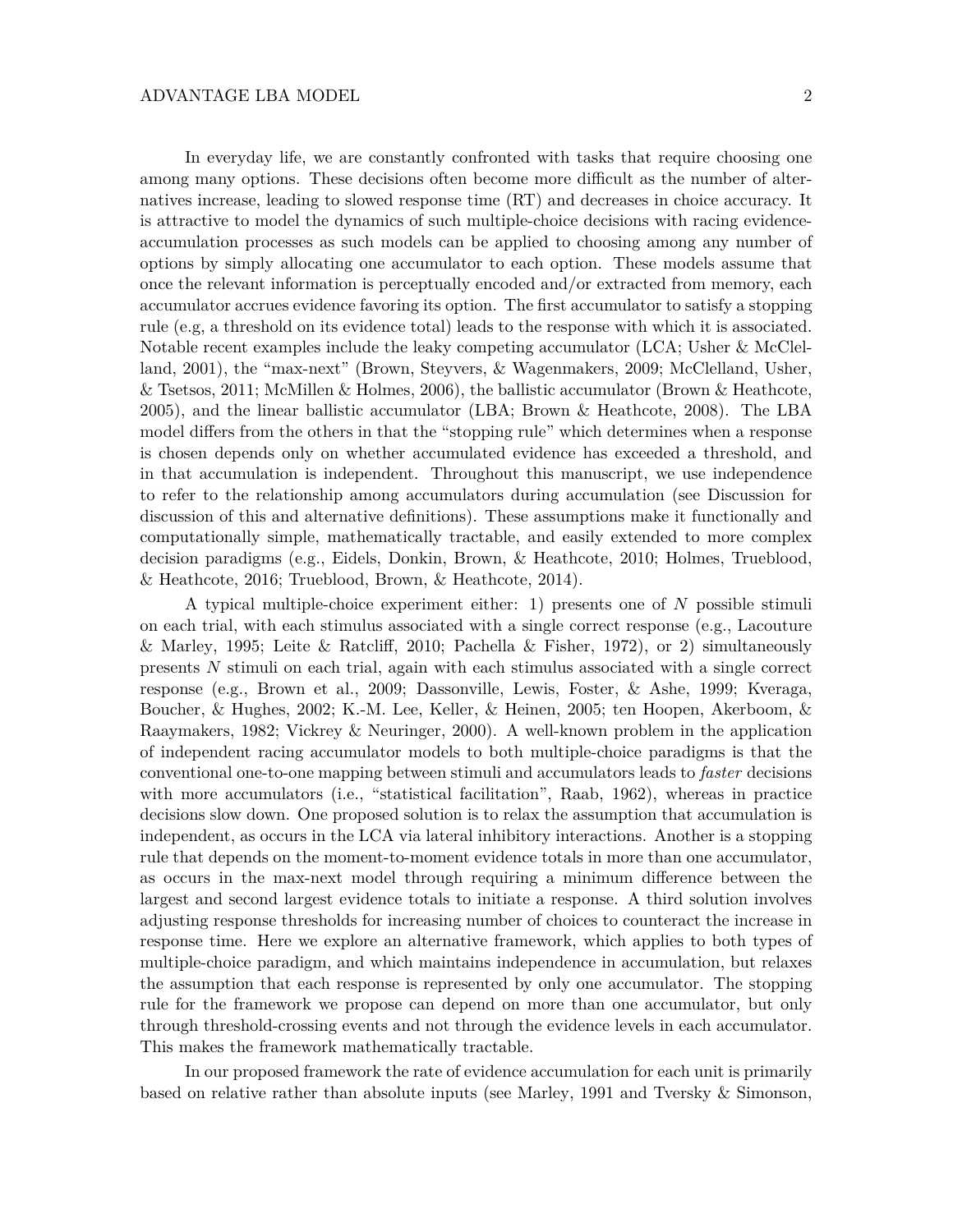In everyday life, we are constantly confronted with tasks that require choosing one among many options. These decisions often become more difficult as the number of alternatives increase, leading to slowed response time (RT) and decreases in choice accuracy. It is attractive to model the dynamics of such multiple-choice decisions with racing evidence-accumulation processes as such models can be applied to choosing among any number of options by simply allocating one accumulator to each option. These models assume that once the relevant information is perceptually encoded and/or extracted from memory, each accumulator accrues evidence favoring its option. The first accumulator to satisfy a stopping rule (e.g, a threshold on its evidence total) leads to the response with which it is associated. Notable recent examples include the leaky competing accumulator (LCA; Usher & McClelland, 2001), the "max-next" (Brown, Steyvers, & Wagenmakers, 2009; McClelland, Usher, & Tsetsos, 2011; McMillen & Holmes, 2006), the ballistic accumulator (Brown & Heathcote, 2005), and the linear ballistic accumulator (LBA; Brown & Heathcote, 2008). The LBA model differs from the others in that the "stopping rule" which determines when a response is chosen depends only on whether accumulated evidence has exceeded a threshold, and in that accumulation is independent. Throughout this manuscript, we use independence to refer to the relationship among accumulators during accumulation (see Discussion for discussion of this and alternative definitions). These assumptions make it functionally and computationally simple, mathematically tractable, and easily extended to more complex decision paradigms (e.g., Eidels, Donkin, Brown, & Heathcote, 2010; Holmes, Trueblood, & Heathcote, 2016; Trueblood, Brown, & Heathcote, 2014).

A typical multiple-choice experiment either: 1) presents one of $N$ possible stimuli on each trial, with each stimulus associated with a single correct response (e.g., Lacouture & Marley, 1995; Leite & Ratcliff, 2010; Pachella & Fisher, 1972), or 2) simultaneously presents $N$ stimuli on each trial, again with each stimulus associated with a single correct response (e.g., Brown et al., 2009; Dassonville, Lewis, Foster, & Ashe, 1999; Kveraga, Boucher, & Hughes, 2002; K.-M. Lee, Keller, & Heinen, 2005; ten Hoopen, Akerboom, & Raaymakers, 1982; Vickrey & Neuringer, 2000). A well-known problem in the application of independent racing accumulator models to both multiple-choice paradigms is that the conventional one-to-one mapping between stimuli and accumulators leads to *faster* decisions with more accumulators (i.e., "statistical facilitation", Raab, 1962), whereas in practice decisions slow down. One proposed solution is to relax the assumption that accumulation is independent, as occurs in the LCA via lateral inhibitory interactions. Another is a stopping rule that depends on the moment-to-moment evidence totals in more than one accumulator, as occurs in the max-next model through requiring a minimum difference between the largest and second largest evidence totals to initiate a response. A third solution involves adjusting response thresholds for increasing number of choices to counteract the increase in response time. Here we explore an alternative framework, which applies to both types of multiple-choice paradigm, and which maintains independence in accumulation, but relaxes the assumption that each response is represented by only one accumulator. The stopping rule for the framework we propose can depend on more than one accumulator, but only through threshold-crossing events and not through the evidence levels in each accumulator. This makes the framework mathematically tractable.

In our proposed framework the rate of evidence accumulation for each unit is primarily based on relative rather than absolute inputs (see Marley, 1991 and Tversky & Simonson,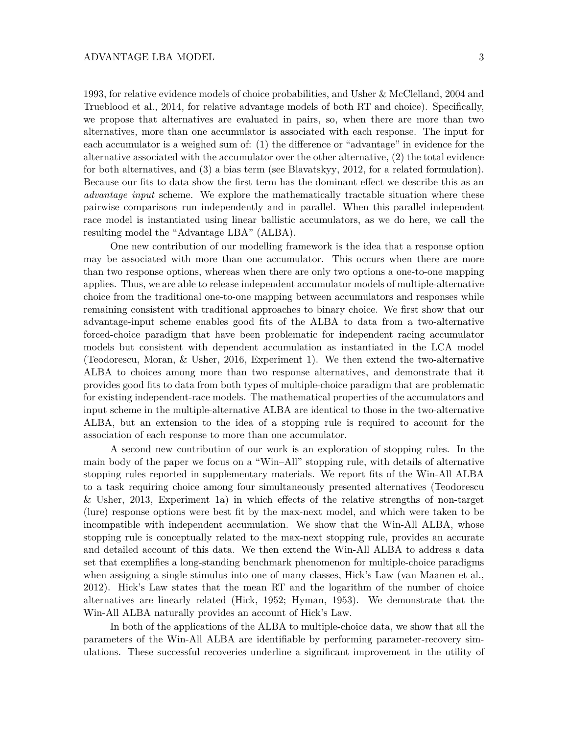1993, for relative evidence models of choice probabilities, and Usher & McClelland, 2004 and Trueblood et al., 2014, for relative advantage models of both RT and choice). Specifically, we propose that alternatives are evaluated in pairs, so, when there are more than two alternatives, more than one accumulator is associated with each response. The input for each accumulator is a weighed sum of: (1) the difference or "advantage" in evidence for the alternative associated with the accumulator over the other alternative, (2) the total evidence for both alternatives, and (3) a bias term (see Blavatskyy, 2012, for a related formulation). Because our fits to data show the first term has the dominant effect we describe this as an *advantage input* scheme. We explore the mathematically tractable situation where these pairwise comparisons run independently and in parallel. When this parallel independent race model is instantiated using linear ballistic accumulators, as we do here, we call the resulting model the "Advantage LBA" (ALBA).

One new contribution of our modelling framework is the idea that a response option may be associated with more than one accumulator. This occurs when there are more than two response options, whereas when there are only two options a one-to-one mapping applies. Thus, we are able to release independent accumulator models of multiple-alternative choice from the traditional one-to-one mapping between accumulators and responses while remaining consistent with traditional approaches to binary choice. We first show that our advantage-input scheme enables good fits of the ALBA to data from a two-alternative forced-choice paradigm that have been problematic for independent racing accumulator models but consistent with dependent accumulation as instantiated in the LCA model (Teodorescu, Moran, & Usher, 2016, Experiment 1). We then extend the two-alternative ALBA to choices among more than two response alternatives, and demonstrate that it provides good fits to data from both types of multiple-choice paradigm that are problematic for existing independent-race models. The mathematical properties of the accumulators and input scheme in the multiple-alternative ALBA are identical to those in the two-alternative ALBA, but an extension to the idea of a stopping rule is required to account for the association of each response to more than one accumulator.

A second new contribution of our work is an exploration of stopping rules. In the main body of the paper we focus on a "Win–All" stopping rule, with details of alternative stopping rules reported in supplementary materials. We report fits of the Win-All ALBA to a task requiring choice among four simultaneously presented alternatives (Teodorescu & Usher, 2013, Experiment 1a) in which effects of the relative strengths of non-target (lure) response options were best fit by the max-next model, and which were taken to be incompatible with independent accumulation. We show that the Win-All ALBA, whose stopping rule is conceptually related to the max-next stopping rule, provides an accurate and detailed account of this data. We then extend the Win-All ALBA to address a data set that exemplifies a long-standing benchmark phenomenon for multiple-choice paradigms when assigning a single stimulus into one of many classes, Hick's Law (van Maanen et al., 2012). Hick's Law states that the mean RT and the logarithm of the number of choice alternatives are linearly related (Hick, 1952; Hyman, 1953). We demonstrate that the Win-All ALBA naturally provides an account of Hick's Law.

In both of the applications of the ALBA to multiple-choice data, we show that all the parameters of the Win-All ALBA are identifiable by performing parameter-recovery simulations. These successful recoveries underline a significant improvement in the utility of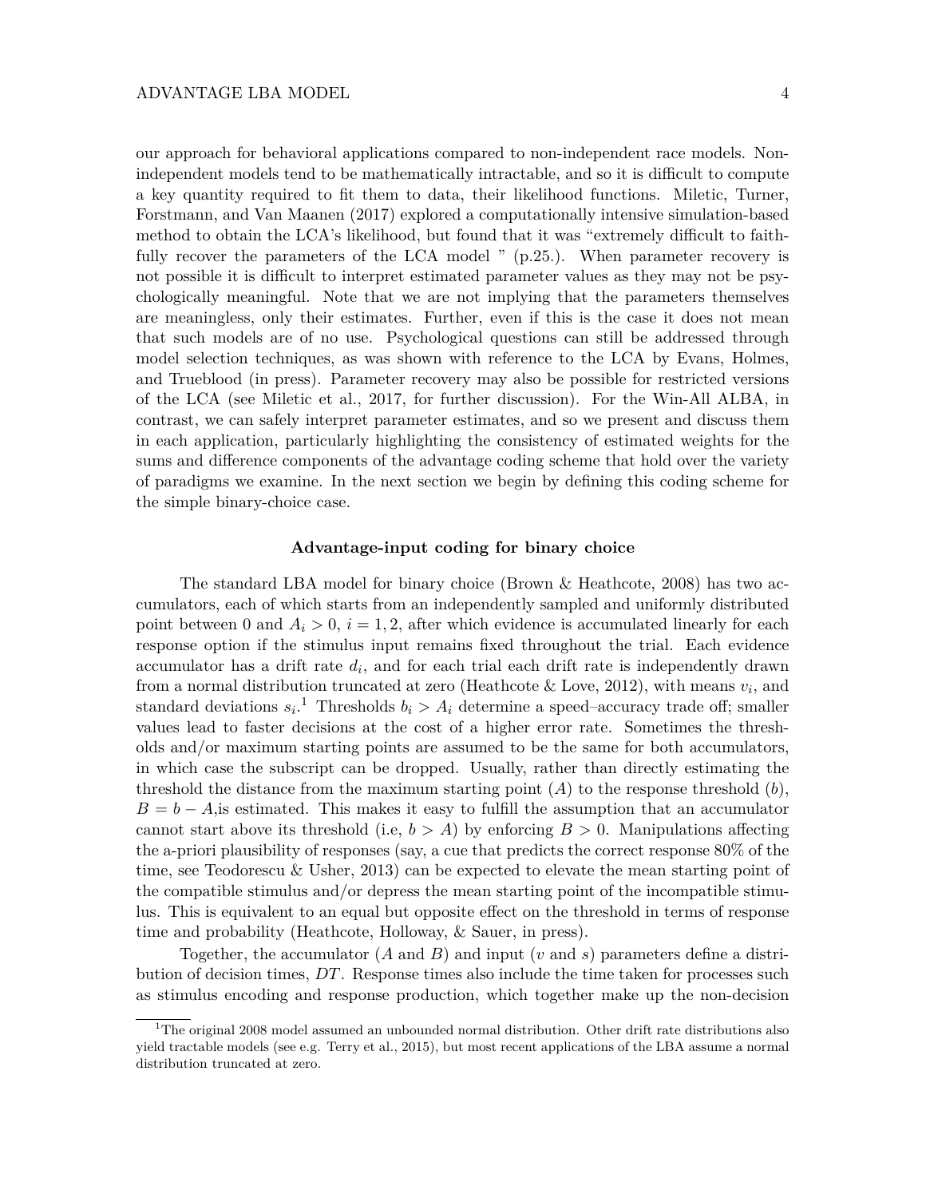our approach for behavioral applications compared to non-independent race models. Non-independent models tend to be mathematically intractable, and so it is difficult to compute a key quantity required to fit them to data, their likelihood functions. Miletic, Turner, Forstmann, and Van Maanen (2017) explored a computationally intensive simulation-based method to obtain the LCA's likelihood, but found that it was "extremely difficult to faithfully recover the parameters of the LCA model " (p.25.). When parameter recovery is not possible it is difficult to interpret estimated parameter values as they may not be psychologically meaningful. Note that we are not implying that the parameters themselves are meaningless, only their estimates. Further, even if this is the case it does not mean that such models are of no use. Psychological questions can still be addressed through model selection techniques, as was shown with reference to the LCA by Evans, Holmes, and Trueblood (in press). Parameter recovery may also be possible for restricted versions of the LCA (see Miletic et al., 2017, for further discussion). For the Win-All ALBA, in contrast, we can safely interpret parameter estimates, and so we present and discuss them in each application, particularly highlighting the consistency of estimated weights for the sums and difference components of the advantage coding scheme that hold over the variety of paradigms we examine. In the next section we begin by defining this coding scheme for the simple binary-choice case.

### Advantage-input coding for binary choice

The standard LBA model for binary choice (Brown & Heathcote, 2008) has two accumulators, each of which starts from an independently sampled and uniformly distributed point between 0 and $A_i > 0$, $i = 1, 2$, after which evidence is accumulated linearly for each response option if the stimulus input remains fixed throughout the trial. Each evidence accumulator has a drift rate $d_i$, and for each trial each drift rate is independently drawn from a normal distribution truncated at zero (Heathcote & Love, 2012), with means $v_i$, and standard deviations $s_i$.[1] Thresholds $b_i > A_i$ determine a speed–accuracy trade off; smaller values lead to faster decisions at the cost of a higher error rate. Sometimes the thresholds and/or maximum starting points are assumed to be the same for both accumulators, in which case the subscript can be dropped. Usually, rather than directly estimating the threshold the distance from the maximum starting point ($A$) to the response threshold ($b$), $B = b - A$,is estimated. This makes it easy to fulfill the assumption that an accumulator cannot start above its threshold (i.e, $b > A$) by enforcing $B > 0$. Manipulations affecting the a-priori plausibility of responses (say, a cue that predicts the correct response 80% of the time, see Teodorescu & Usher, 2013) can be expected to elevate the mean starting point of the compatible stimulus and/or depress the mean starting point of the incompatible stimulus. This is equivalent to an equal but opposite effect on the threshold in terms of response time and probability (Heathcote, Holloway, & Sauer, in press).

Together, the accumulator ($A$ and $B$) and input ($v$ and $s$) parameters define a distribution of decision times, $DT$. Response times also include the time taken for processes such as stimulus encoding and response production, which together make up the non-decision

[1] The original 2008 model assumed an unbounded normal distribution. Other drift rate distributions also yield tractable models (see e.g. Terry et al., 2015), but most recent applications of the LBA assume a normal distribution truncated at zero.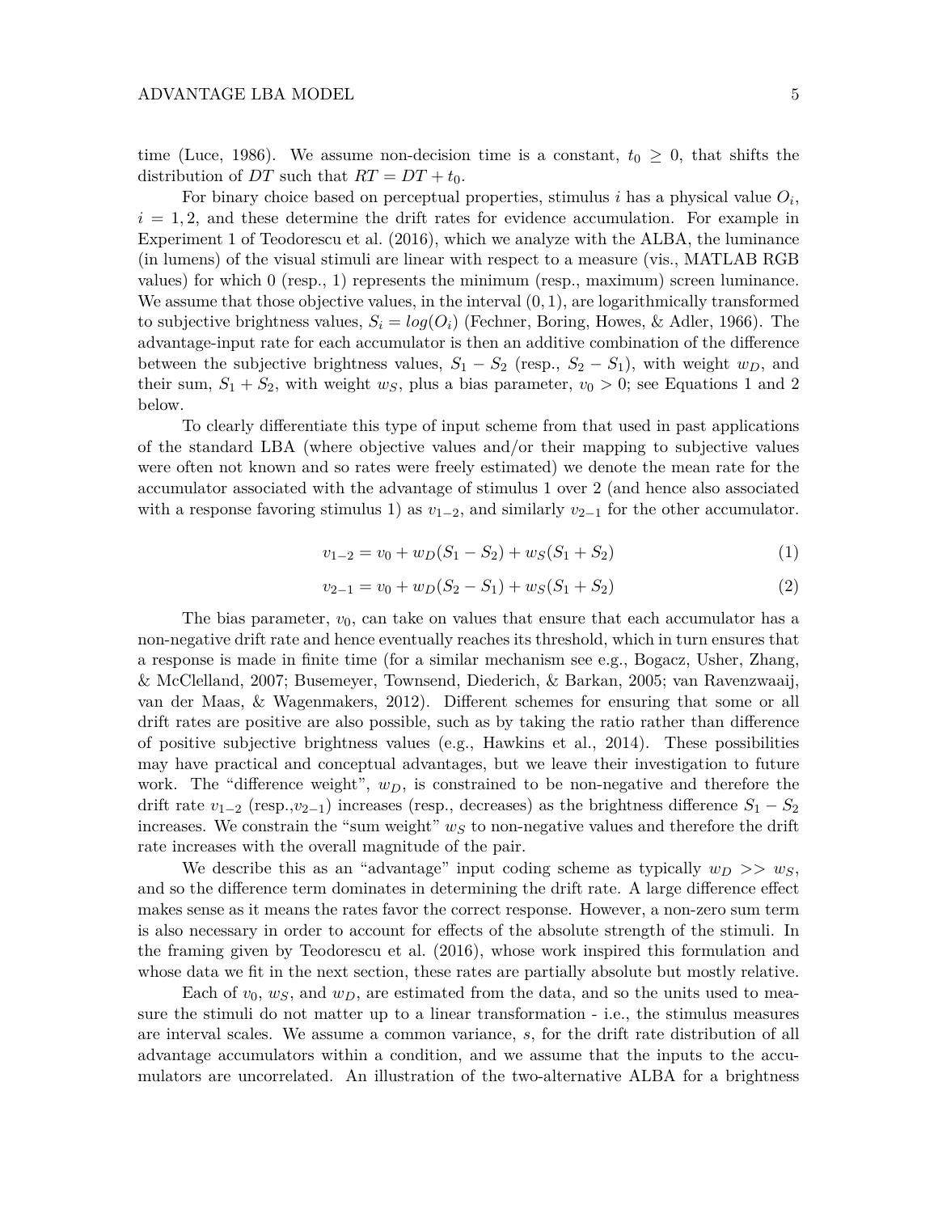time (Luce, 1986). We assume non-decision time is a constant, $t_0 \geq 0$, that shifts the distribution of $DT$ such that $RT = DT + t_0$.

For binary choice based on perceptual properties, stimulus $i$ has a physical value $O_i$, $i = 1, 2$, and these determine the drift rates for evidence accumulation. For example in Experiment 1 of Teodorescu et al. (2016), which we analyze with the ALBA, the luminance (in lumens) of the visual stimuli are linear with respect to a measure (vis., MATLAB RGB values) for which 0 (resp., 1) represents the minimum (resp., maximum) screen luminance. We assume that those objective values, in the interval $(0, 1)$, are logarithmically transformed to subjective brightness values, $S_i = log(O_i)$ (Fechner, Boring, Howes, & Adler, 1966). The advantage-input rate for each accumulator is then an additive combination of the difference between the subjective brightness values, $S_1 - S_2$ (resp., $S_2 - S_1$), with weight $w_D$, and their sum, $S_1 + S_2$, with weight $w_S$, plus a bias parameter, $v_0 > 0$; see Equations 1 and 2 below.

To clearly differentiate this type of input scheme from that used in past applications of the standard LBA (where objective values and/or their mapping to subjective values were often not known and so rates were freely estimated) we denote the mean rate for the accumulator associated with the advantage of stimulus 1 over 2 (and hence also associated with a response favoring stimulus 1) as $v_{1-2}$, and similarly $v_{2-1}$ for the other accumulator.

$$v_{1-2} = v_0 + w_D(S_1 - S_2) + w_S(S_1 + S_2) \tag{1}$$

$$v_{2-1} = v_0 + w_D(S_2 - S_1) + w_S(S_1 + S_2) \tag{2}$$

The bias parameter, $v_0$, can take on values that ensure that each accumulator has a non-negative drift rate and hence eventually reaches its threshold, which in turn ensures that a response is made in finite time (for a similar mechanism see e.g., Bogacz, Usher, Zhang, & McClelland, 2007; Busemeyer, Townsend, Diederich, & Barkan, 2005; van Ravenzwaaij, van der Maas, & Wagenmakers, 2012). Different schemes for ensuring that some or all drift rates are positive are also possible, such as by taking the ratio rather than difference of positive subjective brightness values (e.g., Hawkins et al., 2014). These possibilities may have practical and conceptual advantages, but we leave their investigation to future work. The "difference weight", $w_D$, is constrained to be non-negative and therefore the drift rate $v_{1-2}$ (resp.,$v_{2-1}$) increases (resp., decreases) as the brightness difference $S_1 - S_2$ increases. We constrain the "sum weight" $w_S$ to non-negative values and therefore the drift rate increases with the overall magnitude of the pair.

We describe this as an "advantage" input coding scheme as typically $w_D >> w_S$, and so the difference term dominates in determining the drift rate. A large difference effect makes sense as it means the rates favor the correct response. However, a non-zero sum term is also necessary in order to account for effects of the absolute strength of the stimuli. In the framing given by Teodorescu et al. (2016), whose work inspired this formulation and whose data we fit in the next section, these rates are partially absolute but mostly relative.

Each of $v_0$, $w_S$, and $w_D$, are estimated from the data, and so the units used to measure the stimuli do not matter up to a linear transformation - i.e., the stimulus measures are interval scales. We assume a common variance, $s$, for the drift rate distribution of all advantage accumulators within a condition, and we assume that the inputs to the accumulators are uncorrelated. An illustration of the two-alternative ALBA for a brightness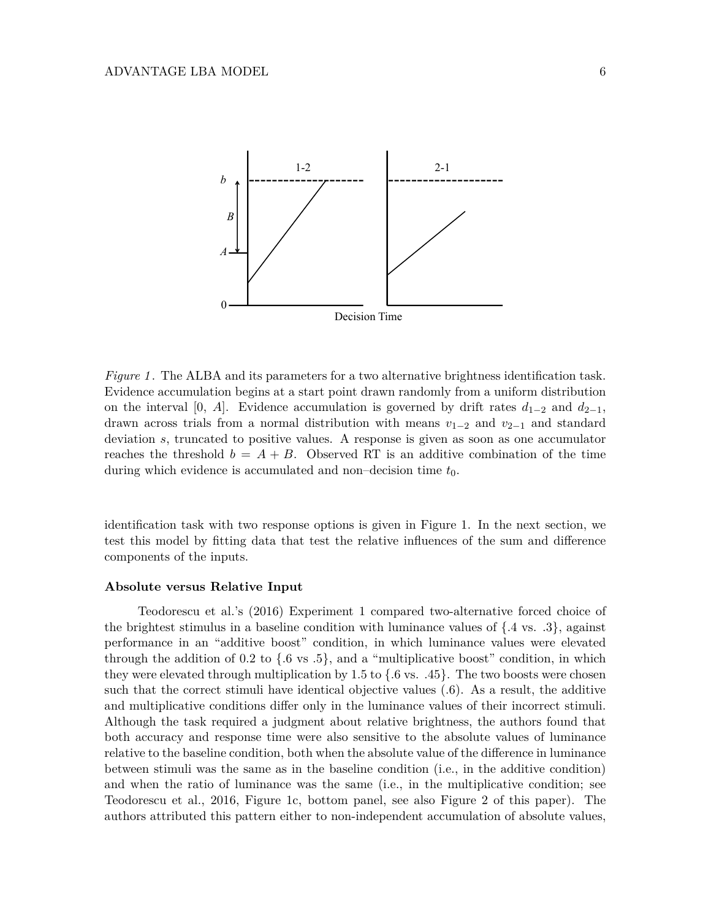*Figure 1*. The ALBA and its parameters for a two alternative brightness identification task. Evidence accumulation begins at a start point drawn randomly from a uniform distribution on the interval [0, $A$]. Evidence accumulation is governed by drift rates $d_{1-2}$ and $d_{2-1}$, drawn across trials from a normal distribution with means $v_{1-2}$ and $v_{2-1}$ and standard deviation $s$, truncated to positive values. A response is given as soon as one accumulator reaches the threshold $b = A + B$. Observed RT is an additive combination of the time during which evidence is accumulated and non–decision time $t_0$.

identification task with two response options is given in Figure 1. In the next section, we test this model by fitting data that test the relative influences of the sum and difference components of the inputs.

### Absolute versus Relative Input

Teodorescu et al.'s (2016) Experiment 1 compared two-alternative forced choice of the brightest stimulus in a baseline condition with luminance values of {.4 vs. .3}, against performance in an "additive boost" condition, in which luminance values were elevated through the addition of 0.2 to {.6 vs .5}, and a "multiplicative boost" condition, in which they were elevated through multiplication by 1.5 to {.6 vs. .45}. The two boosts were chosen such that the correct stimuli have identical objective values (.6). As a result, the additive and multiplicative conditions differ only in the luminance values of their incorrect stimuli. Although the task required a judgment about relative brightness, the authors found that both accuracy and response time were also sensitive to the absolute values of luminance relative to the baseline condition, both when the absolute value of the difference in luminance between stimuli was the same as in the baseline condition (i.e., in the additive condition) and when the ratio of luminance was the same (i.e., in the multiplicative condition; see Teodorescu et al., 2016, Figure 1c, bottom panel, see also Figure 2 of this paper). The authors attributed this pattern either to non-independent accumulation of absolute values,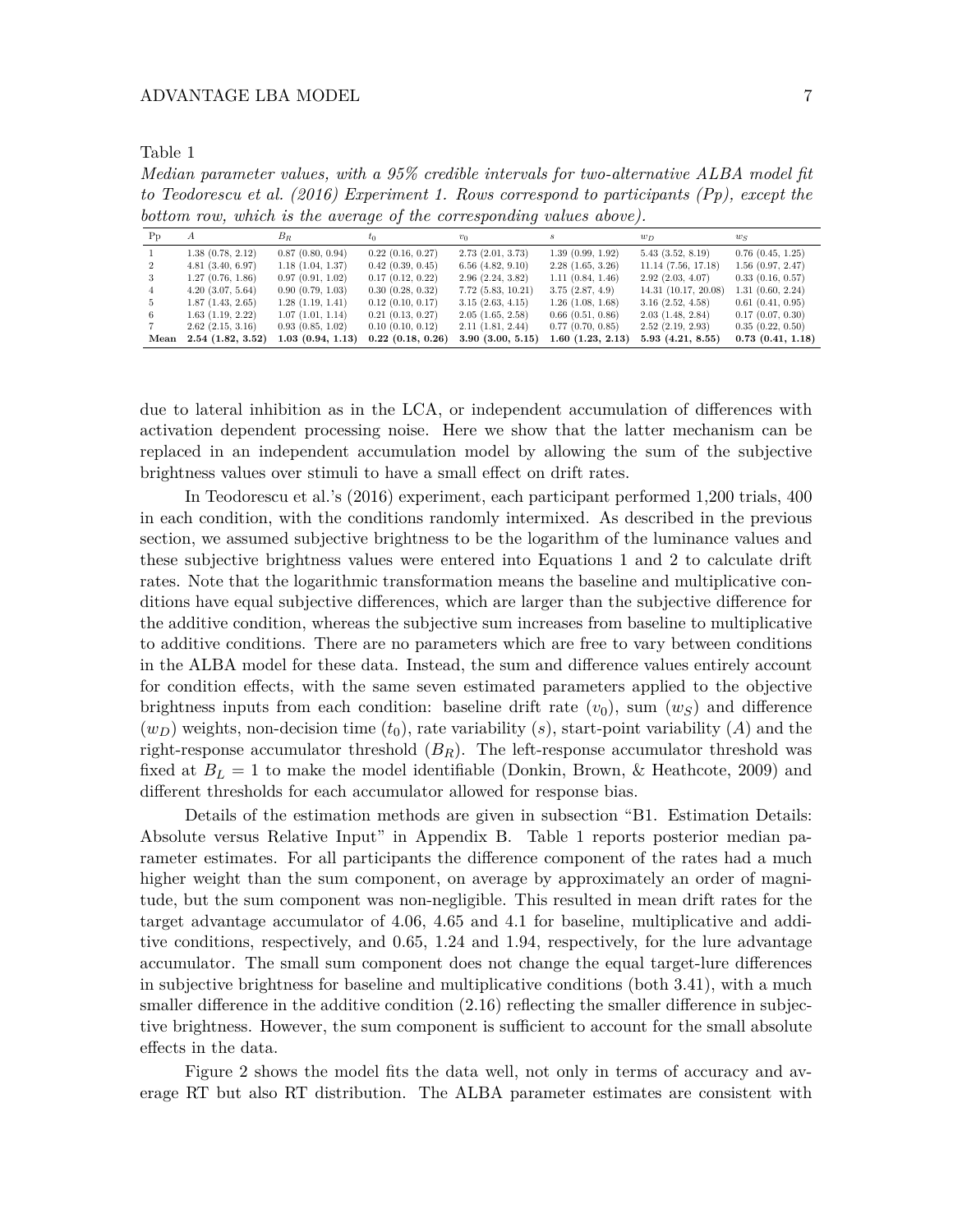Table 1

*Median parameter values, with a 95% credible intervals for two-alternative ALBA model fit to Teodorescu et al. (2016) Experiment 1. Rows correspond to participants (Pp), except the bottom row, which is the average of the corresponding values above).*

| Pp | $A$ | $B_R$ | $t_0$ | $v_0$ | $s$ | $w_D$ | $w_S$ |
|---|---|---|---|---|---|---|---|
| 1 | 1.38 (0.78, 2.12) | 0.87 (0.80, 0.94) | 0.22 (0.16, 0.27) | 2.73 (2.01, 3.73) | 1.39 (0.99, 1.92) | 5.43 (3.52, 8.19) | 0.76 (0.45, 1.25) |
| 2 | 4.81 (3.40, 6.97) | 1.18 (1.04, 1.37) | 0.42 (0.39, 0.45) | 6.56 (4.82, 9.10) | 2.28 (1.65, 3.26) | 11.14 (7.56, 17.18) | 1.56 (0.97, 2.47) |
| 3 | 1.27 (0.76, 1.86) | 0.97 (0.91, 1.02) | 0.17 (0.12, 0.22) | 2.96 (2.24, 3.82) | 1.11 (0.84, 1.46) | 2.92 (2.03, 4.07) | 0.33 (0.16, 0.57) |
| 4 | 4.20 (3.07, 5.64) | 0.90 (0.79, 1.03) | 0.30 (0.28, 0.32) | 7.72 (5.83, 10.21) | 3.75 (2.87, 4.9) | 14.31 (10.17, 20.08) | 1.31 (0.60, 2.24) |
| 5 | 1.87 (1.43, 2.65) | 1.28 (1.19, 1.41) | 0.12 (0.10, 0.17) | 3.15 (2.63, 4.15) | 1.26 (1.08, 1.68) | 3.16 (2.52, 4.58) | 0.61 (0.41, 0.95) |
| 6 | 1.63 (1.19, 2.22) | 1.07 (1.01, 1.14) | 0.21 (0.13, 0.27) | 2.05 (1.65, 2.58) | 0.66 (0.51, 0.86) | 2.03 (1.48, 2.84) | 0.17 (0.07, 0.30) |
| 7 | 2.62 (2.15, 3.16) | 0.93 (0.85, 1.02) | 0.10 (0.10, 0.12) | 2.11 (1.81, 2.44) | 0.77 (0.70, 0.85) | 2.52 (2.19, 2.93) | 0.35 (0.22, 0.50) |
| **Mean** | **2.54 (1.82, 3.52)** | **1.03 (0.94, 1.13)** | **0.22 (0.18, 0.26)** | **3.90 (3.00, 5.15)** | **1.60 (1.23, 2.13)** | **5.93 (4.21, 8.55)** | **0.73 (0.41, 1.18)** |

due to lateral inhibition as in the LCA, or independent accumulation of differences with activation dependent processing noise. Here we show that the latter mechanism can be replaced in an independent accumulation model by allowing the sum of the subjective brightness values over stimuli to have a small effect on drift rates.

In Teodorescu et al.'s (2016) experiment, each participant performed 1,200 trials, 400 in each condition, with the conditions randomly intermixed. As described in the previous section, we assumed subjective brightness to be the logarithm of the luminance values and these subjective brightness values were entered into Equations 1 and 2 to calculate drift rates. Note that the logarithmic transformation means the baseline and multiplicative conditions have equal subjective differences, which are larger than the subjective difference for the additive condition, whereas the subjective sum increases from baseline to multiplicative to additive conditions. There are no parameters which are free to vary between conditions in the ALBA model for these data. Instead, the sum and difference values entirely account for condition effects, with the same seven estimated parameters applied to the objective brightness inputs from each condition: baseline drift rate ($v_0$), sum ($w_S$) and difference ($w_D$) weights, non-decision time ($t_0$), rate variability ($s$), start-point variability ($A$) and the right-response accumulator threshold ($B_R$). The left-response accumulator threshold was fixed at $B_L = 1$ to make the model identifiable (Donkin, Brown, & Heathcote, 2009) and different thresholds for each accumulator allowed for response bias.

Details of the estimation methods are given in subsection "B1. Estimation Details: Absolute versus Relative Input" in Appendix B. Table 1 reports posterior median parameter estimates. For all participants the difference component of the rates had a much higher weight than the sum component, on average by approximately an order of magnitude, but the sum component was non-negligible. This resulted in mean drift rates for the target advantage accumulator of 4.06, 4.65 and 4.1 for baseline, multiplicative and additive conditions, respectively, and 0.65, 1.24 and 1.94, respectively, for the lure advantage accumulator. The small sum component does not change the equal target-lure differences in subjective brightness for baseline and multiplicative conditions (both 3.41), with a much smaller difference in the additive condition (2.16) reflecting the smaller difference in subjective brightness. However, the sum component is sufficient to account for the small absolute effects in the data.

Figure 2 shows the model fits the data well, not only in terms of accuracy and average RT but also RT distribution. The ALBA parameter estimates are consistent with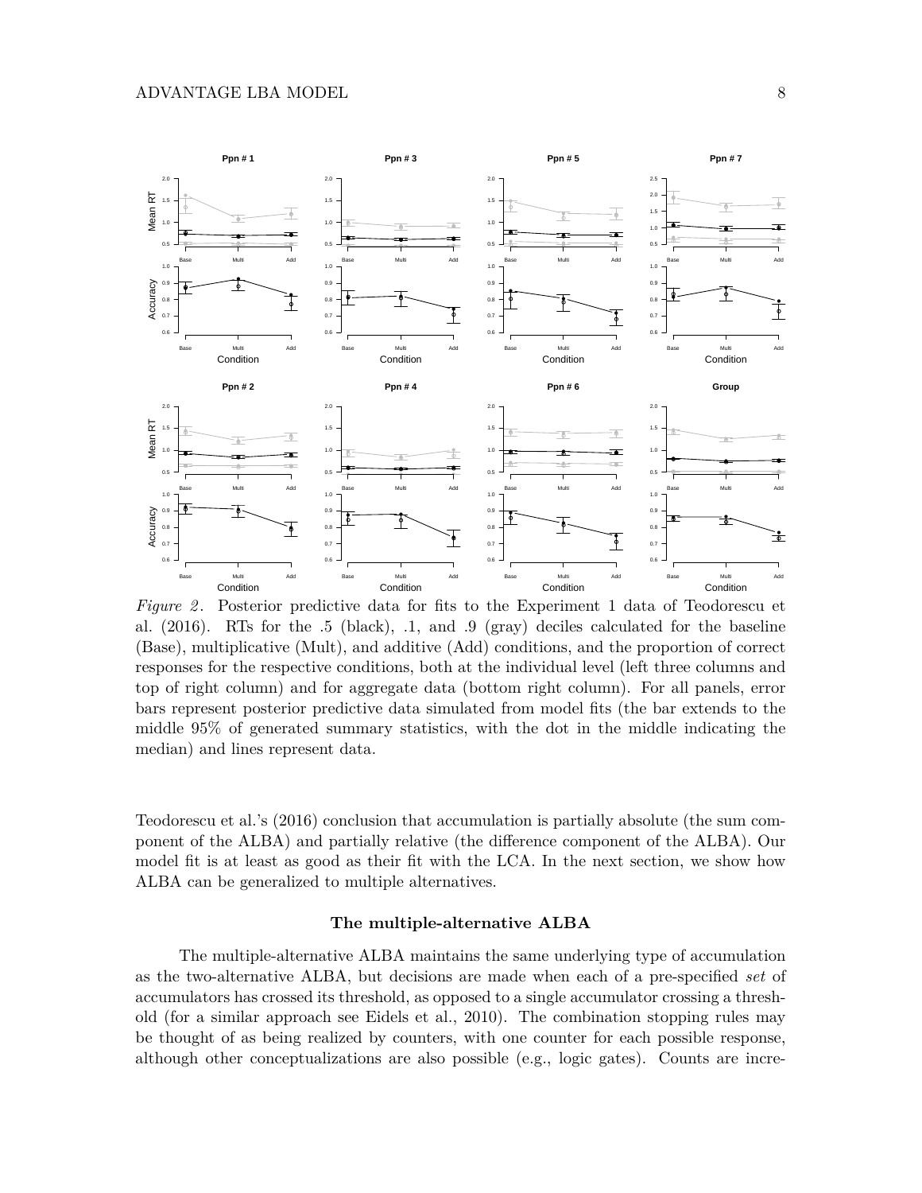*Figure 2*. Posterior predictive data for fits to the Experiment 1 data of Teodorescu et al. (2016). RTs for the .5 (black), .1, and .9 (gray) deciles calculated for the baseline (Base), multiplicative (Mult), and additive (Add) conditions, and the proportion of correct responses for the respective conditions, both at the individual level (left three columns and top of right column) and for aggregate data (bottom right column). For all panels, error bars represent posterior predictive data simulated from model fits (the bar extends to the middle 95% of generated summary statistics, with the dot in the middle indicating the median) and lines represent data.

Teodorescu et al.'s (2016) conclusion that accumulation is partially absolute (the sum component of the ALBA) and partially relative (the difference component of the ALBA). Our model fit is at least as good as their fit with the LCA. In the next section, we show how ALBA can be generalized to multiple alternatives.

### The multiple-alternative ALBA

The multiple-alternative ALBA maintains the same underlying type of accumulation as the two-alternative ALBA, but decisions are made when each of a pre-specified *set* of accumulators has crossed its threshold, as opposed to a single accumulator crossing a threshold (for a similar approach see Eidels et al., 2010). The combination stopping rules may be thought of as being realized by counters, with one counter for each possible response, although other conceptualizations are also possible (e.g., logic gates). Counts are incre-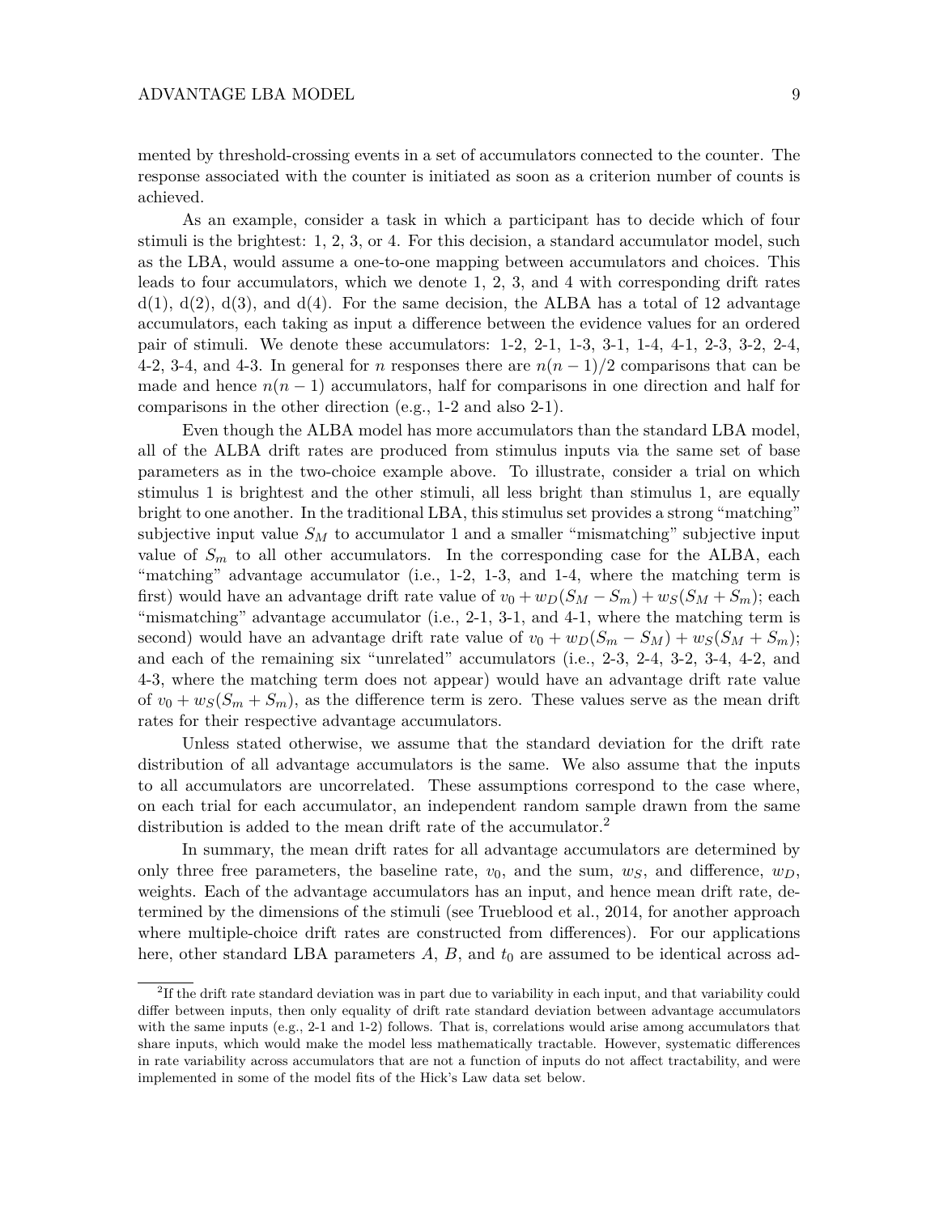mented by threshold-crossing events in a set of accumulators connected to the counter. The response associated with the counter is initiated as soon as a criterion number of counts is achieved.

As an example, consider a task in which a participant has to decide which of four stimuli is the brightest: 1, 2, 3, or 4. For this decision, a standard accumulator model, such as the LBA, would assume a one-to-one mapping between accumulators and choices. This leads to four accumulators, which we denote 1, 2, 3, and 4 with corresponding drift rates d(1), d(2), d(3), and d(4). For the same decision, the ALBA has a total of 12 advantage accumulators, each taking as input a difference between the evidence values for an ordered pair of stimuli. We denote these accumulators: 1-2, 2-1, 1-3, 3-1, 1-4, 4-1, 2-3, 3-2, 2-4, 4-2, 3-4, and 4-3. In general for $n$ responses there are $n(n-1)/2$ comparisons that can be made and hence $n(n-1)$ accumulators, half for comparisons in one direction and half for comparisons in the other direction (e.g., 1-2 and also 2-1).

Even though the ALBA model has more accumulators than the standard LBA model, all of the ALBA drift rates are produced from stimulus inputs via the same set of base parameters as in the two-choice example above. To illustrate, consider a trial on which stimulus 1 is brightest and the other stimuli, all less bright than stimulus 1, are equally bright to one another. In the traditional LBA, this stimulus set provides a strong "matching" subjective input value $S_M$ to accumulator 1 and a smaller "mismatching" subjective input value of $S_m$ to all other accumulators. In the corresponding case for the ALBA, each "matching" advantage accumulator (i.e., 1-2, 1-3, and 1-4, where the matching term is first) would have an advantage drift rate value of $v_0 + w_D(S_M - S_m) + w_S(S_M + S_m)$; each "mismatching" advantage accumulator (i.e., 2-1, 3-1, and 4-1, where the matching term is second) would have an advantage drift rate value of $v_0 + w_D(S_m - S_M) + w_S(S_M + S_m)$; and each of the remaining six "unrelated" accumulators (i.e., 2-3, 2-4, 3-2, 3-4, 4-2, and 4-3, where the matching term does not appear) would have an advantage drift rate value of $v_0 + w_S(S_m + S_m)$, as the difference term is zero. These values serve as the mean drift rates for their respective advantage accumulators.

Unless stated otherwise, we assume that the standard deviation for the drift rate distribution of all advantage accumulators is the same. We also assume that the inputs to all accumulators are uncorrelated. These assumptions correspond to the case where, on each trial for each accumulator, an independent random sample drawn from the same distribution is added to the mean drift rate of the accumulator.[2]

In summary, the mean drift rates for all advantage accumulators are determined by only three free parameters, the baseline rate, $v_0$, and the sum, $w_S$, and difference, $w_D$, weights. Each of the advantage accumulators has an input, and hence mean drift rate, determined by the dimensions of the stimuli (see Trueblood et al., 2014, for another approach where multiple-choice drift rates are constructed from differences). For our applications here, other standard LBA parameters $A$, $B$, and $t_0$ are assumed to be identical across ad-

[2]If the drift rate standard deviation was in part due to variability in each input, and that variability could differ between inputs, then only equality of drift rate standard deviation between advantage accumulators with the same inputs (e.g., 2-1 and 1-2) follows. That is, correlations would arise among accumulators that share inputs, which would make the model less mathematically tractable. However, systematic differences in rate variability across accumulators that are not a function of inputs do not affect tractability, and were implemented in some of the model fits of the Hick's Law data set below.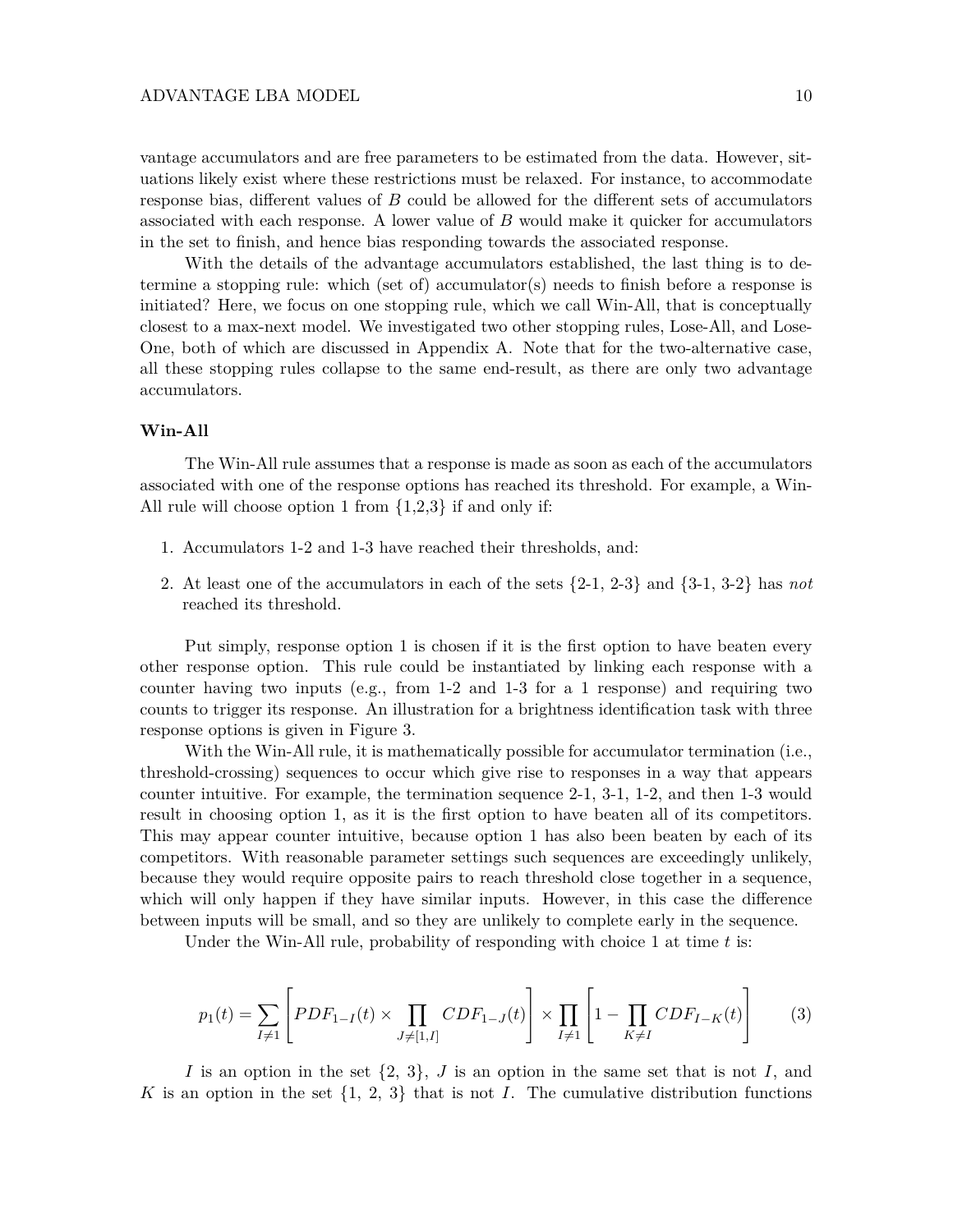vantage accumulators and are free parameters to be estimated from the data. However, situations likely exist where these restrictions must be relaxed. For instance, to accommodate response bias, different values of $B$ could be allowed for the different sets of accumulators associated with each response. A lower value of $B$ would make it quicker for accumulators in the set to finish, and hence bias responding towards the associated response.

With the details of the advantage accumulators established, the last thing is to determine a stopping rule: which (set of) accumulator(s) needs to finish before a response is initiated? Here, we focus on one stopping rule, which we call Win-All, that is conceptually closest to a max-next model. We investigated two other stopping rules, Lose-All, and Lose-One, both of which are discussed in Appendix A. Note that for the two-alternative case, all these stopping rules collapse to the same end-result, as there are only two advantage accumulators.

### Win-All

The Win-All rule assumes that a response is made as soon as each of the accumulators associated with one of the response options has reached its threshold. For example, a Win-All rule will choose option 1 from {1,2,3} if and only if:

1. Accumulators 1-2 and 1-3 have reached their thresholds, and:
2. At least one of the accumulators in each of the sets {2-1, 2-3} and {3-1, 3-2} has *not* reached its threshold.

Put simply, response option 1 is chosen if it is the first option to have beaten every other response option. This rule could be instantiated by linking each response with a counter having two inputs (e.g., from 1-2 and 1-3 for a 1 response) and requiring two counts to trigger its response. An illustration for a brightness identification task with three response options is given in Figure 3.

With the Win-All rule, it is mathematically possible for accumulator termination (i.e., threshold-crossing) sequences to occur which give rise to responses in a way that appears counter intuitive. For example, the termination sequence 2-1, 3-1, 1-2, and then 1-3 would result in choosing option 1, as it is the first option to have beaten all of its competitors. This may appear counter intuitive, because option 1 has also been beaten by each of its competitors. With reasonable parameter settings such sequences are exceedingly unlikely, because they would require opposite pairs to reach threshold close together in a sequence, which will only happen if they have similar inputs. However, in this case the difference between inputs will be small, and so they are unlikely to complete early in the sequence.

Under the Win-All rule, probability of responding with choice 1 at time $t$ is:

$$p_1(t) = \sum_{I \neq 1} \left[ PDF_{1-I}(t) \times \prod_{J \neq [1,I]} CDF_{1-J}(t) \right] \times \prod_{I \neq 1} \left[ 1 - \prod_{K \neq I} CDF_{I-K}(t) \right] \tag{3}$$

$I$ is an option in the set {2, 3}, $J$ is an option in the same set that is not $I$, and $K$ is an option in the set {1, 2, 3} that is not $I$. The cumulative distribution functions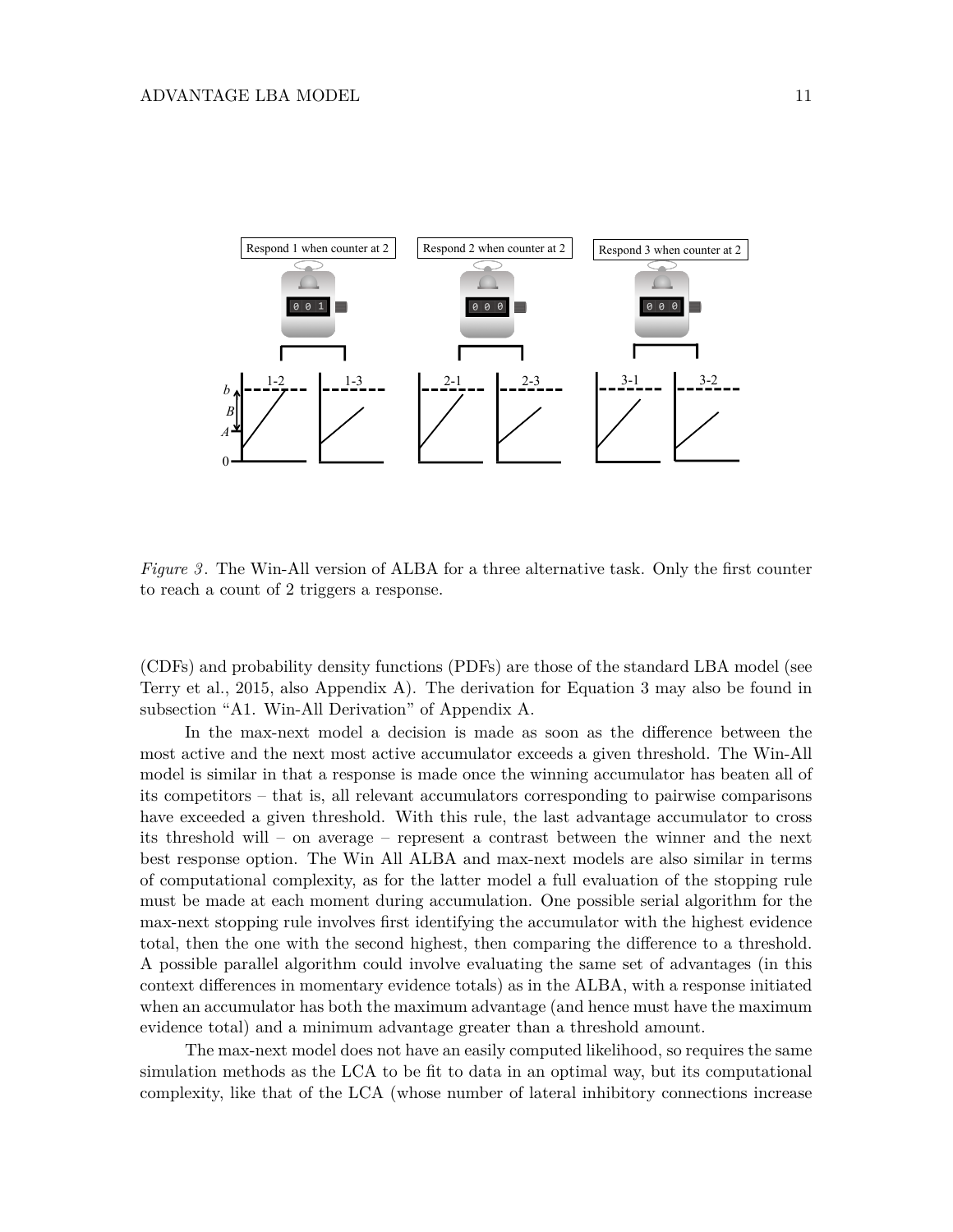*Figure 3*. The Win-All version of ALBA for a three alternative task. Only the first counter to reach a count of 2 triggers a response.

(CDFs) and probability density functions (PDFs) are those of the standard LBA model (see Terry et al., 2015, also Appendix A). The derivation for Equation 3 may also be found in subsection "A1. Win-All Derivation" of Appendix A.

In the max-next model a decision is made as soon as the difference between the most active and the next most active accumulator exceeds a given threshold. The Win-All model is similar in that a response is made once the winning accumulator has beaten all of its competitors – that is, all relevant accumulators corresponding to pairwise comparisons have exceeded a given threshold. With this rule, the last advantage accumulator to cross its threshold will – on average – represent a contrast between the winner and the next best response option. The Win All ALBA and max-next models are also similar in terms of computational complexity, as for the latter model a full evaluation of the stopping rule must be made at each moment during accumulation. One possible serial algorithm for the max-next stopping rule involves first identifying the accumulator with the highest evidence total, then the one with the second highest, then comparing the difference to a threshold. A possible parallel algorithm could involve evaluating the same set of advantages (in this context differences in momentary evidence totals) as in the ALBA, with a response initiated when an accumulator has both the maximum advantage (and hence must have the maximum evidence total) and a minimum advantage greater than a threshold amount.

The max-next model does not have an easily computed likelihood, so requires the same simulation methods as the LCA to be fit to data in an optimal way, but its computational complexity, like that of the LCA (whose number of lateral inhibitory connections increase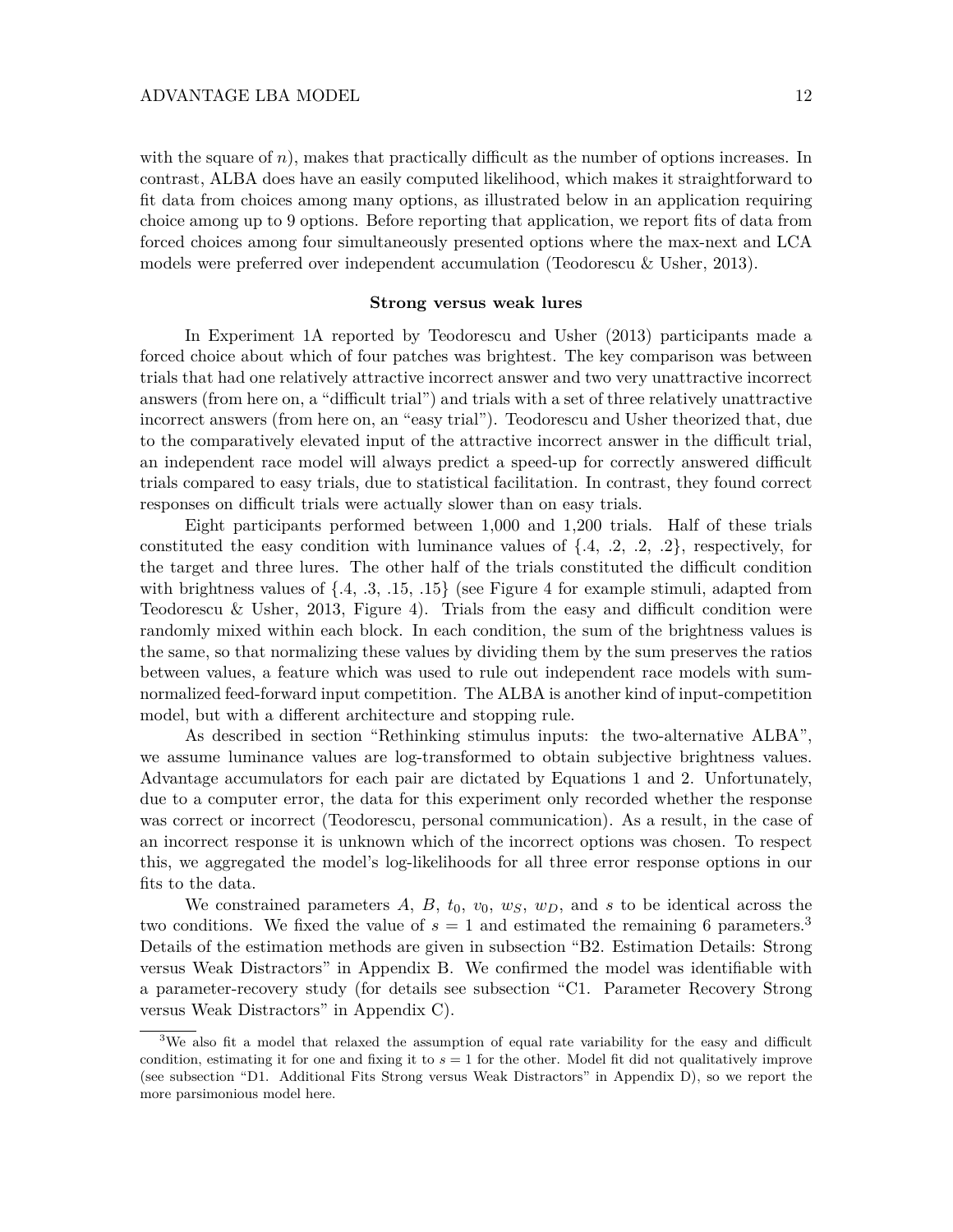with the square of $n$), makes that practically difficult as the number of options increases. In contrast, ALBA does have an easily computed likelihood, which makes it straightforward to fit data from choices among many options, as illustrated below in an application requiring choice among up to 9 options. Before reporting that application, we report fits of data from forced choices among four simultaneously presented options where the max-next and LCA models were preferred over independent accumulation (Teodorescu & Usher, 2013).

### Strong versus weak lures

In Experiment 1A reported by Teodorescu and Usher (2013) participants made a forced choice about which of four patches was brightest. The key comparison was between trials that had one relatively attractive incorrect answer and two very unattractive incorrect answers (from here on, a "difficult trial") and trials with a set of three relatively unattractive incorrect answers (from here on, an "easy trial"). Teodorescu and Usher theorized that, due to the comparatively elevated input of the attractive incorrect answer in the difficult trial, an independent race model will always predict a speed-up for correctly answered difficult trials compared to easy trials, due to statistical facilitation. In contrast, they found correct responses on difficult trials were actually slower than on easy trials.

Eight participants performed between 1,000 and 1,200 trials. Half of these trials constituted the easy condition with luminance values of {.4, .2, .2, .2}, respectively, for the target and three lures. The other half of the trials constituted the difficult condition with brightness values of {.4, .3, .15, .15} (see Figure 4 for example stimuli, adapted from Teodorescu & Usher, 2013, Figure 4). Trials from the easy and difficult condition were randomly mixed within each block. In each condition, the sum of the brightness values is the same, so that normalizing these values by dividing them by the sum preserves the ratios between values, a feature which was used to rule out independent race models with sum-normalized feed-forward input competition. The ALBA is another kind of input-competition model, but with a different architecture and stopping rule.

As described in section "Rethinking stimulus inputs: the two-alternative ALBA", we assume luminance values are log-transformed to obtain subjective brightness values. Advantage accumulators for each pair are dictated by Equations 1 and 2. Unfortunately, due to a computer error, the data for this experiment only recorded whether the response was correct or incorrect (Teodorescu, personal communication). As a result, in the case of an incorrect response it is unknown which of the incorrect options was chosen. To respect this, we aggregated the model's log-likelihoods for all three error response options in our fits to the data.

We constrained parameters $A$, $B$, $t_0$, $v_0$, $w_S$, $w_D$, and $s$ to be identical across the two conditions. We fixed the value of $s = 1$ and estimated the remaining 6 parameters.[3] Details of the estimation methods are given in subsection "B2. Estimation Details: Strong versus Weak Distractors" in Appendix B. We confirmed the model was identifiable with a parameter-recovery study (for details see subsection "C1. Parameter Recovery Strong versus Weak Distractors" in Appendix C).

[3] We also fit a model that relaxed the assumption of equal rate variability for the easy and difficult condition, estimating it for one and fixing it to $s = 1$ for the other. Model fit did not qualitatively improve (see subsection "D1. Additional Fits Strong versus Weak Distractors" in Appendix D), so we report the more parsimonious model here.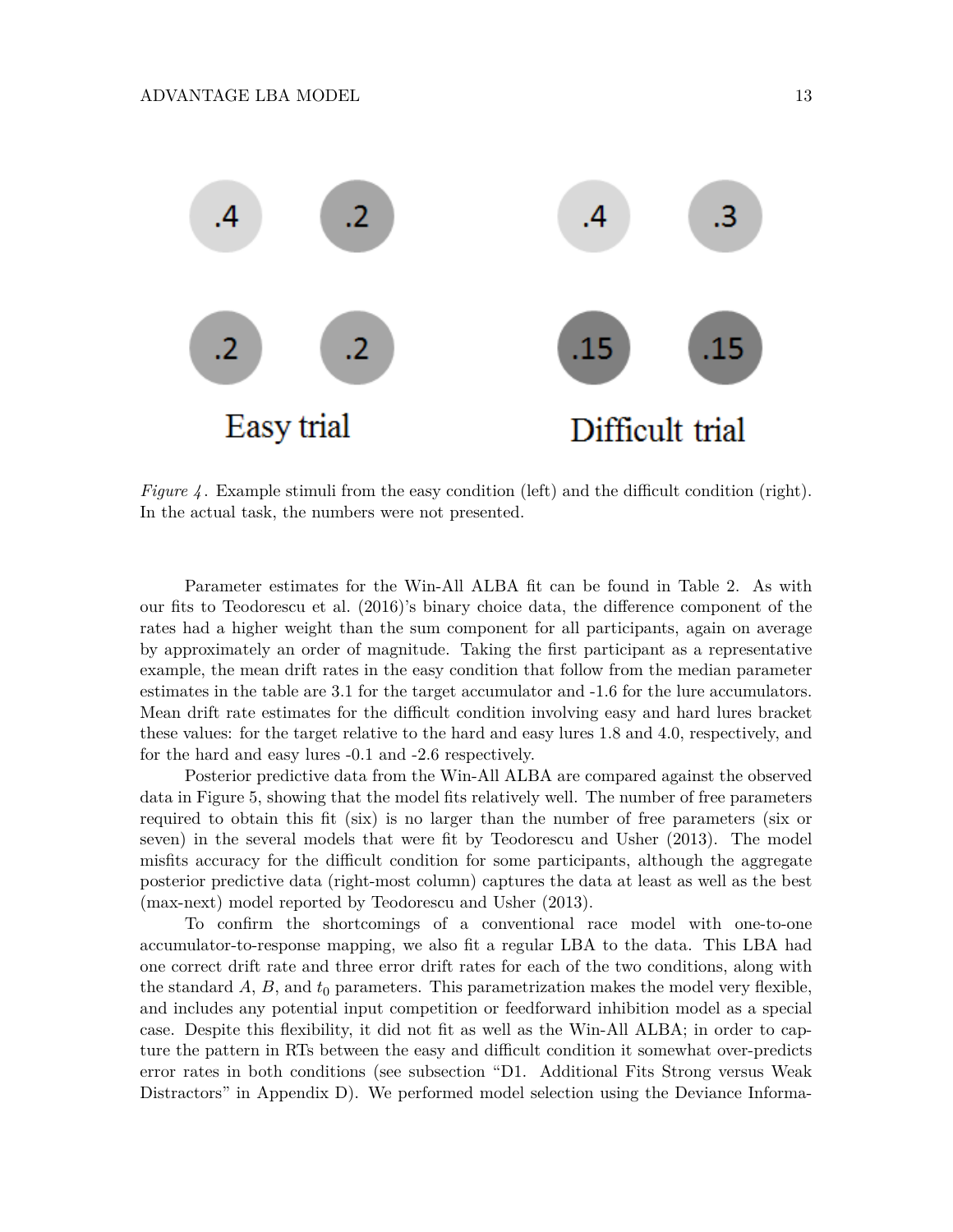*Figure 4*. Example stimuli from the easy condition (left) and the difficult condition (right). In the actual task, the numbers were not presented.

Parameter estimates for the Win-All ALBA fit can be found in Table 2. As with our fits to Teodorescu et al. (2016)'s binary choice data, the difference component of the rates had a higher weight than the sum component for all participants, again on average by approximately an order of magnitude. Taking the first participant as a representative example, the mean drift rates in the easy condition that follow from the median parameter estimates in the table are 3.1 for the target accumulator and -1.6 for the lure accumulators. Mean drift rate estimates for the difficult condition involving easy and hard lures bracket these values: for the target relative to the hard and easy lures 1.8 and 4.0, respectively, and for the hard and easy lures -0.1 and -2.6 respectively.

Posterior predictive data from the Win-All ALBA are compared against the observed data in Figure 5, showing that the model fits relatively well. The number of free parameters required to obtain this fit (six) is no larger than the number of free parameters (six or seven) in the several models that were fit by Teodorescu and Usher (2013). The model misfits accuracy for the difficult condition for some participants, although the aggregate posterior predictive data (right-most column) captures the data at least as well as the best (max-next) model reported by Teodorescu and Usher (2013).

To confirm the shortcomings of a conventional race model with one-to-one accumulator-to-response mapping, we also fit a regular LBA to the data. This LBA had one correct drift rate and three error drift rates for each of the two conditions, along with the standard $A$, $B$, and $t_0$ parameters. This parametrization makes the model very flexible, and includes any potential input competition or feedforward inhibition model as a special case. Despite this flexibility, it did not fit as well as the Win-All ALBA; in order to capture the pattern in RTs between the easy and difficult condition it somewhat over-predicts error rates in both conditions (see subsection "D1. Additional Fits Strong versus Weak Distractors" in Appendix D). We performed model selection using the Deviance Informa-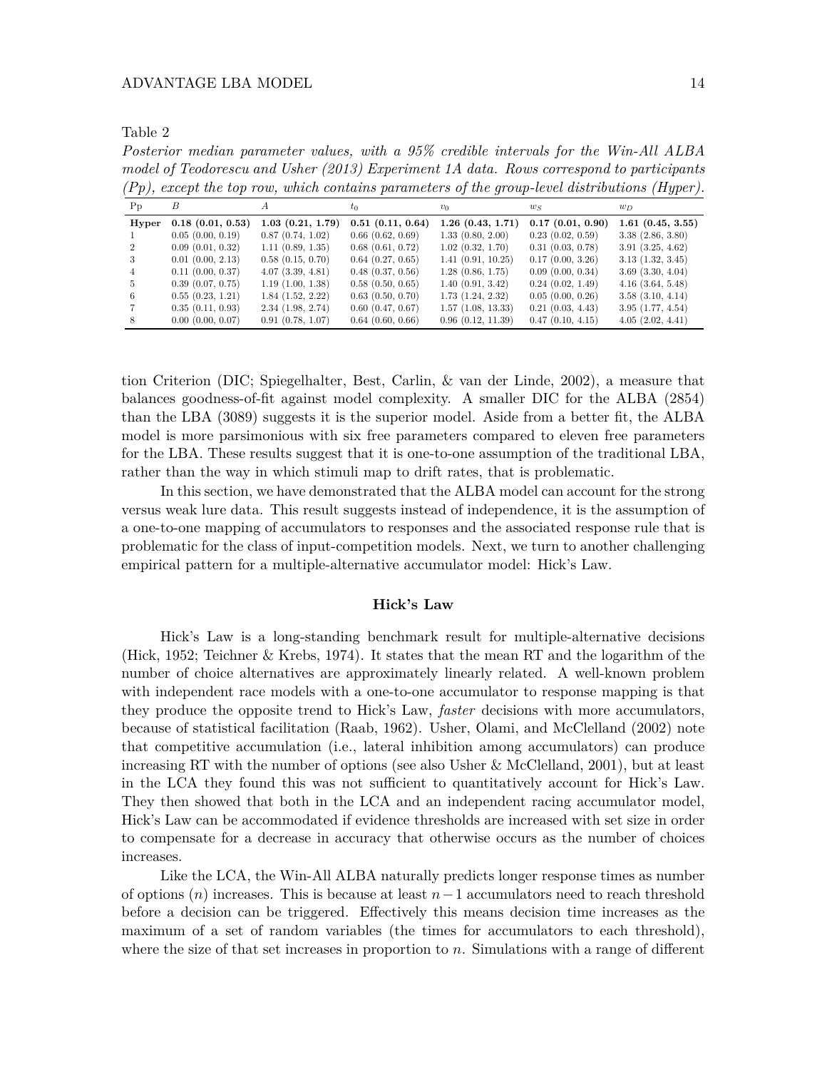Table 2

*Posterior median parameter values, with a 95% credible intervals for the Win-All ALBA model of Teodorescu and Usher (2013) Experiment 1A data. Rows correspond to participants (Pp), except the top row, which contains parameters of the group-level distributions (Hyper).*

| Pp | $B$ | $A$ | $t_0$ | $v_0$ | $w_S$ | $w_D$ |
|---|---|---|---|---|---|---|
| **Hyper** | **0.18 (0.01, 0.53)** | **1.03 (0.21, 1.79)** | **0.51 (0.11, 0.64)** | **1.26 (0.43, 1.71)** | **0.17 (0.01, 0.90)** | **1.61 (0.45, 3.55)** |
| 1 | 0.05 (0.00, 0.19) | 0.87 (0.74, 1.02) | 0.66 (0.62, 0.69) | 1.33 (0.80, 2.00) | 0.23 (0.02, 0.59) | 3.38 (2.86, 3.80) |
| 2 | 0.09 (0.01, 0.32) | 1.11 (0.89, 1.35) | 0.68 (0.61, 0.72) | 1.02 (0.32, 1.70) | 0.31 (0.03, 0.78) | 3.91 (3.25, 4.62) |
| 3 | 0.01 (0.00, 2.13) | 0.58 (0.15, 0.70) | 0.64 (0.27, 0.65) | 1.41 (0.91, 10.25) | 0.17 (0.00, 3.26) | 3.13 (1.32, 3.45) |
| 4 | 0.11 (0.00, 0.37) | 4.07 (3.39, 4.81) | 0.48 (0.37, 0.56) | 1.28 (0.86, 1.75) | 0.09 (0.00, 0.34) | 3.69 (3.30, 4.04) |
| 5 | 0.39 (0.07, 0.75) | 1.19 (1.00, 1.38) | 0.58 (0.50, 0.65) | 1.40 (0.91, 3.42) | 0.24 (0.02, 1.49) | 4.16 (3.64, 5.48) |
| 6 | 0.55 (0.23, 1.21) | 1.84 (1.52, 2.22) | 0.63 (0.50, 0.70) | 1.73 (1.24, 2.32) | 0.05 (0.00, 0.26) | 3.58 (3.10, 4.14) |
| 7 | 0.35 (0.11, 0.93) | 2.34 (1.98, 2.74) | 0.60 (0.47, 0.67) | 1.57 (1.08, 13.33) | 0.21 (0.03, 4.43) | 3.95 (1.77, 4.54) |
| 8 | 0.00 (0.00, 0.07) | 0.91 (0.78, 1.07) | 0.64 (0.60, 0.66) | 0.96 (0.12, 11.39) | 0.47 (0.10, 4.15) | 4.05 (2.02, 4.41) |

tion Criterion (DIC; Spiegelhalter, Best, Carlin, & van der Linde, 2002), a measure that balances goodness-of-fit against model complexity. A smaller DIC for the ALBA (2854) than the LBA (3089) suggests it is the superior model. Aside from a better fit, the ALBA model is more parsimonious with six free parameters compared to eleven free parameters for the LBA. These results suggest that it is one-to-one assumption of the traditional LBA, rather than the way in which stimuli map to drift rates, that is problematic.

In this section, we have demonstrated that the ALBA model can account for the strong versus weak lure data. This result suggests instead of independence, it is the assumption of a one-to-one mapping of accumulators to responses and the associated response rule that is problematic for the class of input-competition models. Next, we turn to another challenging empirical pattern for a multiple-alternative accumulator model: Hick's Law.

## Hick's Law

Hick's Law is a long-standing benchmark result for multiple-alternative decisions (Hick, 1952; Teichner & Krebs, 1974). It states that the mean RT and the logarithm of the number of choice alternatives are approximately linearly related. A well-known problem with independent race models with a one-to-one accumulator to response mapping is that they produce the opposite trend to Hick's Law, *faster* decisions with more accumulators, because of statistical facilitation (Raab, 1962). Usher, Olami, and McClelland (2002) note that competitive accumulation (i.e., lateral inhibition among accumulators) can produce increasing RT with the number of options (see also Usher & McClelland, 2001), but at least in the LCA they found this was not sufficient to quantitatively account for Hick's Law. They then showed that both in the LCA and an independent racing accumulator model, Hick's Law can be accommodated if evidence thresholds are increased with set size in order to compensate for a decrease in accuracy that otherwise occurs as the number of choices increases.

Like the LCA, the Win-All ALBA naturally predicts longer response times as number of options ($n$) increases. This is because at least $n-1$ accumulators need to reach threshold before a decision can be triggered. Effectively this means decision time increases as the maximum of a set of random variables (the times for accumulators to each threshold), where the size of that set increases in proportion to $n$. Simulations with a range of different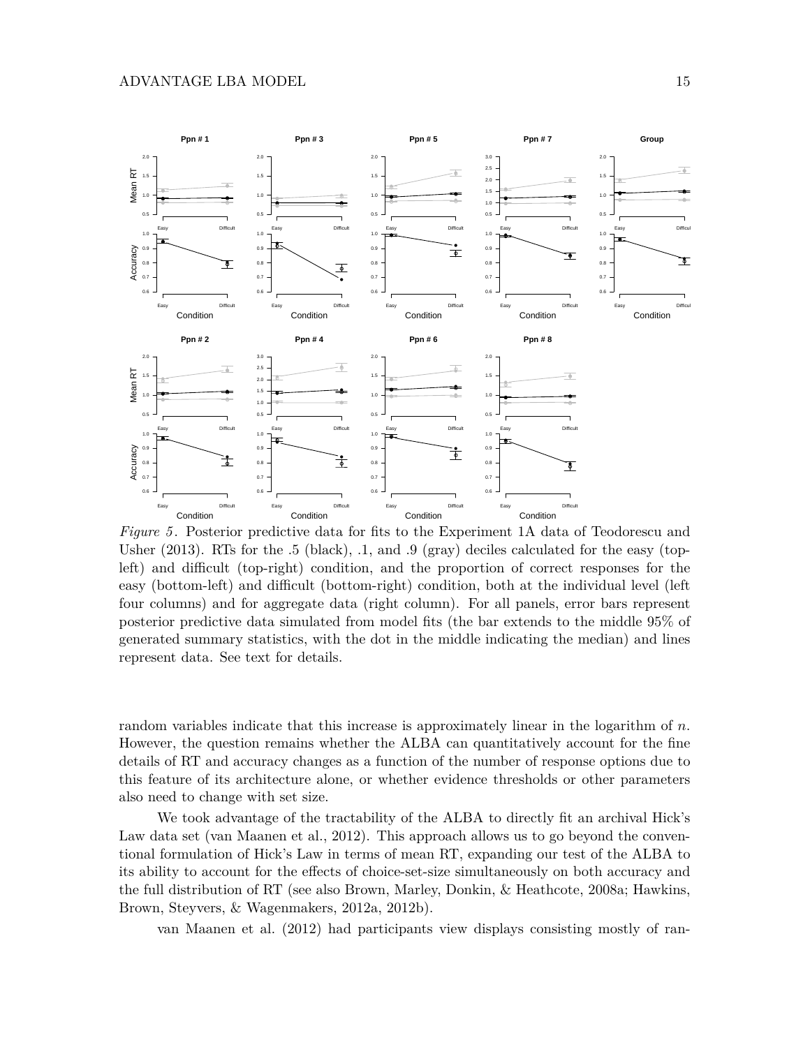*Figure 5*. Posterior predictive data for fits to the Experiment 1A data of Teodorescu and Usher (2013). RTs for the .5 (black), .1, and .9 (gray) deciles calculated for the easy (top-left) and difficult (top-right) condition, and the proportion of correct responses for the easy (bottom-left) and difficult (bottom-right) condition, both at the individual level (left four columns) and for aggregate data (right column). For all panels, error bars represent posterior predictive data simulated from model fits (the bar extends to the middle 95% of generated summary statistics, with the dot in the middle indicating the median) and lines represent data. See text for details.

random variables indicate that this increase is approximately linear in the logarithm of $n$. However, the question remains whether the ALBA can quantitatively account for the fine details of RT and accuracy changes as a function of the number of response options due to this feature of its architecture alone, or whether evidence thresholds or other parameters also need to change with set size.

We took advantage of the tractability of the ALBA to directly fit an archival Hick's Law data set (van Maanen et al., 2012). This approach allows us to go beyond the conventional formulation of Hick's Law in terms of mean RT, expanding our test of the ALBA to its ability to account for the effects of choice-set-size simultaneously on both accuracy and the full distribution of RT (see also Brown, Marley, Donkin, & Heathcote, 2008a; Hawkins, Brown, Steyvers, & Wagenmakers, 2012a, 2012b).

van Maanen et al. (2012) had participants view displays consisting mostly of ran-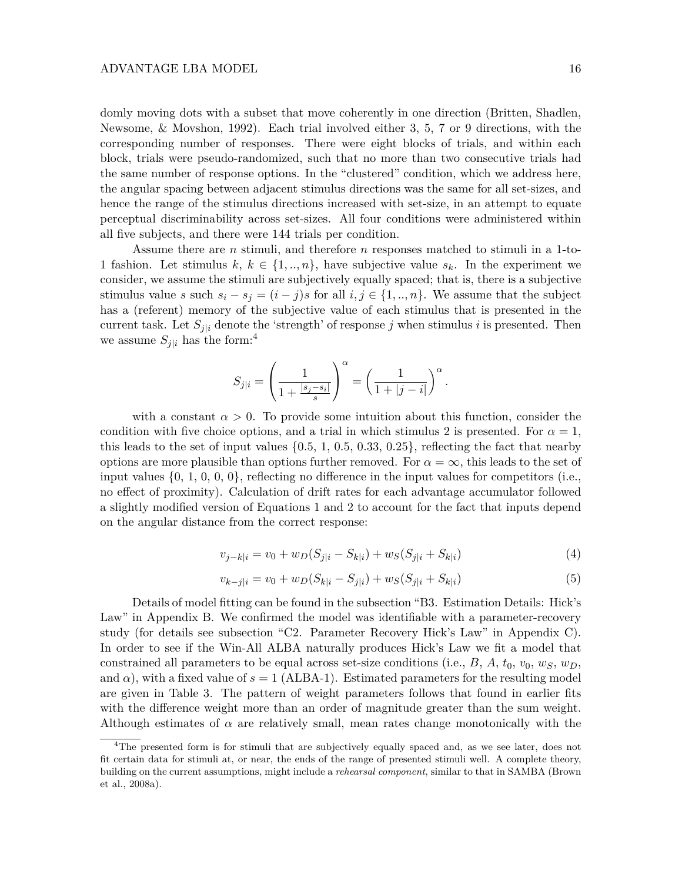domly moving dots with a subset that move coherently in one direction (Britten, Shadlen, Newsome, & Movshon, 1992). Each trial involved either 3, 5, 7 or 9 directions, with the corresponding number of responses. There were eight blocks of trials, and within each block, trials were pseudo-randomized, such that no more than two consecutive trials had the same number of response options. In the "clustered" condition, which we address here, the angular spacing between adjacent stimulus directions was the same for all set-sizes, and hence the range of the stimulus directions increased with set-size, in an attempt to equate perceptual discriminability across set-sizes. All four conditions were administered within all five subjects, and there were 144 trials per condition.

Assume there are $n$ stimuli, and therefore $n$ responses matched to stimuli in a 1-to-1 fashion. Let stimulus $k$, $k \in \{1, .., n\}$, have subjective value $s_k$. In the experiment we consider, we assume the stimuli are subjectively equally spaced; that is, there is a subjective stimulus value $s$ such $s_i - s_j = (i - j)s$ for all $i, j \in \{1, .., n\}$. We assume that the subject has a (referent) memory of the subjective value of each stimulus that is presented in the current task. Let $S_{j|i}$ denote the 'strength' of response $j$ when stimulus $i$ is presented. Then we assume $S_{j|i}$ has the form:[4]

$$S_{j|i} = \left( \frac{1}{1 + \frac{|s_j - s_i|}{s}} \right)^{\alpha} = \left( \frac{1}{1 + |j - i|} \right)^{\alpha}.$$

with a constant $\alpha > 0$. To provide some intuition about this function, consider the condition with five choice options, and a trial in which stimulus 2 is presented. For $\alpha = 1$, this leads to the set of input values $\{0.5, 1, 0.5, 0.33, 0.25\}$, reflecting the fact that nearby options are more plausible than options further removed. For $\alpha = \infty$, this leads to the set of input values $\{0, 1, 0, 0, 0\}$, reflecting no difference in the input values for competitors (i.e., no effect of proximity). Calculation of drift rates for each advantage accumulator followed a slightly modified version of Equations 1 and 2 to account for the fact that inputs depend on the angular distance from the correct response:

$$v_{j-k|i} = v_0 + w_D(S_{j|i} - S_{k|i}) + w_S(S_{j|i} + S_{k|i}) \tag{4}$$

$$v_{k-j|i} = v_0 + w_D(S_{k|i} - S_{j|i}) + w_S(S_{j|i} + S_{k|i}) \tag{5}$$

Details of model fitting can be found in the subsection "B3. Estimation Details: Hick's Law" in Appendix B. We confirmed the model was identifiable with a parameter-recovery study (for details see subsection "C2. Parameter Recovery Hick's Law" in Appendix C). In order to see if the Win-All ALBA naturally produces Hick's Law we fit a model that constrained all parameters to be equal across set-size conditions (i.e., $B$, $A$, $t_0$, $v_0$, $w_S$, $w_D$, and $\alpha$), with a fixed value of $s = 1$ (ALBA-1). Estimated parameters for the resulting model are given in Table 3. The pattern of weight parameters follows that found in earlier fits with the difference weight more than an order of magnitude greater than the sum weight. Although estimates of $\alpha$ are relatively small, mean rates change monotonically with the

[4] The presented form is for stimuli that are subjectively equally spaced and, as we see later, does not fit certain data for stimuli at, or near, the ends of the range of presented stimuli well. A complete theory, building on the current assumptions, might include a *rehearsal component*, similar to that in SAMBA (Brown et al., 2008a).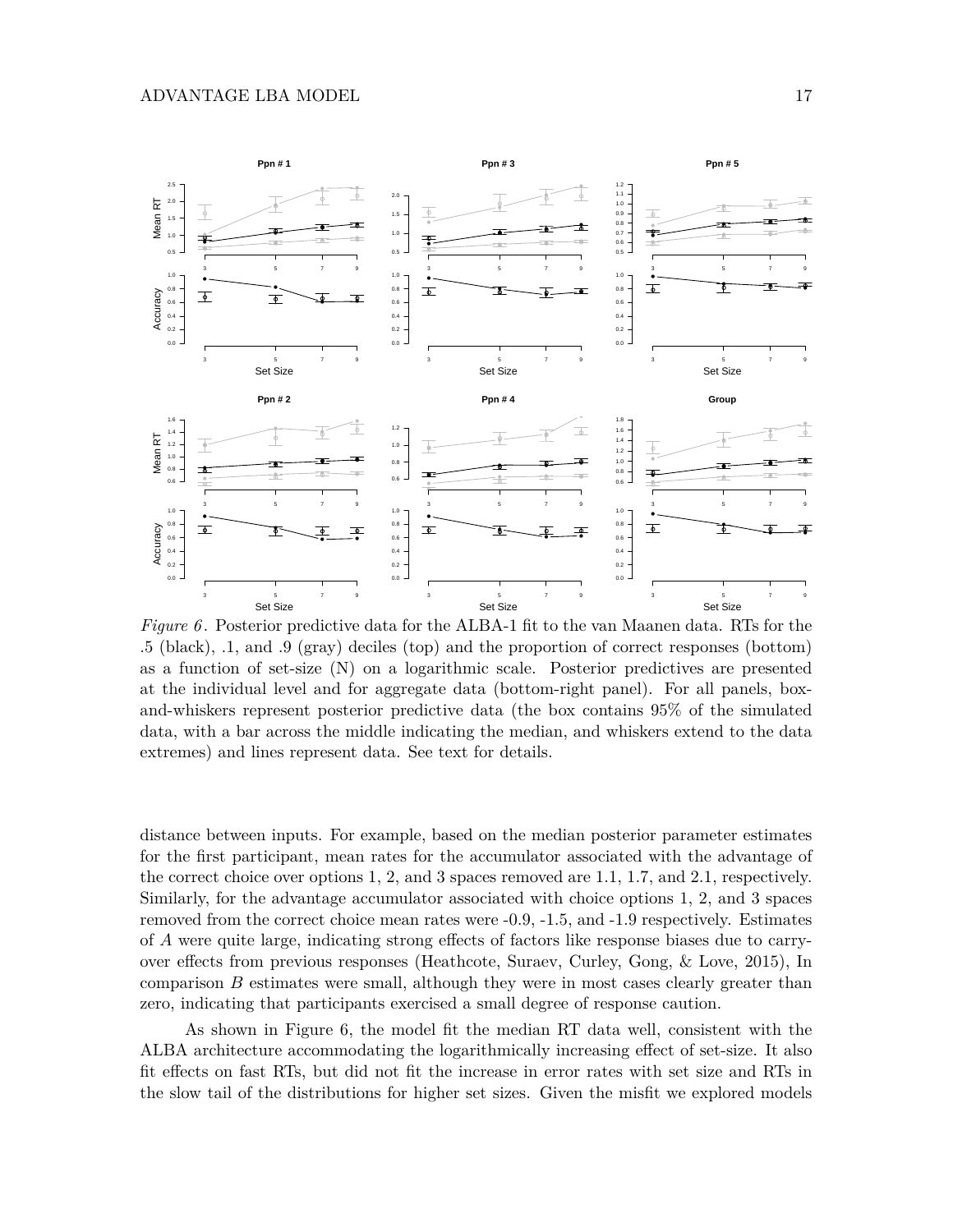*Figure 6*. Posterior predictive data for the ALBA-1 fit to the van Maanen data. RTs for the .5 (black), .1, and .9 (gray) deciles (top) and the proportion of correct responses (bottom) as a function of set-size (N) on a logarithmic scale. Posterior predictives are presented at the individual level and for aggregate data (bottom-right panel). For all panels, box-and-whiskers represent posterior predictive data (the box contains 95% of the simulated data, with a bar across the middle indicating the median, and whiskers extend to the data extremes) and lines represent data. See text for details.

distance between inputs. For example, based on the median posterior parameter estimates for the first participant, mean rates for the accumulator associated with the advantage of the correct choice over options 1, 2, and 3 spaces removed are 1.1, 1.7, and 2.1, respectively. Similarly, for the advantage accumulator associated with choice options 1, 2, and 3 spaces removed from the correct choice mean rates were -0.9, -1.5, and -1.9 respectively. Estimates of $A$ were quite large, indicating strong effects of factors like response biases due to carry-over effects from previous responses (Heathcote, Suraev, Curley, Gong, & Love, 2015), In comparison $B$ estimates were small, although they were in most cases clearly greater than zero, indicating that participants exercised a small degree of response caution.

As shown in Figure 6, the model fit the median RT data well, consistent with the ALBA architecture accommodating the logarithmically increasing effect of set-size. It also fit effects on fast RTs, but did not fit the increase in error rates with set size and RTs in the slow tail of the distributions for higher set sizes. Given the misfit we explored models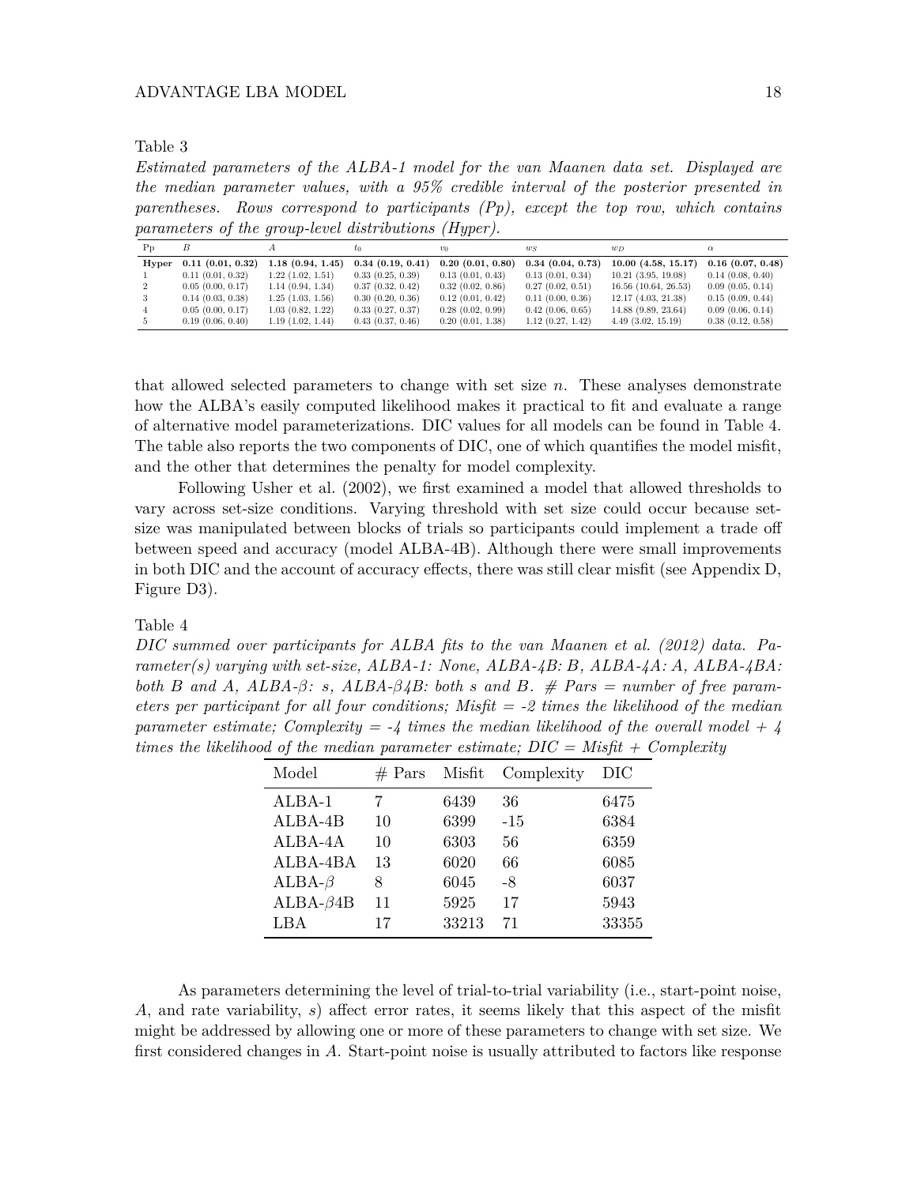Table 3

*Estimated parameters of the ALBA-1 model for the van Maanen data set. Displayed are the median parameter values, with a 95% credible interval of the posterior presented in parentheses. Rows correspond to participants (Pp), except the top row, which contains parameters of the group-level distributions (Hyper).*

| Pp | $B$ | $A$ | $t_0$ | $v_0$ | $w_S$ | $w_D$ | $\alpha$ |
|---|---|---|---|---|---|---|---|
| **Hyper** | **0.11 (0.01, 0.32)** | **1.18 (0.94, 1.45)** | **0.34 (0.19, 0.41)** | **0.20 (0.01, 0.80)** | **0.34 (0.04, 0.73)** | **10.00 (4.58, 15.17)** | **0.16 (0.07, 0.48)** |
| 1 | 0.11 (0.01, 0.32) | 1.22 (1.02, 1.51) | 0.33 (0.25, 0.39) | 0.13 (0.01, 0.43) | 0.13 (0.01, 0.34) | 10.21 (3.95, 19.08) | 0.14 (0.08, 0.40) |
| 2 | 0.05 (0.00, 0.17) | 1.14 (0.94, 1.34) | 0.37 (0.32, 0.42) | 0.32 (0.02, 0.86) | 0.27 (0.02, 0.51) | 16.56 (10.64, 26.53) | 0.09 (0.05, 0.14) |
| 3 | 0.14 (0.03, 0.38) | 1.25 (1.03, 1.56) | 0.30 (0.20, 0.36) | 0.12 (0.01, 0.42) | 0.11 (0.00, 0.36) | 12.17 (4.03, 21.38) | 0.15 (0.09, 0.44) |
| 4 | 0.05 (0.00, 0.17) | 1.03 (0.82, 1.22) | 0.33 (0.27, 0.37) | 0.28 (0.02, 0.99) | 0.42 (0.06, 0.65) | 14.88 (9.89, 23.64) | 0.09 (0.06, 0.14) |
| 5 | 0.19 (0.06, 0.40) | 1.19 (1.02, 1.44) | 0.43 (0.37, 0.46) | 0.20 (0.01, 1.38) | 1.12 (0.27, 1.42) | 4.49 (3.02, 15.19) | 0.38 (0.12, 0.58) |

that allowed selected parameters to change with set size $n$. These analyses demonstrate how the ALBA's easily computed likelihood makes it practical to fit and evaluate a range of alternative model parameterizations. DIC values for all models can be found in Table 4. The table also reports the two components of DIC, one of which quantifies the model misfit, and the other that determines the penalty for model complexity.

Following Usher et al. (2002), we first examined a model that allowed thresholds to vary across set-size conditions. Varying threshold with set size could occur because set-size was manipulated between blocks of trials so participants could implement a trade off between speed and accuracy (model ALBA-4B). Although there were small improvements in both DIC and the account of accuracy effects, there was still clear misfit (see Appendix D, Figure D3).

Table 4

*DIC summed over participants for ALBA fits to the van Maanen et al. (2012) data. Parameter(s) varying with set-size, ALBA-1: None, ALBA-4B: B, ALBA-4A: A, ALBA-4BA: both B and A, ALBA-$\beta$: s, ALBA-$\beta$4B: both s and B. # Pars = number of free parameters per participant for all four conditions; Misfit = -2 times the likelihood of the median parameter estimate; Complexity = -4 times the median likelihood of the overall model + 4 times the likelihood of the median parameter estimate; DIC = Misfit + Complexity*

| Model | # Pars | Misfit | Complexity | DIC |
|---|---|---|---|---|
| ALBA-1 | 7 | 6439 | 36 | 6475 |
| ALBA-4B | 10 | 6399 | -15 | 6384 |
| ALBA-4A | 10 | 6303 | 56 | 6359 |
| ALBA-4BA | 13 | 6020 | 66 | 6085 |
| ALBA-$\beta$ | 8 | 6045 | -8 | 6037 |
| ALBA-$\beta$4B | 11 | 5925 | 17 | 5943 |
| LBA | 17 | 33213 | 71 | 33355 |

As parameters determining the level of trial-to-trial variability (i.e., start-point noise, $A$, and rate variability, $s$) affect error rates, it seems likely that this aspect of the misfit might be addressed by allowing one or more of these parameters to change with set size. We first considered changes in $A$. Start-point noise is usually attributed to factors like response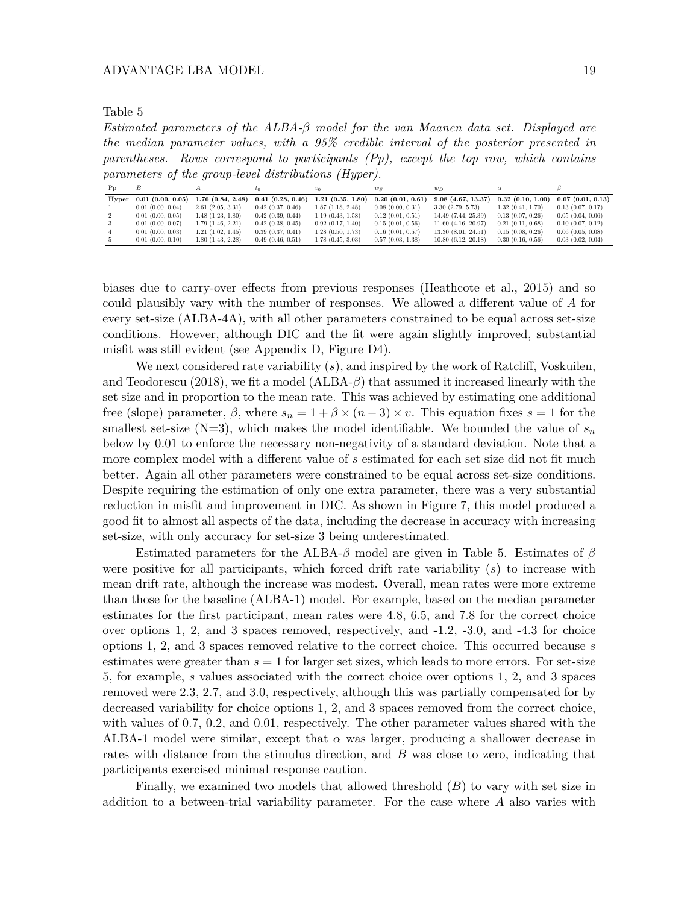Table 5

*Estimated parameters of the ALBA-β model for the van Maanen data set. Displayed are the median parameter values, with a 95% credible interval of the posterior presented in parentheses. Rows correspond to participants (Pp), except the top row, which contains parameters of the group-level distributions (Hyper).*

| Pp | $B$ | $A$ | $t_0$ | $v_0$ | $w_S$ | $w_D$ | $\alpha$ | $\beta$ |
|---|---|---|---|---|---|---|---|---|
| **Hyper** | **0.01 (0.00, 0.05)** | **1.76 (0.84, 2.48)** | **0.41 (0.28, 0.46)** | **1.21 (0.35, 1.80)** | **0.20 (0.01, 0.61)** | **9.08 (4.67, 13.37)** | **0.32 (0.10, 1.00)** | **0.07 (0.01, 0.13)** |
| 1 | 0.01 (0.00, 0.04) | 2.61 (2.05, 3.31) | 0.42 (0.37, 0.46) | 1.87 (1.18, 2.48) | 0.08 (0.00, 0.31) | 3.30 (2.79, 5.73) | 1.32 (0.41, 1.70) | 0.13 (0.07, 0.17) |
| 2 | 0.01 (0.00, 0.05) | 1.48 (1.23, 1.80) | 0.42 (0.39, 0.44) | 1.19 (0.43, 1.58) | 0.12 (0.01, 0.51) | 14.49 (7.44, 25.39) | 0.13 (0.07, 0.26) | 0.05 (0.04, 0.06) |
| 3 | 0.01 (0.00, 0.07) | 1.79 (1.46, 2.21) | 0.42 (0.38, 0.45) | 0.92 (0.17, 1.40) | 0.15 (0.01, 0.56) | 11.60 (4.16, 20.97) | 0.21 (0.11, 0.68) | 0.10 (0.07, 0.12) |
| 4 | 0.01 (0.00, 0.03) | 1.21 (1.02, 1.45) | 0.39 (0.37, 0.41) | 1.28 (0.50, 1.73) | 0.16 (0.01, 0.57) | 13.30 (8.01, 24.51) | 0.15 (0.08, 0.26) | 0.06 (0.05, 0.08) |
| 5 | 0.01 (0.00, 0.10) | 1.80 (1.43, 2.28) | 0.49 (0.46, 0.51) | 1.78 (0.45, 3.03) | 0.57 (0.03, 1.38) | 10.80 (6.12, 20.18) | 0.30 (0.16, 0.56) | 0.03 (0.02, 0.04) |

biases due to carry-over effects from previous responses (Heathcote et al., 2015) and so could plausibly vary with the number of responses. We allowed a different value of $A$ for every set-size (ALBA-4A), with all other parameters constrained to be equal across set-size conditions. However, although DIC and the fit were again slightly improved, substantial misfit was still evident (see Appendix D, Figure D4).

We next considered rate variability ($s$), and inspired by the work of Ratcliff, Voskuilen, and Teodorescu (2018), we fit a model (ALBA-$\beta$) that assumed it increased linearly with the set size and in proportion to the mean rate. This was achieved by estimating one additional free (slope) parameter, $\beta$, where $s_n = 1 + \beta \times (n - 3) \times v$. This equation fixes $s = 1$ for the smallest set-size (N=3), which makes the model identifiable. We bounded the value of $s_n$ below by 0.01 to enforce the necessary non-negativity of a standard deviation. Note that a more complex model with a different value of $s$ estimated for each set size did not fit much better. Again all other parameters were constrained to be equal across set-size conditions. Despite requiring the estimation of only one extra parameter, there was a very substantial reduction in misfit and improvement in DIC. As shown in Figure 7, this model produced a good fit to almost all aspects of the data, including the decrease in accuracy with increasing set-size, with only accuracy for set-size 3 being underestimated.

Estimated parameters for the ALBA-$\beta$ model are given in Table 5. Estimates of $\beta$ were positive for all participants, which forced drift rate variability ($s$) to increase with mean drift rate, although the increase was modest. Overall, mean rates were more extreme than those for the baseline (ALBA-1) model. For example, based on the median parameter estimates for the first participant, mean rates were 4.8, 6.5, and 7.8 for the correct choice over options 1, 2, and 3 spaces removed, respectively, and -1.2, -3.0, and -4.3 for choice options 1, 2, and 3 spaces removed relative to the correct choice. This occurred because $s$ estimates were greater than $s = 1$ for larger set sizes, which leads to more errors. For set-size 5, for example, $s$ values associated with the correct choice over options 1, 2, and 3 spaces removed were 2.3, 2.7, and 3.0, respectively, although this was partially compensated for by decreased variability for choice options 1, 2, and 3 spaces removed from the correct choice, with values of 0.7, 0.2, and 0.01, respectively. The other parameter values shared with the ALBA-1 model were similar, except that $\alpha$ was larger, producing a shallower decrease in rates with distance from the stimulus direction, and $B$ was close to zero, indicating that participants exercised minimal response caution.

Finally, we examined two models that allowed threshold ($B$) to vary with set size in addition to a between-trial variability parameter. For the case where $A$ also varies with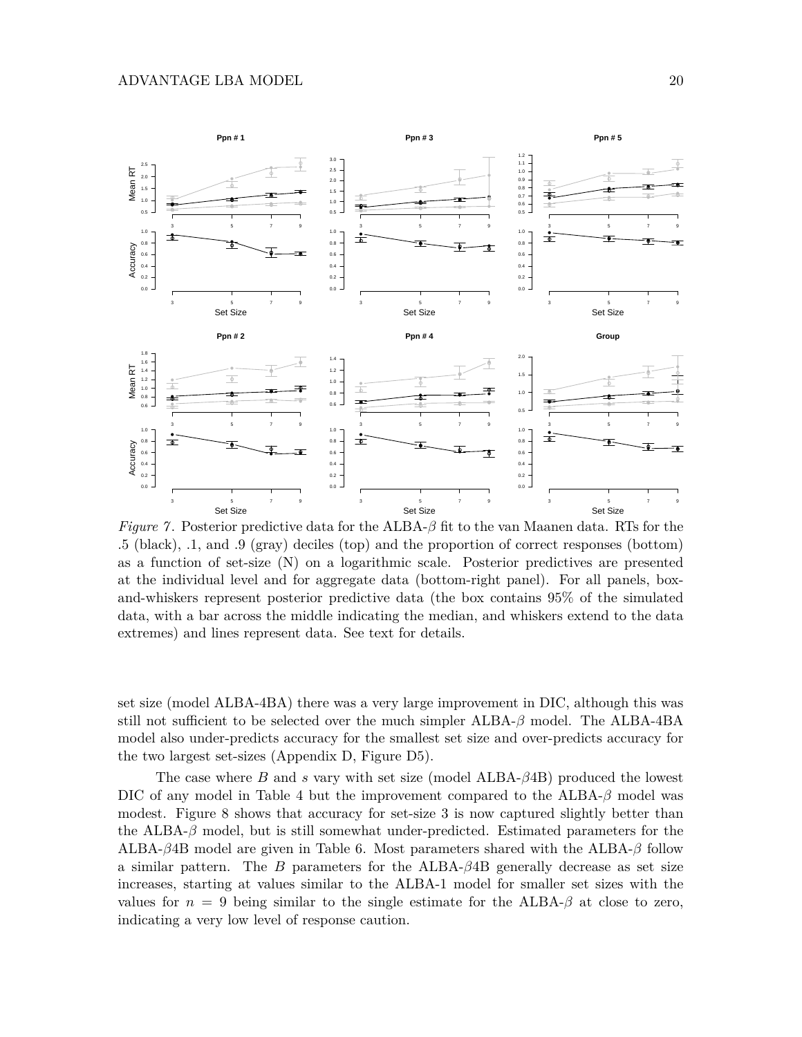*Figure 7*. Posterior predictive data for the ALBA-$\beta$ fit to the van Maanen data. RTs for the .5 (black), .1, and .9 (gray) deciles (top) and the proportion of correct responses (bottom) as a function of set-size (N) on a logarithmic scale. Posterior predictives are presented at the individual level and for aggregate data (bottom-right panel). For all panels, box-and-whiskers represent posterior predictive data (the box contains 95% of the simulated data, with a bar across the middle indicating the median, and whiskers extend to the data extremes) and lines represent data. See text for details.

set size (model ALBA-4BA) there was a very large improvement in DIC, although this was still not sufficient to be selected over the much simpler ALBA-$\beta$ model. The ALBA-4BA model also under-predicts accuracy for the smallest set size and over-predicts accuracy for the two largest set-sizes (Appendix D, Figure D5).

The case where $B$ and $s$ vary with set size (model ALBA-$\beta$4B) produced the lowest DIC of any model in Table 4 but the improvement compared to the ALBA-$\beta$ model was modest. Figure 8 shows that accuracy for set-size 3 is now captured slightly better than the ALBA-$\beta$ model, but is still somewhat under-predicted. Estimated parameters for the ALBA-$\beta$4B model are given in Table 6. Most parameters shared with the ALBA-$\beta$ follow a similar pattern. The $B$ parameters for the ALBA-$\beta$4B generally decrease as set size increases, starting at values similar to the ALBA-1 model for smaller set sizes with the values for $n = 9$ being similar to the single estimate for the ALBA-$\beta$ at close to zero, indicating a very low level of response caution.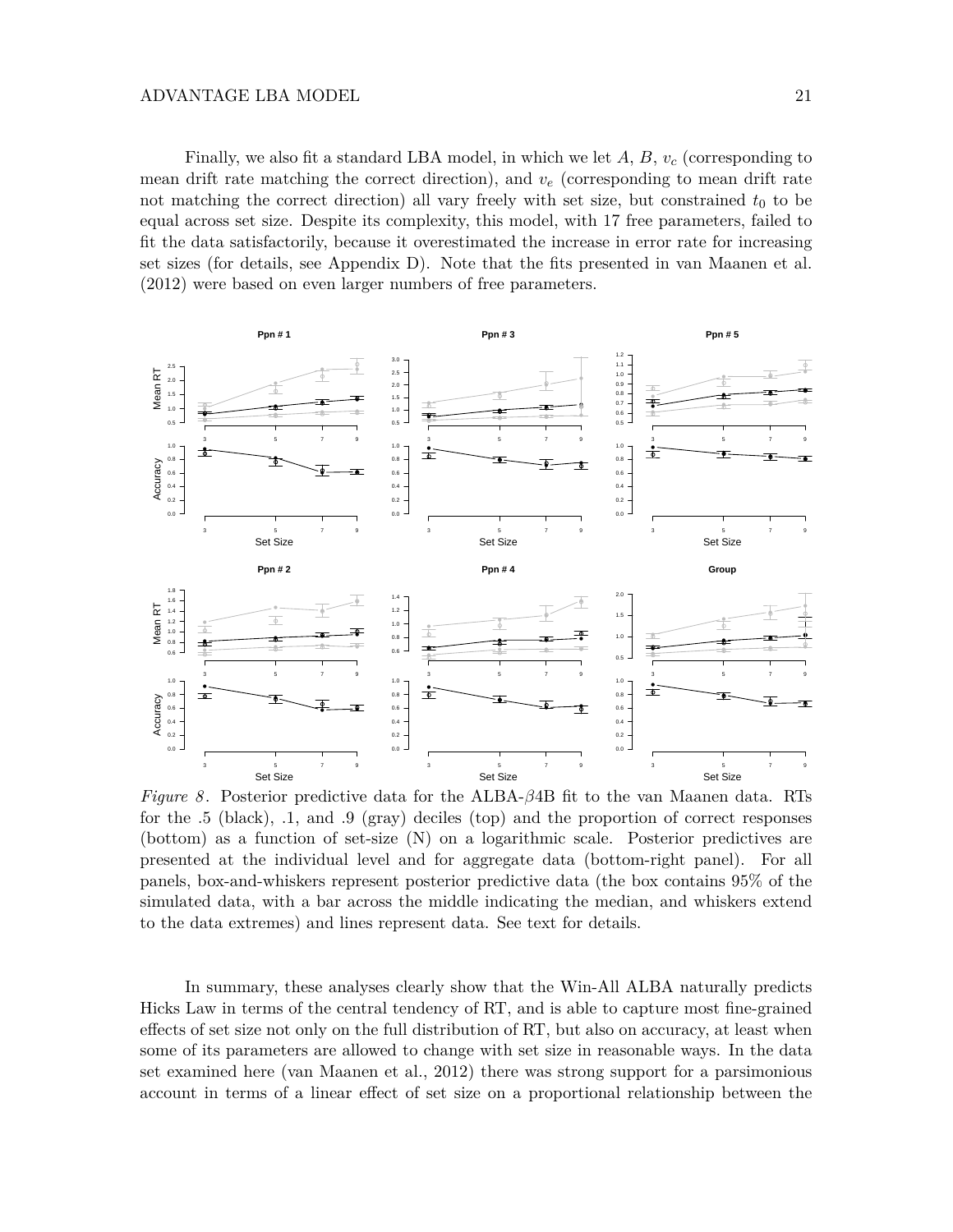Finally, we also fit a standard LBA model, in which we let $A$, $B$, $v_c$ (corresponding to mean drift rate matching the correct direction), and $v_e$ (corresponding to mean drift rate not matching the correct direction) all vary freely with set size, but constrained $t_0$ to be equal across set size. Despite its complexity, this model, with 17 free parameters, failed to fit the data satisfactorily, because it overestimated the increase in error rate for increasing set sizes (for details, see Appendix D). Note that the fits presented in van Maanen et al. (2012) were based on even larger numbers of free parameters.

*Figure 8*. Posterior predictive data for the ALBA-$\beta$4B fit to the van Maanen data. RTs for the .5 (black), .1, and .9 (gray) deciles (top) and the proportion of correct responses (bottom) as a function of set-size (N) on a logarithmic scale. Posterior predictives are presented at the individual level and for aggregate data (bottom-right panel). For all panels, box-and-whiskers represent posterior predictive data (the box contains 95% of the simulated data, with a bar across the middle indicating the median, and whiskers extend to the data extremes) and lines represent data. See text for details.

In summary, these analyses clearly show that the Win-All ALBA naturally predicts Hicks Law in terms of the central tendency of RT, and is able to capture most fine-grained effects of set size not only on the full distribution of RT, but also on accuracy, at least when some of its parameters are allowed to change with set size in reasonable ways. In the data set examined here (van Maanen et al., 2012) there was strong support for a parsimonious account in terms of a linear effect of set size on a proportional relationship between the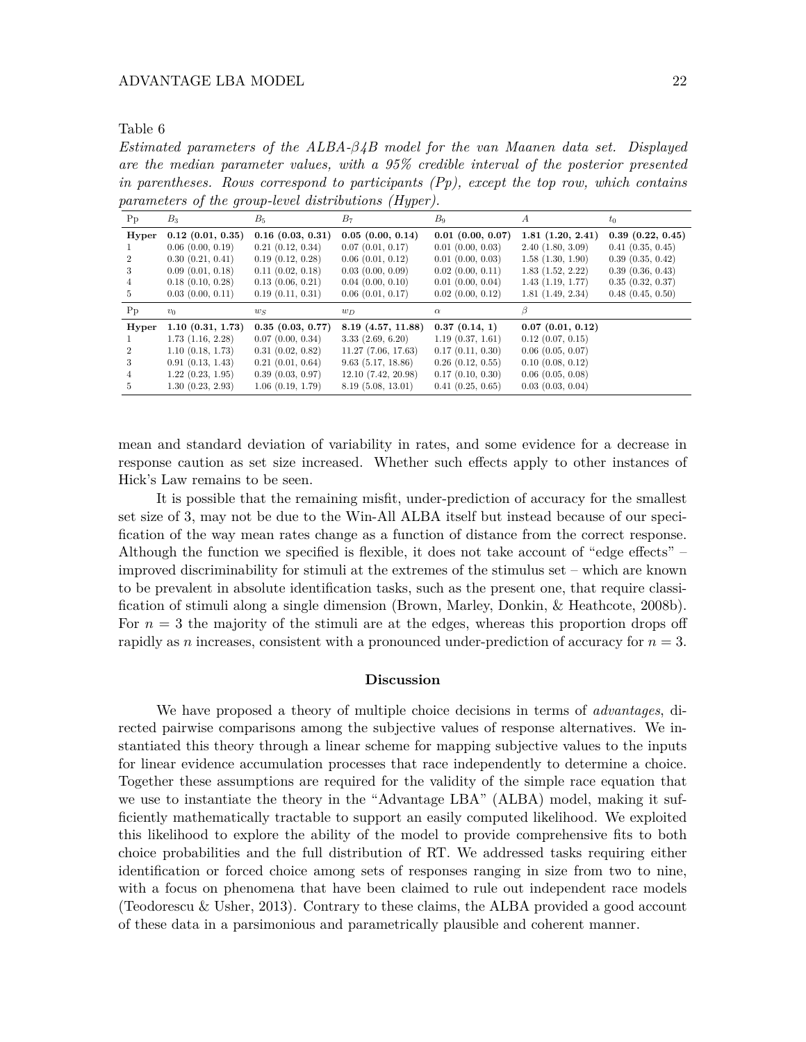Table 6

*Estimated parameters of the ALBA-β4B model for the van Maanen data set. Displayed are the median parameter values, with a 95% credible interval of the posterior presented in parentheses. Rows correspond to participants (Pp), except the top row, which contains parameters of the group-level distributions (Hyper).*

| Pp | $B_3$ | $B_5$ | $B_7$ | $B_9$ | $A$ | $t_0$ |
|---|---|---|---|---|---|---|
| **Hyper** | **0.12 (0.01, 0.35)** | **0.16 (0.03, 0.31)** | **0.05 (0.00, 0.14)** | **0.01 (0.00, 0.07)** | **1.81 (1.20, 2.41)** | **0.39 (0.22, 0.45)** |
| 1 | 0.06 (0.00, 0.19) | 0.21 (0.12, 0.34) | 0.07 (0.01, 0.17) | 0.01 (0.00, 0.03) | 2.40 (1.80, 3.09) | 0.41 (0.35, 0.45) |
| 2 | 0.30 (0.21, 0.41) | 0.19 (0.12, 0.28) | 0.06 (0.01, 0.12) | 0.01 (0.00, 0.03) | 1.58 (1.30, 1.90) | 0.39 (0.35, 0.42) |
| 3 | 0.09 (0.01, 0.18) | 0.11 (0.02, 0.18) | 0.03 (0.00, 0.09) | 0.02 (0.00, 0.11) | 1.83 (1.52, 2.22) | 0.39 (0.36, 0.43) |
| 4 | 0.18 (0.10, 0.28) | 0.13 (0.06, 0.21) | 0.04 (0.00, 0.10) | 0.01 (0.00, 0.04) | 1.43 (1.19, 1.77) | 0.35 (0.32, 0.37) |
| 5 | 0.03 (0.00, 0.11) | 0.19 (0.11, 0.31) | 0.06 (0.01, 0.17) | 0.02 (0.00, 0.12) | 1.81 (1.49, 2.34) | 0.48 (0.45, 0.50) |
| **Pp** | **$v_0$** | **$w_S$** | **$w_D$** | **$\alpha$** | **$\beta$** | |
| **Hyper** | **1.10 (0.31, 1.73)** | **0.35 (0.03, 0.77)** | **8.19 (4.57, 11.88)** | **0.37 (0.14, 1)** | **0.07 (0.01, 0.12)** | |
| 1 | 1.73 (1.16, 2.28) | 0.07 (0.00, 0.34) | 3.33 (2.69, 6.20) | 1.19 (0.37, 1.61) | 0.12 (0.07, 0.15) | |
| 2 | 1.10 (0.18, 1.73) | 0.31 (0.02, 0.82) | 11.27 (7.06, 17.63) | 0.17 (0.11, 0.30) | 0.06 (0.05, 0.07) | |
| 3 | 0.91 (0.13, 1.43) | 0.21 (0.01, 0.64) | 9.63 (5.17, 18.86) | 0.26 (0.12, 0.55) | 0.10 (0.08, 0.12) | |
| 4 | 1.22 (0.23, 1.95) | 0.39 (0.03, 0.97) | 12.10 (7.42, 20.98) | 0.17 (0.10, 0.30) | 0.06 (0.05, 0.08) | |
| 5 | 1.30 (0.23, 2.93) | 1.06 (0.19, 1.79) | 8.19 (5.08, 13.01) | 0.41 (0.25, 0.65) | 0.03 (0.03, 0.04) | |

mean and standard deviation of variability in rates, and some evidence for a decrease in response caution as set size increased. Whether such effects apply to other instances of Hick's Law remains to be seen.

It is possible that the remaining misfit, under-prediction of accuracy for the smallest set size of 3, may not be due to the Win-All ALBA itself but instead because of our specification of the way mean rates change as a function of distance from the correct response. Although the function we specified is flexible, it does not take account of "edge effects" – improved discriminability for stimuli at the extremes of the stimulus set – which are known to be prevalent in absolute identification tasks, such as the present one, that require classification of stimuli along a single dimension (Brown, Marley, Donkin, & Heathcote, 2008b). For $n = 3$ the majority of the stimuli are at the edges, whereas this proportion drops off rapidly as $n$ increases, consistent with a pronounced under-prediction of accuracy for $n = 3$.

## Discussion

We have proposed a theory of multiple choice decisions in terms of *advantages*, directed pairwise comparisons among the subjective values of response alternatives. We instantiated this theory through a linear scheme for mapping subjective values to the inputs for linear evidence accumulation processes that race independently to determine a choice. Together these assumptions are required for the validity of the simple race equation that we use to instantiate the theory in the "Advantage LBA" (ALBA) model, making it sufficiently mathematically tractable to support an easily computed likelihood. We exploited this likelihood to explore the ability of the model to provide comprehensive fits to both choice probabilities and the full distribution of RT. We addressed tasks requiring either identification or forced choice among sets of responses ranging in size from two to nine, with a focus on phenomena that have been claimed to rule out independent race models (Teodorescu & Usher, 2013). Contrary to these claims, the ALBA provided a good account of these data in a parsimonious and parametrically plausible and coherent manner.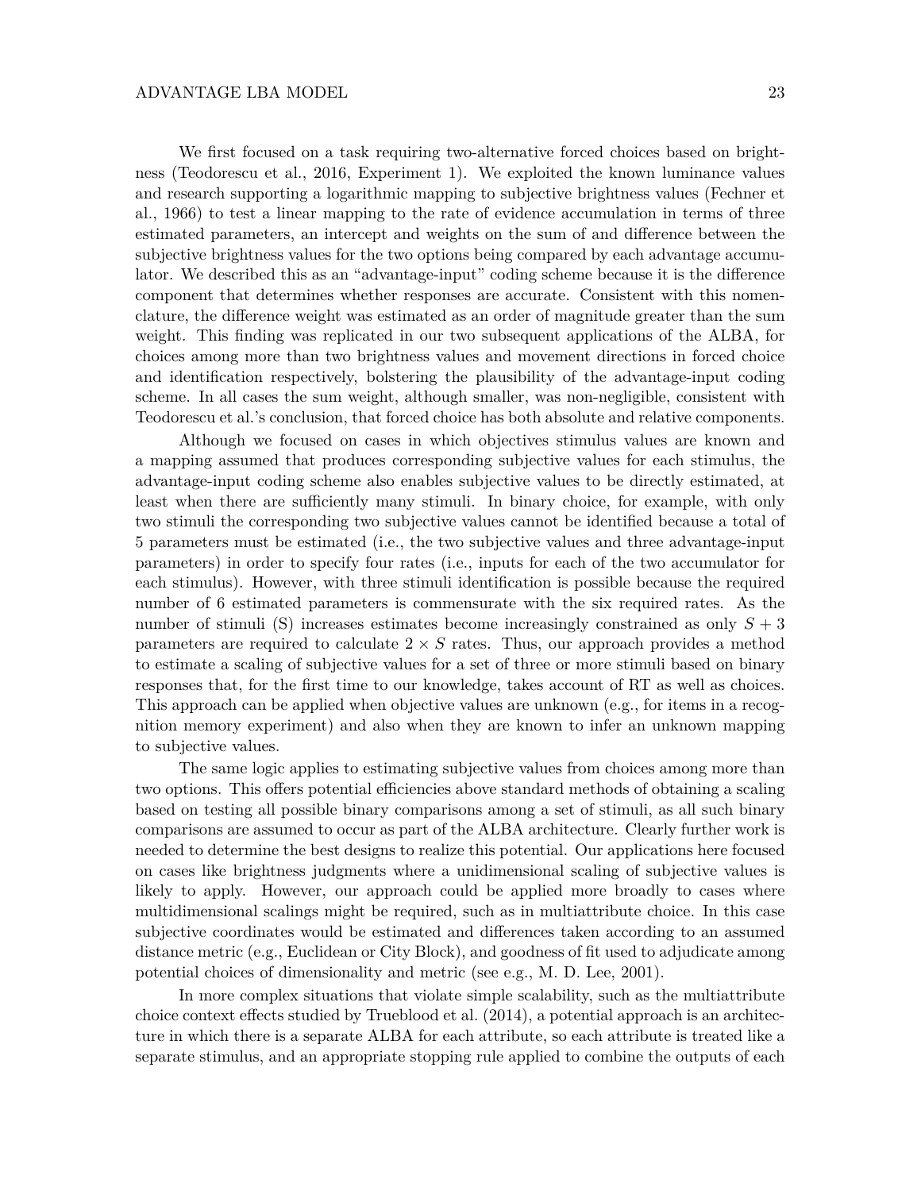We first focused on a task requiring two-alternative forced choices based on brightness (Teodorescu et al., 2016, Experiment 1). We exploited the known luminance values and research supporting a logarithmic mapping to subjective brightness values (Fechner et al., 1966) to test a linear mapping to the rate of evidence accumulation in terms of three estimated parameters, an intercept and weights on the sum of and difference between the subjective brightness values for the two options being compared by each advantage accumulator. We described this as an "advantage-input" coding scheme because it is the difference component that determines whether responses are accurate. Consistent with this nomenclature, the difference weight was estimated as an order of magnitude greater than the sum weight. This finding was replicated in our two subsequent applications of the ALBA, for choices among more than two brightness values and movement directions in forced choice and identification respectively, bolstering the plausibility of the advantage-input coding scheme. In all cases the sum weight, although smaller, was non-negligible, consistent with Teodorescu et al.'s conclusion, that forced choice has both absolute and relative components.

Although we focused on cases in which objectives stimulus values are known and a mapping assumed that produces corresponding subjective values for each stimulus, the advantage-input coding scheme also enables subjective values to be directly estimated, at least when there are sufficiently many stimuli. In binary choice, for example, with only two stimuli the corresponding two subjective values cannot be identified because a total of 5 parameters must be estimated (i.e., the two subjective values and three advantage-input parameters) in order to specify four rates (i.e., inputs for each of the two accumulator for each stimulus). However, with three stimuli identification is possible because the required number of 6 estimated parameters is commensurate with the six required rates. As the number of stimuli (S) increases estimates become increasingly constrained as only $S + 3$ parameters are required to calculate $2 \times S$ rates. Thus, our approach provides a method to estimate a scaling of subjective values for a set of three or more stimuli based on binary responses that, for the first time to our knowledge, takes account of RT as well as choices. This approach can be applied when objective values are unknown (e.g., for items in a recognition memory experiment) and also when they are known to infer an unknown mapping to subjective values.

The same logic applies to estimating subjective values from choices among more than two options. This offers potential efficiencies above standard methods of obtaining a scaling based on testing all possible binary comparisons among a set of stimuli, as all such binary comparisons are assumed to occur as part of the ALBA architecture. Clearly further work is needed to determine the best designs to realize this potential. Our applications here focused on cases like brightness judgments where a unidimensional scaling of subjective values is likely to apply. However, our approach could be applied more broadly to cases where multidimensional scalings might be required, such as in multiattribute choice. In this case subjective coordinates would be estimated and differences taken according to an assumed distance metric (e.g., Euclidean or City Block), and goodness of fit used to adjudicate among potential choices of dimensionality and metric (see e.g., M. D. Lee, 2001).

In more complex situations that violate simple scalability, such as the multiattribute choice context effects studied by Trueblood et al. (2014), a potential approach is an architecture in which there is a separate ALBA for each attribute, so each attribute is treated like a separate stimulus, and an appropriate stopping rule applied to combine the outputs of each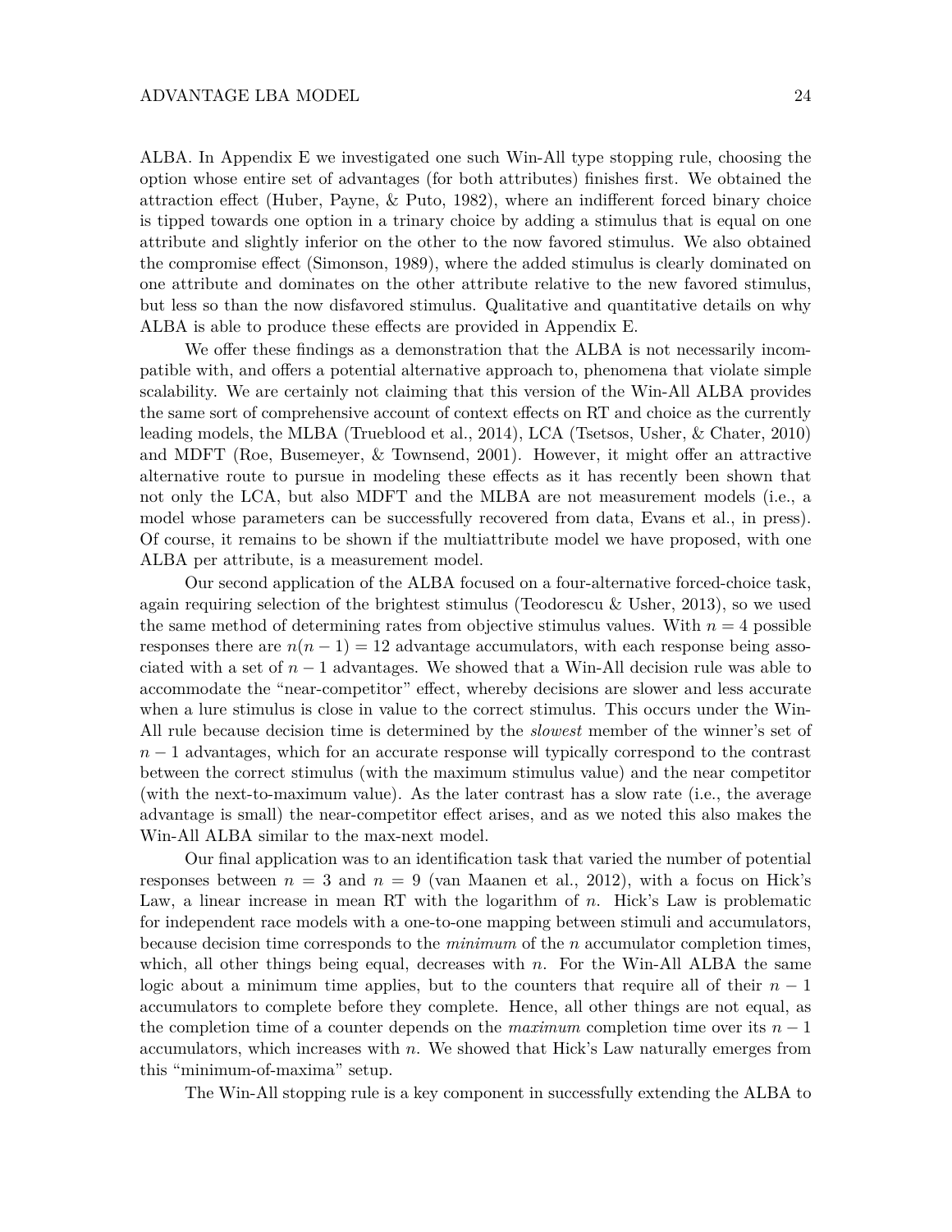ALBA. In Appendix E we investigated one such Win-All type stopping rule, choosing the option whose entire set of advantages (for both attributes) finishes first. We obtained the attraction effect (Huber, Payne, & Puto, 1982), where an indifferent forced binary choice is tipped towards one option in a trinary choice by adding a stimulus that is equal on one attribute and slightly inferior on the other to the now favored stimulus. We also obtained the compromise effect (Simonson, 1989), where the added stimulus is clearly dominated on one attribute and dominates on the other attribute relative to the new favored stimulus, but less so than the now disfavored stimulus. Qualitative and quantitative details on why ALBA is able to produce these effects are provided in Appendix E.

We offer these findings as a demonstration that the ALBA is not necessarily incompatible with, and offers a potential alternative approach to, phenomena that violate simple scalability. We are certainly not claiming that this version of the Win-All ALBA provides the same sort of comprehensive account of context effects on RT and choice as the currently leading models, the MLBA (Trueblood et al., 2014), LCA (Tsetsos, Usher, & Chater, 2010) and MDFT (Roe, Busemeyer, & Townsend, 2001). However, it might offer an attractive alternative route to pursue in modeling these effects as it has recently been shown that not only the LCA, but also MDFT and the MLBA are not measurement models (i.e., a model whose parameters can be successfully recovered from data, Evans et al., in press). Of course, it remains to be shown if the multiattribute model we have proposed, with one ALBA per attribute, is a measurement model.

Our second application of the ALBA focused on a four-alternative forced-choice task, again requiring selection of the brightest stimulus (Teodorescu & Usher, 2013), so we used the same method of determining rates from objective stimulus values. With $n = 4$ possible responses there are $n(n-1) = 12$ advantage accumulators, with each response being associated with a set of $n - 1$ advantages. We showed that a Win-All decision rule was able to accommodate the "near-competitor" effect, whereby decisions are slower and less accurate when a lure stimulus is close in value to the correct stimulus. This occurs under the Win-All rule because decision time is determined by the *slowest* member of the winner's set of $n - 1$ advantages, which for an accurate response will typically correspond to the contrast between the correct stimulus (with the maximum stimulus value) and the near competitor (with the next-to-maximum value). As the later contrast has a slow rate (i.e., the average advantage is small) the near-competitor effect arises, and as we noted this also makes the Win-All ALBA similar to the max-next model.

Our final application was to an identification task that varied the number of potential responses between $n = 3$ and $n = 9$ (van Maanen et al., 2012), with a focus on Hick's Law, a linear increase in mean RT with the logarithm of $n$. Hick's Law is problematic for independent race models with a one-to-one mapping between stimuli and accumulators, because decision time corresponds to the *minimum* of the $n$ accumulator completion times, which, all other things being equal, decreases with $n$. For the Win-All ALBA the same logic about a minimum time applies, but to the counters that require all of their $n - 1$ accumulators to complete before they complete. Hence, all other things are not equal, as the completion time of a counter depends on the *maximum* completion time over its $n - 1$ accumulators, which increases with $n$. We showed that Hick's Law naturally emerges from this "minimum-of-maxima" setup.

The Win-All stopping rule is a key component in successfully extending the ALBA to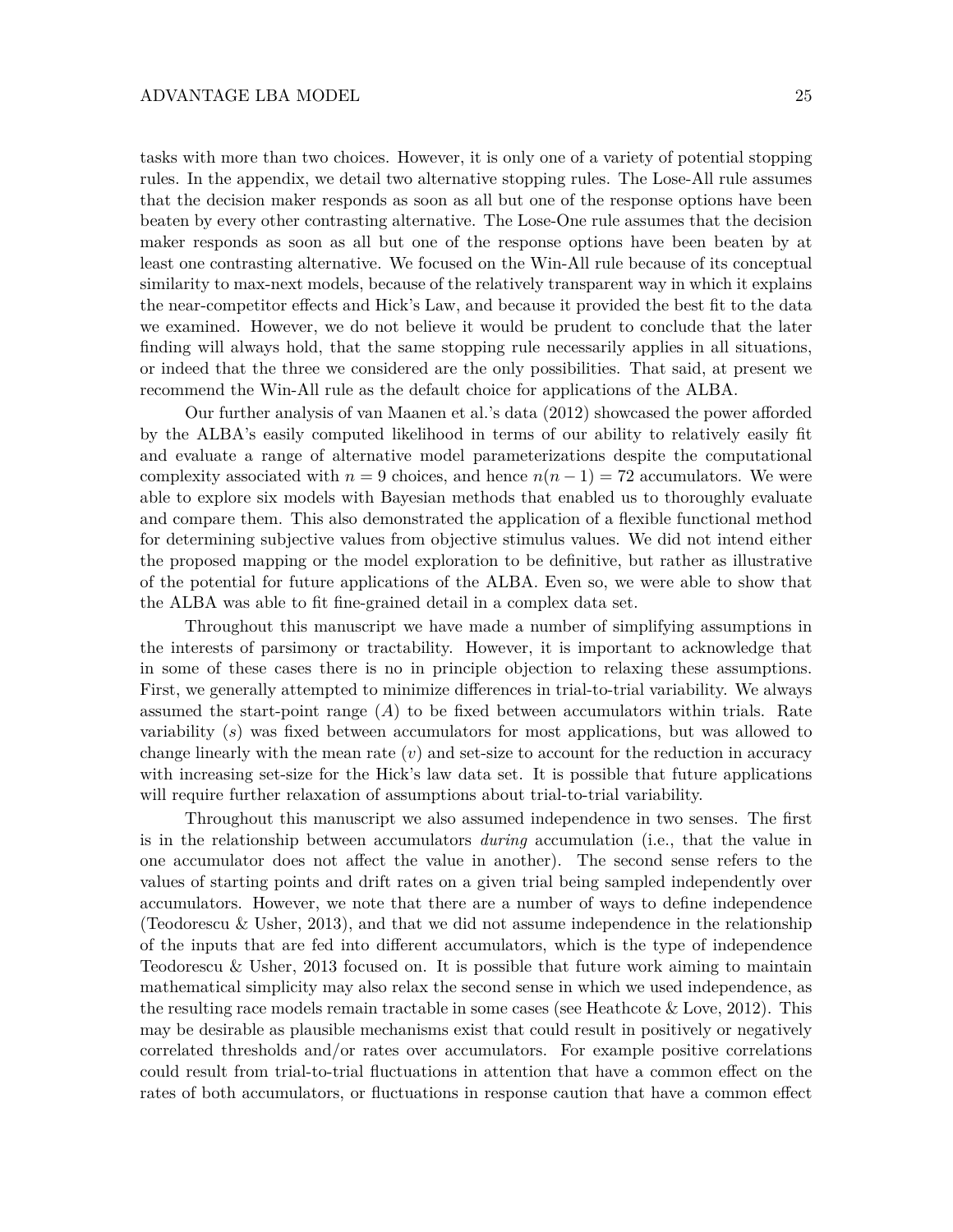tasks with more than two choices. However, it is only one of a variety of potential stopping rules. In the appendix, we detail two alternative stopping rules. The Lose-All rule assumes that the decision maker responds as soon as all but one of the response options have been beaten by every other contrasting alternative. The Lose-One rule assumes that the decision maker responds as soon as all but one of the response options have been beaten by at least one contrasting alternative. We focused on the Win-All rule because of its conceptual similarity to max-next models, because of the relatively transparent way in which it explains the near-competitor effects and Hick's Law, and because it provided the best fit to the data we examined. However, we do not believe it would be prudent to conclude that the later finding will always hold, that the same stopping rule necessarily applies in all situations, or indeed that the three we considered are the only possibilities. That said, at present we recommend the Win-All rule as the default choice for applications of the ALBA.

Our further analysis of van Maanen et al.'s data (2012) showcased the power afforded by the ALBA's easily computed likelihood in terms of our ability to relatively easily fit and evaluate a range of alternative model parameterizations despite the computational complexity associated with $n = 9$ choices, and hence $n(n-1) = 72$ accumulators. We were able to explore six models with Bayesian methods that enabled us to thoroughly evaluate and compare them. This also demonstrated the application of a flexible functional method for determining subjective values from objective stimulus values. We did not intend either the proposed mapping or the model exploration to be definitive, but rather as illustrative of the potential for future applications of the ALBA. Even so, we were able to show that the ALBA was able to fit fine-grained detail in a complex data set.

Throughout this manuscript we have made a number of simplifying assumptions in the interests of parsimony or tractability. However, it is important to acknowledge that in some of these cases there is no in principle objection to relaxing these assumptions. First, we generally attempted to minimize differences in trial-to-trial variability. We always assumed the start-point range ($A$) to be fixed between accumulators within trials. Rate variability ($s$) was fixed between accumulators for most applications, but was allowed to change linearly with the mean rate ($v$) and set-size to account for the reduction in accuracy with increasing set-size for the Hick's law data set. It is possible that future applications will require further relaxation of assumptions about trial-to-trial variability.

Throughout this manuscript we also assumed independence in two senses. The first is in the relationship between accumulators *during* accumulation (i.e., that the value in one accumulator does not affect the value in another). The second sense refers to the values of starting points and drift rates on a given trial being sampled independently over accumulators. However, we note that there are a number of ways to define independence (Teodorescu & Usher, 2013), and that we did not assume independence in the relationship of the inputs that are fed into different accumulators, which is the type of independence Teodorescu & Usher, 2013 focused on. It is possible that future work aiming to maintain mathematical simplicity may also relax the second sense in which we used independence, as the resulting race models remain tractable in some cases (see Heathcote & Love, 2012). This may be desirable as plausible mechanisms exist that could result in positively or negatively correlated thresholds and/or rates over accumulators. For example positive correlations could result from trial-to-trial fluctuations in attention that have a common effect on the rates of both accumulators, or fluctuations in response caution that have a common effect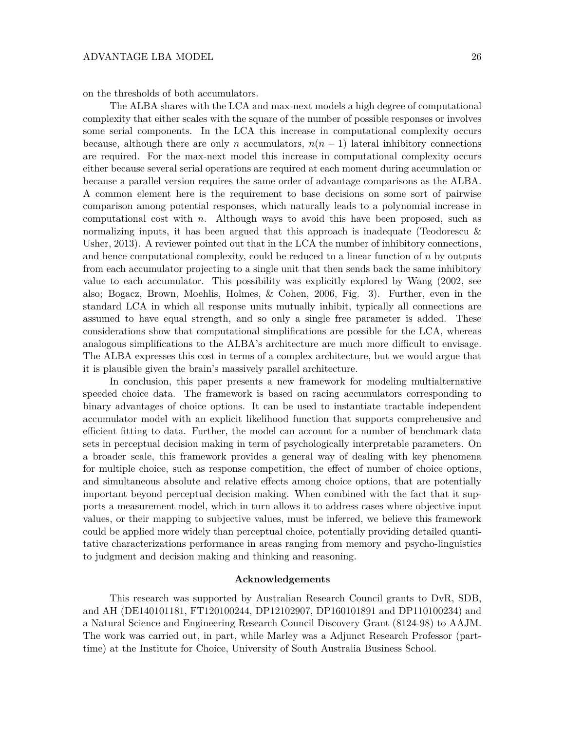on the thresholds of both accumulators.

The ALBA shares with the LCA and max-next models a high degree of computational complexity that either scales with the square of the number of possible responses or involves some serial components. In the LCA this increase in computational complexity occurs because, although there are only $n$ accumulators, $n(n-1)$ lateral inhibitory connections are required. For the max-next model this increase in computational complexity occurs either because several serial operations are required at each moment during accumulation or because a parallel version requires the same order of advantage comparisons as the ALBA. A common element here is the requirement to base decisions on some sort of pairwise comparison among potential responses, which naturally leads to a polynomial increase in computational cost with $n$. Although ways to avoid this have been proposed, such as normalizing inputs, it has been argued that this approach is inadequate (Teodorescu & Usher, 2013). A reviewer pointed out that in the LCA the number of inhibitory connections, and hence computational complexity, could be reduced to a linear function of $n$ by outputs from each accumulator projecting to a single unit that then sends back the same inhibitory value to each accumulator. This possibility was explicitly explored by Wang (2002, see also; Bogacz, Brown, Moehlis, Holmes, & Cohen, 2006, Fig. 3). Further, even in the standard LCA in which all response units mutually inhibit, typically all connections are assumed to have equal strength, and so only a single free parameter is added. These considerations show that computational simplifications are possible for the LCA, whereas analogous simplifications to the ALBA's architecture are much more difficult to envisage. The ALBA expresses this cost in terms of a complex architecture, but we would argue that it is plausible given the brain's massively parallel architecture.

In conclusion, this paper presents a new framework for modeling multialternative speeded choice data. The framework is based on racing accumulators corresponding to binary advantages of choice options. It can be used to instantiate tractable independent accumulator model with an explicit likelihood function that supports comprehensive and efficient fitting to data. Further, the model can account for a number of benchmark data sets in perceptual decision making in term of psychologically interpretable parameters. On a broader scale, this framework provides a general way of dealing with key phenomena for multiple choice, such as response competition, the effect of number of choice options, and simultaneous absolute and relative effects among choice options, that are potentially important beyond perceptual decision making. When combined with the fact that it supports a measurement model, which in turn allows it to address cases where objective input values, or their mapping to subjective values, must be inferred, we believe this framework could be applied more widely than perceptual choice, potentially providing detailed quantitative characterizations performance in areas ranging from memory and psycho-linguistics to judgment and decision making and thinking and reasoning.

## Acknowledgements

This research was supported by Australian Research Council grants to DvR, SDB, and AH (DE140101181, FT120100244, DP12102907, DP160101891 and DP110100234) and a Natural Science and Engineering Research Council Discovery Grant (8124-98) to AAJM. The work was carried out, in part, while Marley was a Adjunct Research Professor (part-time) at the Institute for Choice, University of South Australia Business School.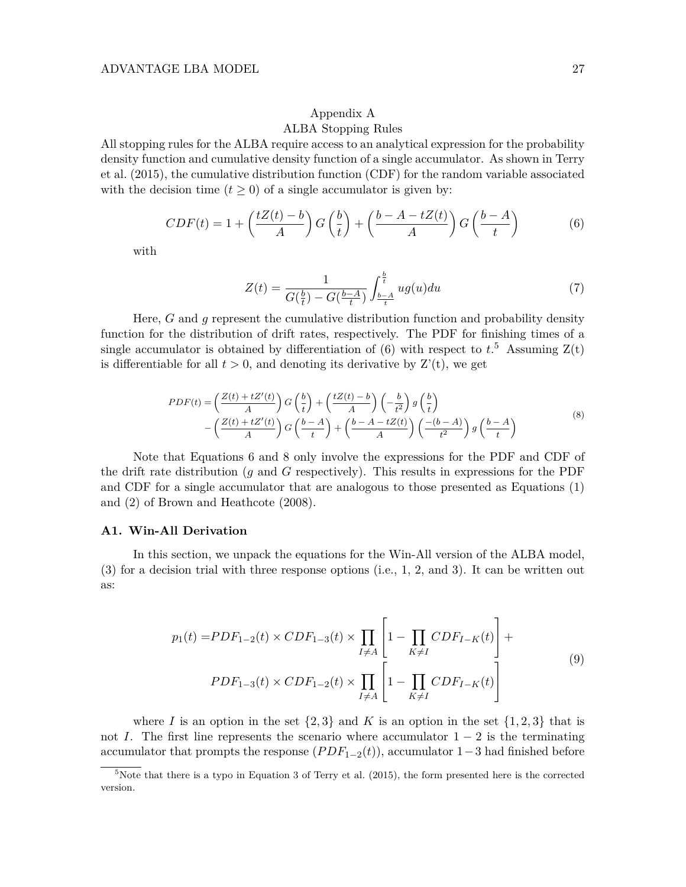# Appendix A
## ALBA Stopping Rules

All stopping rules for the ALBA require access to an analytical expression for the probability density function and cumulative density function of a single accumulator. As shown in Terry et al. (2015), the cumulative distribution function (CDF) for the random variable associated with the decision time ($t \geq 0$) of a single accumulator is given by:

$$CDF(t) = 1 + \left(\frac{tZ(t) - b}{A}\right) G\left(\frac{b}{t}\right) + \left(\frac{b - A - tZ(t)}{A}\right) G\left(\frac{b - A}{t}\right) \tag{6}$$

with

$$Z(t) = \frac{1}{G(\frac{b}{t}) - G(\frac{b-A}{t})} \int_{\frac{b-A}{t}}^{\frac{b}{t}} ug(u)du \tag{7}$$

Here, $G$ and $g$ represent the cumulative distribution function and probability density function for the distribution of drift rates, respectively. The PDF for finishing times of a single accumulator is obtained by differentiation of (6) with respect to $t$.[5] Assuming Z(t) is differentiable for all $t > 0$, and denoting its derivative by Z'(t), we get

$$\begin{aligned} PDF(t) = &\left(\frac{Z(t) + tZ'(t)}{A}\right) G\left(\frac{b}{t}\right) + \left(\frac{tZ(t) - b}{A}\right)\left(-\frac{b}{t^2}\right) g\left(\frac{b}{t}\right) \\ &- \left(\frac{Z(t) + tZ'(t)}{A}\right) G\left(\frac{b - A}{t}\right) + \left(\frac{b - A - tZ(t)}{A}\right)\left(\frac{-(b - A)}{t^2}\right) g\left(\frac{b - A}{t}\right) \end{aligned} \tag{8}$$

Note that Equations 6 and 8 only involve the expressions for the PDF and CDF of the drift rate distribution ($g$ and $G$ respectively). This results in expressions for the PDF and CDF for a single accumulator that are analogous to those presented as Equations (1) and (2) of Brown and Heathcote (2008).

### A1. Win-All Derivation

In this section, we unpack the equations for the Win-All version of the ALBA model, (3) for a decision trial with three response options (i.e., 1, 2, and 3). It can be written out as:

$$\begin{aligned} p_1(t) = &PDF_{1-2}(t) \times CDF_{1-3}(t) \times \prod_{I \neq A} \left[1 - \prod_{K \neq I} CDF_{I-K}(t)\right] + \\ &PDF_{1-3}(t) \times CDF_{1-2}(t) \times \prod_{I \neq A} \left[1 - \prod_{K \neq I} CDF_{I-K}(t)\right] \end{aligned} \tag{9}$$

where $I$ is an option in the set $\{2, 3\}$ and $K$ is an option in the set $\{1, 2, 3\}$ that is not $I$. The first line represents the scenario where accumulator $1-2$ is the terminating accumulator that prompts the response ($PDF_{1-2}(t)$), accumulator $1-3$ had finished before

[5] Note that there is a typo in Equation 3 of Terry et al. (2015), the form presented here is the corrected version.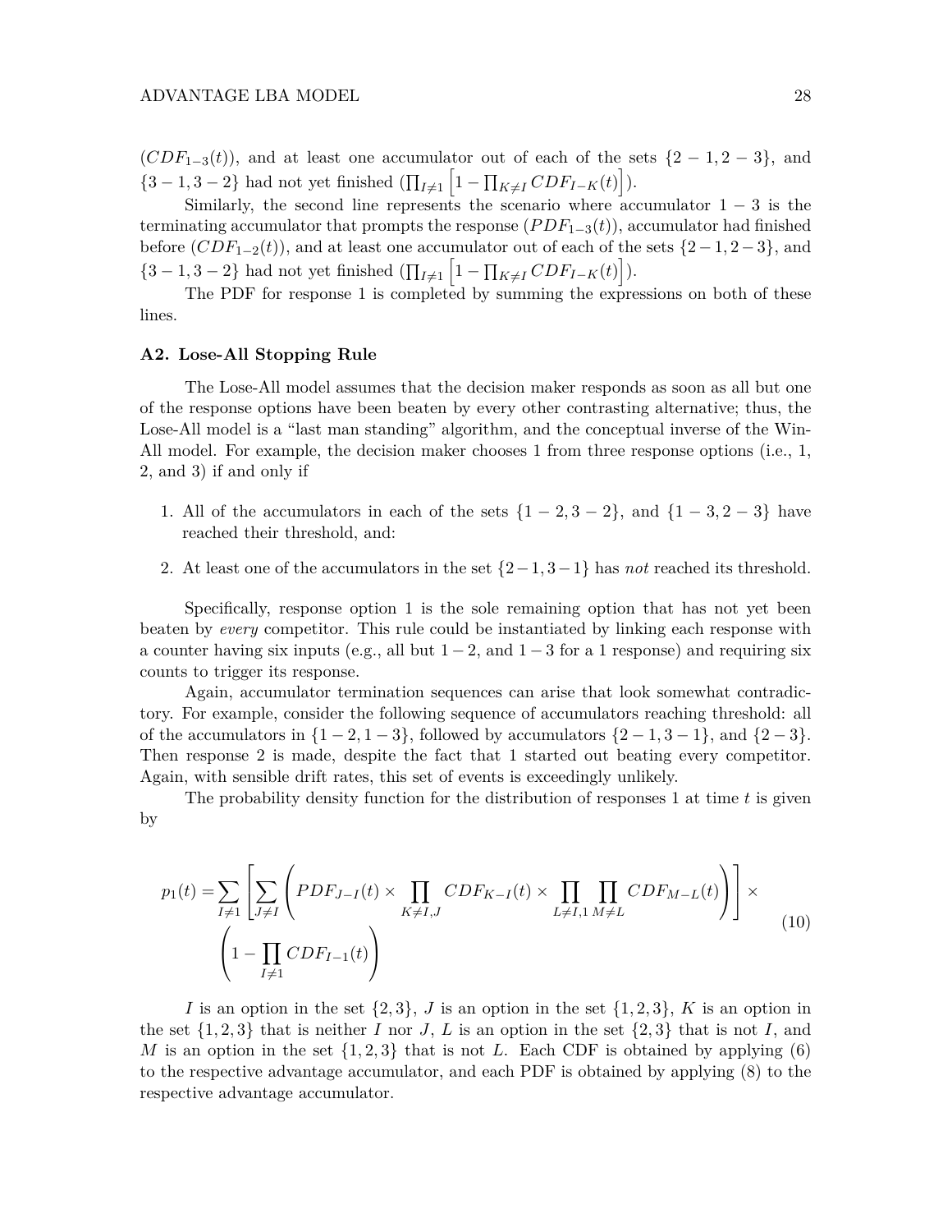($CDF_{1-3}(t)$), and at least one accumulator out of each of the sets $\{2-1, 2-3\}$, and $\{3-1, 3-2\}$ had not yet finished ($\prod_{I \neq 1}\left[1 - \prod_{K \neq I} CDF_{I-K}(t)\right]$).

Similarly, the second line represents the scenario where accumulator $1-3$ is the terminating accumulator that prompts the response ($PDF_{1-3}(t)$), accumulator had finished before ($CDF_{1-2}(t)$), and at least one accumulator out of each of the sets $\{2-1, 2-3\}$, and $\{3-1, 3-2\}$ had not yet finished ($\prod_{I \neq 1}\left[1 - \prod_{K \neq I} CDF_{I-K}(t)\right]$).

The PDF for response 1 is completed by summing the expressions on both of these lines.

### A2. Lose-All Stopping Rule

The Lose-All model assumes that the decision maker responds as soon as all but one of the response options have been beaten by every other contrasting alternative; thus, the Lose-All model is a "last man standing" algorithm, and the conceptual inverse of the Win-All model. For example, the decision maker chooses 1 from three response options (i.e., 1, 2, and 3) if and only if

1. All of the accumulators in each of the sets $\{1-2, 3-2\}$, and $\{1-3, 2-3\}$ have reached their threshold, and:
2. At least one of the accumulators in the set $\{2-1, 3-1\}$ has *not* reached its threshold.

Specifically, response option 1 is the sole remaining option that has not yet been beaten by *every* competitor. This rule could be instantiated by linking each response with a counter having six inputs (e.g., all but $1-2$, and $1-3$ for a 1 response) and requiring six counts to trigger its response.

Again, accumulator termination sequences can arise that look somewhat contradictory. For example, consider the following sequence of accumulators reaching threshold: all of the accumulators in $\{1-2, 1-3\}$, followed by accumulators $\{2-1, 3-1\}$, and $\{2-3\}$. Then response 2 is made, despite the fact that 1 started out beating every competitor. Again, with sensible drift rates, this set of events is exceedingly unlikely.

The probability density function for the distribution of responses 1 at time $t$ is given by

$$
\begin{aligned}
p_1(t) = \sum_{I \neq 1} \left[ \sum_{J \neq I} \left( PDF_{J-I}(t) \times \prod_{K \neq I,J} CDF_{K-I}(t) \times \prod_{L \neq I,1} \prod_{M \neq L} CDF_{M-L}(t) \right) \right] \times \\
\left( 1 - \prod_{I \neq 1} CDF_{I-1}(t) \right)
\end{aligned}
\tag{10}
$$

$I$ is an option in the set $\{2, 3\}$, $J$ is an option in the set $\{1, 2, 3\}$, $K$ is an option in the set $\{1, 2, 3\}$ that is neither $I$ nor $J$, $L$ is an option in the set $\{2, 3\}$ that is not $I$, and $M$ is an option in the set $\{1, 2, 3\}$ that is not $L$. Each CDF is obtained by applying (6) to the respective advantage accumulator, and each PDF is obtained by applying (8) to the respective advantage accumulator.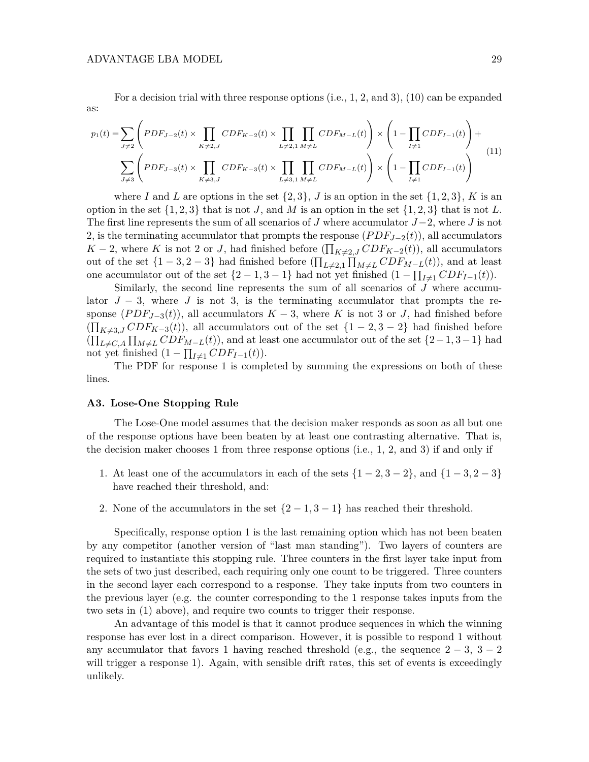For a decision trial with three response options (i.e., 1, 2, and 3), (10) can be expanded as:

$$
\begin{aligned}
p_1(t) = &\sum_{J\neq 2}\left(PDF_{J-2}(t)\times \prod_{K\neq 2,J} CDF_{K-2}(t)\times \prod_{L\neq 2,1}\prod_{M\neq L} CDF_{M-L}(t)\right)\times\left(1-\prod_{I\neq 1} CDF_{I-1}(t)\right)+ \\
&\sum_{J\neq 3}\left(PDF_{J-3}(t)\times \prod_{K\neq 3,J} CDF_{K-3}(t)\times \prod_{L\neq 3,1}\prod_{M\neq L} CDF_{M-L}(t)\right)\times\left(1-\prod_{I\neq 1} CDF_{I-1}(t)\right)
\end{aligned}
\tag{11}
$$

where $I$ and $L$ are options in the set $\{2,3\}$, $J$ is an option in the set $\{1,2,3\}$, $K$ is an option in the set $\{1,2,3\}$ that is not $J$, and $M$ is an option in the set $\{1,2,3\}$ that is not $L$. The first line represents the sum of all scenarios of $J$ where accumulator $J-2$, where $J$ is not 2, is the terminating accumulator that prompts the response ($PDF_{J-2}(t)$), all accumulators $K-2$, where $K$ is not 2 or $J$, had finished before ($\prod_{K\neq 2,J} CDF_{K-2}(t)$), all accumulators out of the set $\{1-3, 2-3\}$ had finished before ($\prod_{L\neq 2,1}\prod_{M\neq L} CDF_{M-L}(t)$), and at least one accumulator out of the set $\{2-1, 3-1\}$ had not yet finished ($1-\prod_{I\neq 1} CDF_{I-1}(t)$).

Similarly, the second line represents the sum of all scenarios of $J$ where accumulator $J-3$, where $J$ is not 3, is the terminating accumulator that prompts the response ($PDF_{J-3}(t)$), all accumulators $K-3$, where $K$ is not 3 or $J$, had finished before ($\prod_{K\neq 3,J} CDF_{K-3}(t)$), all accumulators out of the set $\{1-2, 3-2\}$ had finished before ($\prod_{L\neq C,A}\prod_{M\neq L} CDF_{M-L}(t)$), and at least one accumulator out of the set $\{2-1, 3-1\}$ had not yet finished ($1-\prod_{I\neq 1} CDF_{I-1}(t)$).

The PDF for response 1 is completed by summing the expressions on both of these lines.

### A3. Lose-One Stopping Rule

The Lose-One model assumes that the decision maker responds as soon as all but one of the response options have been beaten by at least one contrasting alternative. That is, the decision maker chooses 1 from three response options (i.e., 1, 2, and 3) if and only if

1. At least one of the accumulators in each of the sets $\{1-2, 3-2\}$, and $\{1-3, 2-3\}$ have reached their threshold, and:
2. None of the accumulators in the set $\{2-1, 3-1\}$ has reached their threshold.

Specifically, response option 1 is the last remaining option which has not been beaten by any competitor (another version of "last man standing"). Two layers of counters are required to instantiate this stopping rule. Three counters in the first layer take input from the sets of two just described, each requiring only one count to be triggered. Three counters in the second layer each correspond to a response. They take inputs from two counters in the previous layer (e.g. the counter corresponding to the 1 response takes inputs from the two sets in (1) above), and require two counts to trigger their response.

An advantage of this model is that it cannot produce sequences in which the winning response has ever lost in a direct comparison. However, it is possible to respond 1 without any accumulator that favors 1 having reached threshold (e.g., the sequence $2-3$, $3-2$ will trigger a response 1). Again, with sensible drift rates, this set of events is exceedingly unlikely.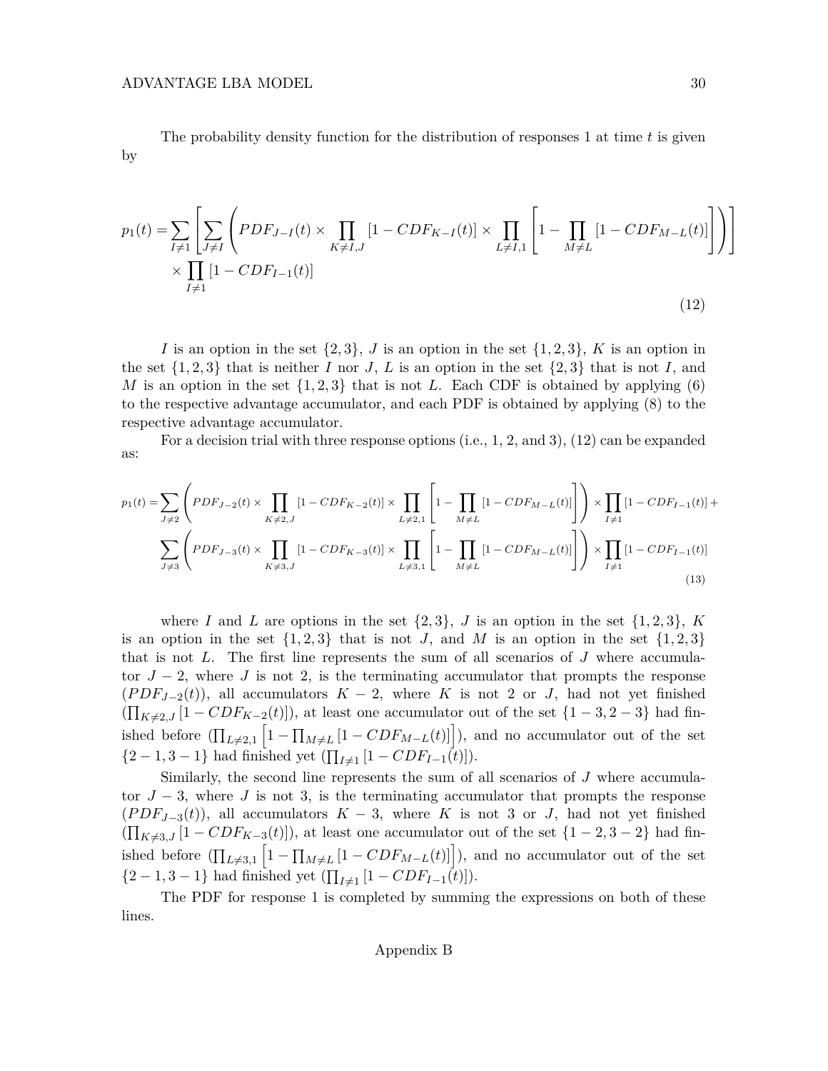The probability density function for the distribution of responses 1 at time $t$ is given by

$$p_1(t) = \sum_{I \neq 1} \left[ \sum_{J \neq I} \left( PDF_{J-I}(t) \times \prod_{K \neq I,J} [1 - CDF_{K-I}(t)] \times \prod_{L \neq I,1} \left[ 1 - \prod_{M \neq L} [1 - CDF_{M-L}(t)] \right] \right) \right] \times \prod_{I \neq 1} [1 - CDF_{I-1}(t)] \tag{12}$$

$I$ is an option in the set $\{2, 3\}$, $J$ is an option in the set $\{1, 2, 3\}$, $K$ is an option in the set $\{1, 2, 3\}$ that is neither $I$ nor $J$, $L$ is an option in the set $\{2, 3\}$ that is not $I$, and $M$ is an option in the set $\{1, 2, 3\}$ that is not $L$. Each CDF is obtained by applying (6) to the respective advantage accumulator, and each PDF is obtained by applying (8) to the respective advantage accumulator.

For a decision trial with three response options (i.e., 1, 2, and 3), (12) can be expanded as:

$$\begin{aligned} p_1(t) = &\sum_{J \neq 2} \left( PDF_{J-2}(t) \times \prod_{K \neq 2,J} [1 - CDF_{K-2}(t)] \times \prod_{L \neq 2,1} \left[ 1 - \prod_{M \neq L} [1 - CDF_{M-L}(t)] \right] \right) \times \prod_{I \neq 1} [1 - CDF_{I-1}(t)] + \\ &\sum_{J \neq 3} \left( PDF_{J-3}(t) \times \prod_{K \neq 3,J} [1 - CDF_{K-3}(t)] \times \prod_{L \neq 3,1} \left[ 1 - \prod_{M \neq L} [1 - CDF_{M-L}(t)] \right] \right) \times \prod_{I \neq 1} [1 - CDF_{I-1}(t)] \end{aligned} \tag{13}$$

where $I$ and $L$ are options in the set $\{2, 3\}$, $J$ is an option in the set $\{1, 2, 3\}$, $K$ is an option in the set $\{1, 2, 3\}$ that is not $J$, and $M$ is an option in the set $\{1, 2, 3\}$ that is not $L$. The first line represents the sum of all scenarios of $J$ where accumulator $J - 2$, where $J$ is not 2, is the terminating accumulator that prompts the response ($PDF_{J-2}(t)$), all accumulators $K - 2$, where $K$ is not 2 or $J$, had not yet finished ($\prod_{K \neq 2,J} [1 - CDF_{K-2}(t)]$), at least one accumulator out of the set $\{1 - 3, 2 - 3\}$ had finished before ($\prod_{L \neq 2,1} \left[ 1 - \prod_{M \neq L} [1 - CDF_{M-L}(t)] \right]$), and no accumulator out of the set $\{2 - 1, 3 - 1\}$ had finished yet ($\prod_{I \neq 1} [1 - CDF_{I-1}(t)]$).

Similarly, the second line represents the sum of all scenarios of $J$ where accumulator $J - 3$, where $J$ is not 3, is the terminating accumulator that prompts the response ($PDF_{J-3}(t)$), all accumulators $K - 3$, where $K$ is not 3 or $J$, had not yet finished ($\prod_{K \neq 3,J} [1 - CDF_{K-3}(t)]$), at least one accumulator out of the set $\{1 - 2, 3 - 2\}$ had finished before ($\prod_{L \neq 3,1} \left[ 1 - \prod_{M \neq L} [1 - CDF_{M-L}(t)] \right]$), and no accumulator out of the set $\{2 - 1, 3 - 1\}$ had finished yet ($\prod_{I \neq 1} [1 - CDF_{I-1}(t)]$).

The PDF for response 1 is completed by summing the expressions on both of these lines.

# Appendix B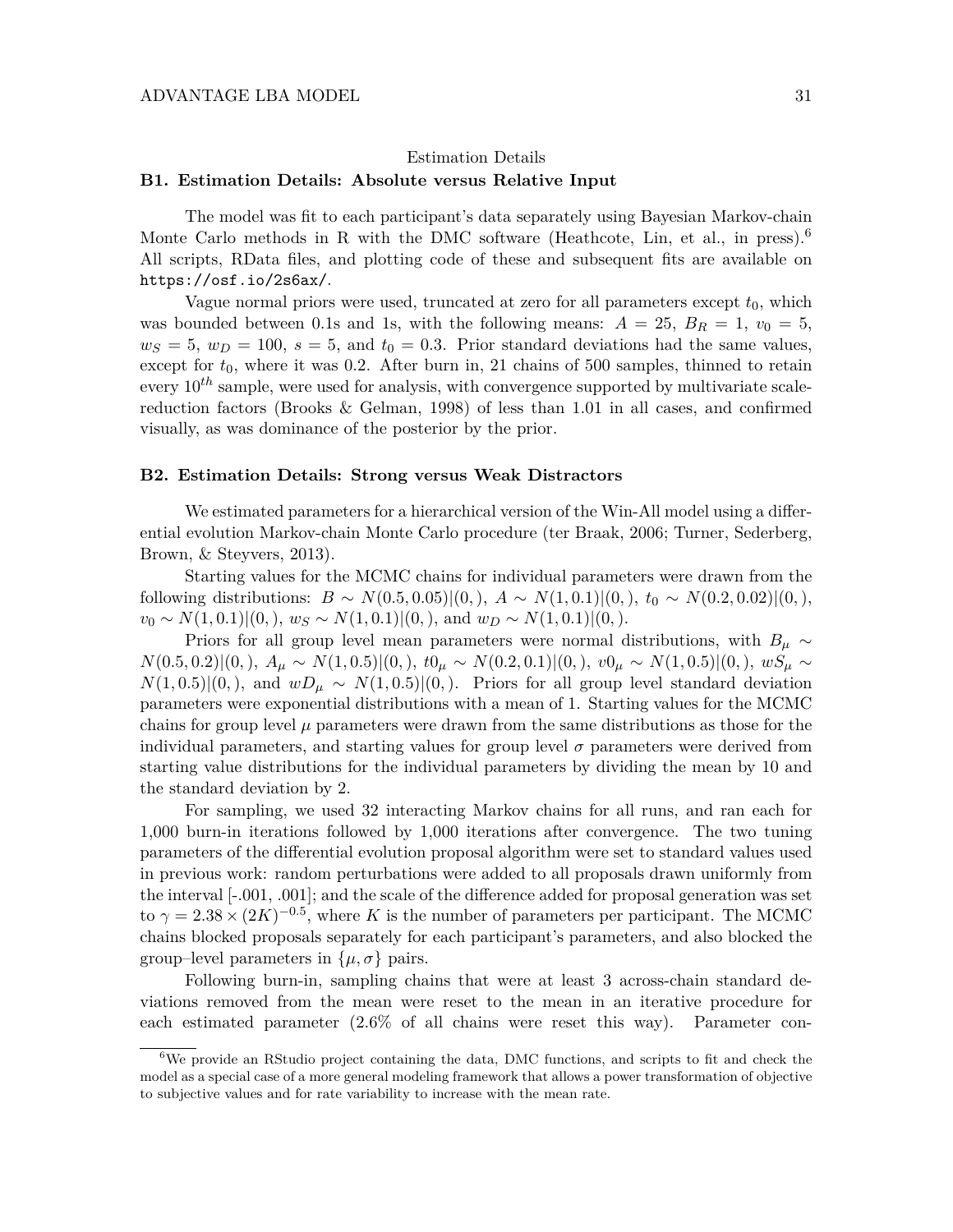Estimation Details

### B1. Estimation Details: Absolute versus Relative Input

The model was fit to each participant's data separately using Bayesian Markov-chain Monte Carlo methods in R with the DMC software (Heathcote, Lin, et al., in press).[6] All scripts, RData files, and plotting code of these and subsequent fits are available on `https://osf.io/2s6ax/`.

Vague normal priors were used, truncated at zero for all parameters except $t_0$, which was bounded between 0.1s and 1s, with the following means: $A = 25$, $B_R = 1$, $v_0 = 5$, $w_S = 5$, $w_D = 100$, $s = 5$, and $t_0 = 0.3$. Prior standard deviations had the same values, except for $t_0$, where it was 0.2. After burn in, 21 chains of 500 samples, thinned to retain every $10^{th}$ sample, were used for analysis, with convergence supported by multivariate scale-reduction factors (Brooks & Gelman, 1998) of less than 1.01 in all cases, and confirmed visually, as was dominance of the posterior by the prior.

### B2. Estimation Details: Strong versus Weak Distractors

We estimated parameters for a hierarchical version of the Win-All model using a differential evolution Markov-chain Monte Carlo procedure (ter Braak, 2006; Turner, Sederberg, Brown, & Steyvers, 2013).

Starting values for the MCMC chains for individual parameters were drawn from the following distributions: $B \sim N(0.5, 0.05)|(0,)$, $A \sim N(1, 0.1)|(0,)$, $t_0 \sim N(0.2, 0.02)|(0,)$, $v_0 \sim N(1, 0.1)|(0,)$, $w_S \sim N(1, 0.1)|(0,)$, and $w_D \sim N(1, 0.1)|(0,)$.

Priors for all group level mean parameters were normal distributions, with $B_\mu \sim N(0.5, 0.2)|(0,)$, $A_\mu \sim N(1, 0.5)|(0,)$, $t0_\mu \sim N(0.2, 0.1)|(0,)$, $v0_\mu \sim N(1, 0.5)|(0,)$, $wS_\mu \sim N(1, 0.5)|(0,)$, and $wD_\mu \sim N(1, 0.5)|(0,)$. Priors for all group level standard deviation parameters were exponential distributions with a mean of 1. Starting values for the MCMC chains for group level $\mu$ parameters were drawn from the same distributions as those for the individual parameters, and starting values for group level $\sigma$ parameters were derived from starting value distributions for the individual parameters by dividing the mean by 10 and the standard deviation by 2.

For sampling, we used 32 interacting Markov chains for all runs, and ran each for 1,000 burn-in iterations followed by 1,000 iterations after convergence. The two tuning parameters of the differential evolution proposal algorithm were set to standard values used in previous work: random perturbations were added to all proposals drawn uniformly from the interval [-.001, .001]; and the scale of the difference added for proposal generation was set to $\gamma = 2.38 \times (2K)^{-0.5}$, where $K$ is the number of parameters per participant. The MCMC chains blocked proposals separately for each participant's parameters, and also blocked the group–level parameters in $\{\mu, \sigma\}$ pairs.

Following burn-in, sampling chains that were at least 3 across-chain standard deviations removed from the mean were reset to the mean in an iterative procedure for each estimated parameter (2.6% of all chains were reset this way). Parameter con-

[6] We provide an RStudio project containing the data, DMC functions, and scripts to fit and check the model as a special case of a more general modeling framework that allows a power transformation of objective to subjective values and for rate variability to increase with the mean rate.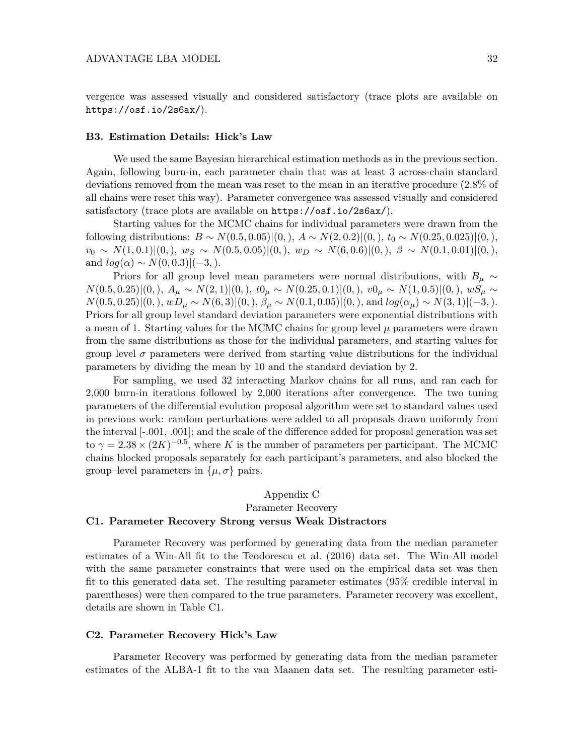vergence was assessed visually and considered satisfactory (trace plots are available on `https://osf.io/2s6ax/`).

### B3. Estimation Details: Hick's Law

We used the same Bayesian hierarchical estimation methods as in the previous section. Again, following burn-in, each parameter chain that was at least 3 across-chain standard deviations removed from the mean was reset to the mean in an iterative procedure (2.8% of all chains were reset this way). Parameter convergence was assessed visually and considered satisfactory (trace plots are available on `https://osf.io/2s6ax/`).

Starting values for the MCMC chains for individual parameters were drawn from the following distributions: $B \sim N(0.5, 0.05)|(0,)$, $A \sim N(2, 0.2)|(0,)$, $t_0 \sim N(0.25, 0.025)|(0,)$, $v_0 \sim N(1, 0.1)|(0,)$, $w_S \sim N(0.5, 0.05)|(0,)$, $w_D \sim N(6, 0.6)|(0,)$, $\beta \sim N(0.1, 0.01)|(0,)$, and $log(\alpha) \sim N(0, 0.3)|(-3,)$.

Priors for all group level mean parameters were normal distributions, with $B_\mu \sim N(0.5, 0.25)|(0,)$, $A_\mu \sim N(2, 1)|(0,)$, $t0_\mu \sim N(0.25, 0.1)|(0,)$, $v0_\mu \sim N(1, 0.5)|(0,)$, $wS_\mu \sim N(0.5, 0.25)|(0,)$, $wD_\mu \sim N(6, 3)|(0,)$, $\beta_\mu \sim N(0.1, 0.05)|(0,)$, and $log(\alpha_\mu) \sim N(3, 1)|(-3,)$. Priors for all group level standard deviation parameters were exponential distributions with a mean of 1. Starting values for the MCMC chains for group level $\mu$ parameters were drawn from the same distributions as those for the individual parameters, and starting values for group level $\sigma$ parameters were derived from starting value distributions for the individual parameters by dividing the mean by 10 and the standard deviation by 2.

For sampling, we used 32 interacting Markov chains for all runs, and ran each for 2,000 burn-in iterations followed by 2,000 iterations after convergence. The two tuning parameters of the differential evolution proposal algorithm were set to standard values used in previous work: random perturbations were added to all proposals drawn uniformly from the interval [-.001, .001]; and the scale of the difference added for proposal generation was set to $\gamma = 2.38 \times (2K)^{-0.5}$, where $K$ is the number of parameters per participant. The MCMC chains blocked proposals separately for each participant's parameters, and also blocked the group–level parameters in $\{\mu, \sigma\}$ pairs.

## Appendix C
## Parameter Recovery

### C1. Parameter Recovery Strong versus Weak Distractors

Parameter Recovery was performed by generating data from the median parameter estimates of a Win-All fit to the Teodorescu et al. (2016) data set. The Win-All model with the same parameter constraints that were used on the empirical data set was then fit to this generated data set. The resulting parameter estimates (95% credible interval in parentheses) were then compared to the true parameters. Parameter recovery was excellent, details are shown in Table C1.

### C2. Parameter Recovery Hick's Law

Parameter Recovery was performed by generating data from the median parameter estimates of the ALBA-1 fit to the van Maanen data set. The resulting parameter esti-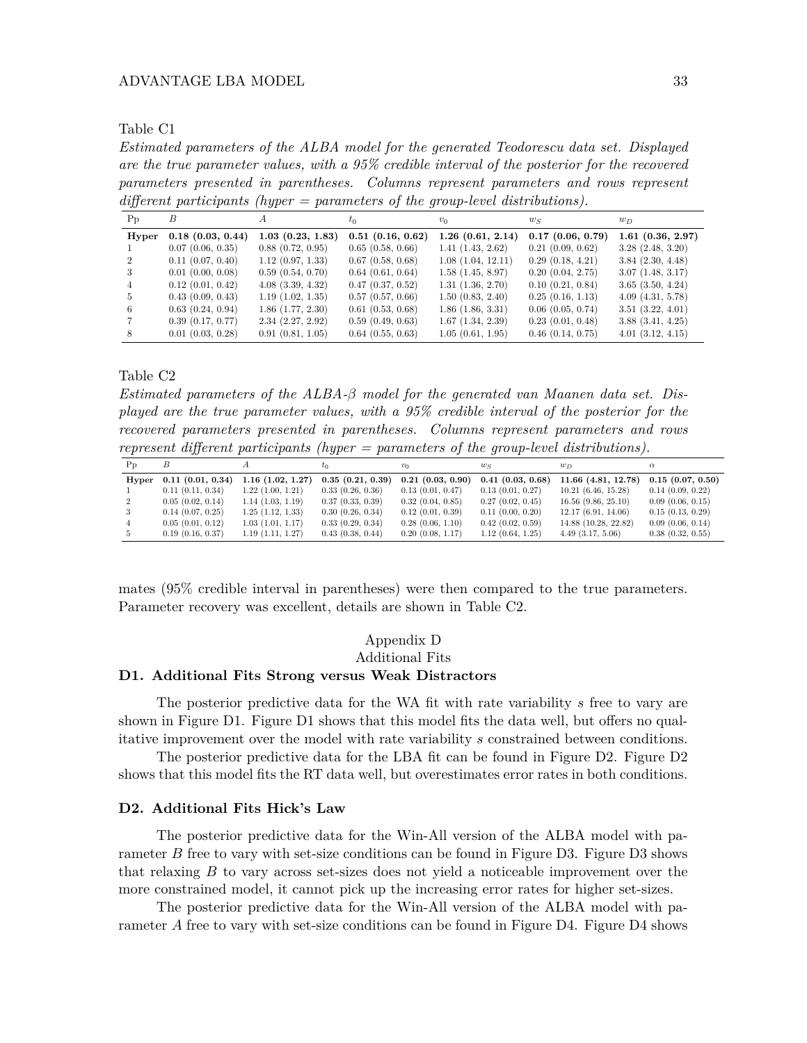Table C1

*Estimated parameters of the ALBA model for the generated Teodorescu data set. Displayed are the true parameter values, with a 95% credible interval of the posterior for the recovered parameters presented in parentheses. Columns represent parameters and rows represent different participants (hyper = parameters of the group-level distributions).*

| Pp | $B$ | $A$ | $t_0$ | $v_0$ | $w_S$ | $w_D$ |
|---|---|---|---|---|---|---|
| **Hyper** | **0.18 (0.03, 0.44)** | **1.03 (0.23, 1.83)** | **0.51 (0.16, 0.62)** | **1.26 (0.61, 2.14)** | **0.17 (0.06, 0.79)** | **1.61 (0.36, 2.97)** |
| 1 | 0.07 (0.06, 0.35) | 0.88 (0.72, 0.95) | 0.65 (0.58, 0.66) | 1.41 (1.43, 2.62) | 0.21 (0.09, 0.62) | 3.28 (2.48, 3.20) |
| 2 | 0.11 (0.07, 0.40) | 1.12 (0.97, 1.33) | 0.67 (0.58, 0.68) | 1.08 (1.04, 12.11) | 0.29 (0.18, 4.21) | 3.84 (2.30, 4.48) |
| 3 | 0.01 (0.00, 0.08) | 0.59 (0.54, 0.70) | 0.64 (0.61, 0.64) | 1.58 (1.45, 8.97) | 0.20 (0.04, 2.75) | 3.07 (1.48, 3.17) |
| 4 | 0.12 (0.01, 0.42) | 4.08 (3.39, 4.32) | 0.47 (0.37, 0.52) | 1.31 (1.36, 2.70) | 0.10 (0.21, 0.84) | 3.65 (3.50, 4.24) |
| 5 | 0.43 (0.09, 0.43) | 1.19 (1.02, 1.35) | 0.57 (0.57, 0.66) | 1.50 (0.83, 2.40) | 0.25 (0.16, 1.13) | 4.09 (4.31, 5.78) |
| 6 | 0.63 (0.24, 0.94) | 1.86 (1.77, 2.30) | 0.61 (0.53, 0.68) | 1.86 (1.86, 3.31) | 0.06 (0.05, 0.74) | 3.51 (3.22, 4.01) |
| 7 | 0.39 (0.17, 0.77) | 2.34 (2.27, 2.92) | 0.59 (0.49, 0.63) | 1.67 (1.34, 2.39) | 0.23 (0.01, 0.48) | 3.88 (3.41, 4.25) |
| 8 | 0.01 (0.03, 0.28) | 0.91 (0.81, 1.05) | 0.64 (0.55, 0.63) | 1.05 (0.61, 1.95) | 0.46 (0.14, 0.75) | 4.01 (3.12, 4.15) |

Table C2

*Estimated parameters of the ALBA-β model for the generated van Maanen data set. Displayed are the true parameter values, with a 95% credible interval of the posterior for the recovered parameters presented in parentheses. Columns represent parameters and rows represent different participants (hyper = parameters of the group-level distributions).*

| Pp | $B$ | $A$ | $t_0$ | $v_0$ | $w_S$ | $w_D$ | $\alpha$ |
|---|---|---|---|---|---|---|---|
| **Hyper** | **0.11 (0.01, 0.34)** | **1.16 (1.02, 1.27)** | **0.35 (0.21, 0.39)** | **0.21 (0.03, 0.90)** | **0.41 (0.03, 0.68)** | **11.66 (4.81, 12.78)** | **0.15 (0.07, 0.50)** |
| 1 | 0.11 (0.11, 0.34) | 1.22 (1.00, 1.21) | 0.33 (0.26, 0.36) | 0.13 (0.01, 0.47) | 0.13 (0.01, 0.27) | 10.21 (6.46, 15.28) | 0.14 (0.09, 0.22) |
| 2 | 0.05 (0.02, 0.14) | 1.14 (1.03, 1.19) | 0.37 (0.33, 0.39) | 0.32 (0.04, 0.85) | 0.27 (0.02, 0.45) | 16.56 (9.86, 25.10) | 0.09 (0.06, 0.15) |
| 3 | 0.14 (0.07, 0.25) | 1.25 (1.12, 1.33) | 0.30 (0.26, 0.34) | 0.12 (0.01, 0.39) | 0.11 (0.00, 0.20) | 12.17 (6.91, 14.06) | 0.15 (0.13, 0.29) |
| 4 | 0.05 (0.01, 0.12) | 1.03 (1.01, 1.17) | 0.33 (0.29, 0.34) | 0.28 (0.06, 1.10) | 0.42 (0.02, 0.59) | 14.88 (10.28, 22.82) | 0.09 (0.06, 0.14) |
| 5 | 0.19 (0.16, 0.37) | 1.19 (1.11, 1.27) | 0.43 (0.38, 0.44) | 0.20 (0.08, 1.17) | 1.12 (0.64, 1.25) | 4.49 (3.17, 5.06) | 0.38 (0.32, 0.55) |

mates (95% credible interval in parentheses) were then compared to the true parameters. Parameter recovery was excellent, details are shown in Table C2.

# Appendix D
# Additional Fits

## D1. Additional Fits Strong versus Weak Distractors

The posterior predictive data for the WA fit with rate variability $s$ free to vary are shown in Figure D1. Figure D1 shows that this model fits the data well, but offers no qualitative improvement over the model with rate variability $s$ constrained between conditions.

The posterior predictive data for the LBA fit can be found in Figure D2. Figure D2 shows that this model fits the RT data well, but overestimates error rates in both conditions.

## D2. Additional Fits Hick's Law

The posterior predictive data for the Win-All version of the ALBA model with parameter $B$ free to vary with set-size conditions can be found in Figure D3. Figure D3 shows that relaxing $B$ to vary across set-sizes does not yield a noticeable improvement over the more constrained model, it cannot pick up the increasing error rates for higher set-sizes.

The posterior predictive data for the Win-All version of the ALBA model with parameter $A$ free to vary with set-size conditions can be found in Figure D4. Figure D4 shows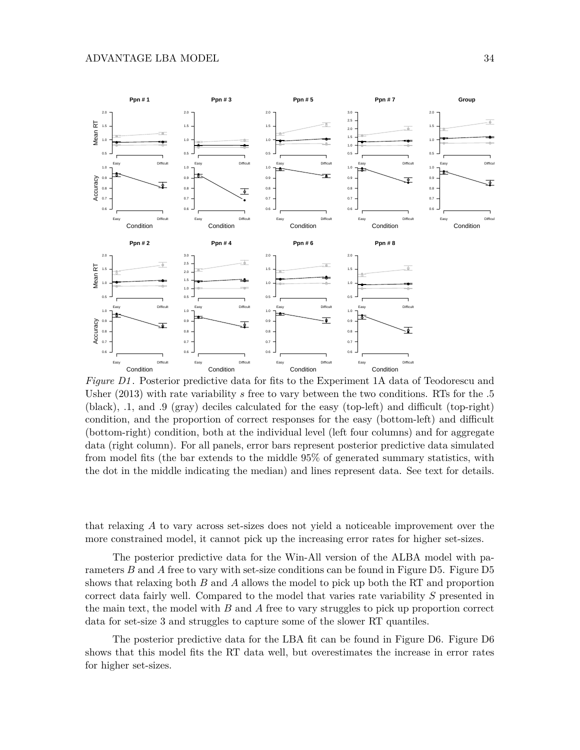*Figure D1*. Posterior predictive data for fits to the Experiment 1A data of Teodorescu and Usher (2013) with rate variability $s$ free to vary between the two conditions. RTs for the .5 (black), .1, and .9 (gray) deciles calculated for the easy (top-left) and difficult (top-right) condition, and the proportion of correct responses for the easy (bottom-left) and difficult (bottom-right) condition, both at the individual level (left four columns) and for aggregate data (right column). For all panels, error bars represent posterior predictive data simulated from model fits (the bar extends to the middle 95% of generated summary statistics, with the dot in the middle indicating the median) and lines represent data. See text for details.

that relaxing $A$ to vary across set-sizes does not yield a noticeable improvement over the more constrained model, it cannot pick up the increasing error rates for higher set-sizes.

The posterior predictive data for the Win-All version of the ALBA model with parameters $B$ and $A$ free to vary with set-size conditions can be found in Figure D5. Figure D5 shows that relaxing both $B$ and $A$ allows the model to pick up both the RT and proportion correct data fairly well. Compared to the model that varies rate variability $S$ presented in the main text, the model with $B$ and $A$ free to vary struggles to pick up proportion correct data for set-size 3 and struggles to capture some of the slower RT quantiles.

The posterior predictive data for the LBA fit can be found in Figure D6. Figure D6 shows that this model fits the RT data well, but overestimates the increase in error rates for higher set-sizes.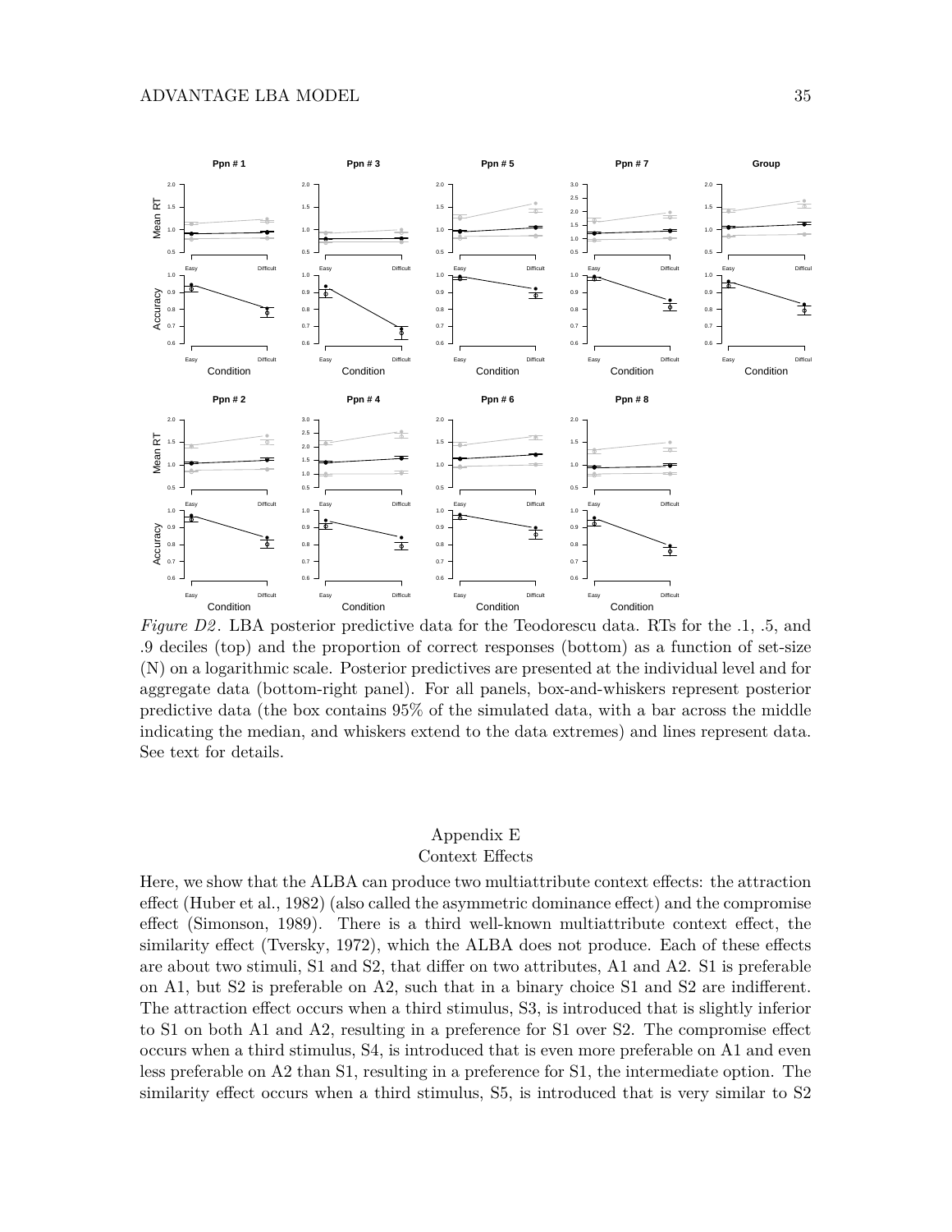*Figure D2*. LBA posterior predictive data for the Teodorescu data. RTs for the .1, .5, and .9 deciles (top) and the proportion of correct responses (bottom) as a function of set-size (N) on a logarithmic scale. Posterior predictives are presented at the individual level and for aggregate data (bottom-right panel). For all panels, box-and-whiskers represent posterior predictive data (the box contains 95% of the simulated data, with a bar across the middle indicating the median, and whiskers extend to the data extremes) and lines represent data. See text for details.

## Appendix E
## Context Effects

Here, we show that the ALBA can produce two multiattribute context effects: the attraction effect (Huber et al., 1982) (also called the asymmetric dominance effect) and the compromise effect (Simonson, 1989). There is a third well-known multiattribute context effect, the similarity effect (Tversky, 1972), which the ALBA does not produce. Each of these effects are about two stimuli, S1 and S2, that differ on two attributes, A1 and A2. S1 is preferable on A1, but S2 is preferable on A2, such that in a binary choice S1 and S2 are indifferent. The attraction effect occurs when a third stimulus, S3, is introduced that is slightly inferior to S1 on both A1 and A2, resulting in a preference for S1 over S2. The compromise effect occurs when a third stimulus, S4, is introduced that is even more preferable on A1 and even less preferable on A2 than S1, resulting in a preference for S1, the intermediate option. The similarity effect occurs when a third stimulus, S5, is introduced that is very similar to S2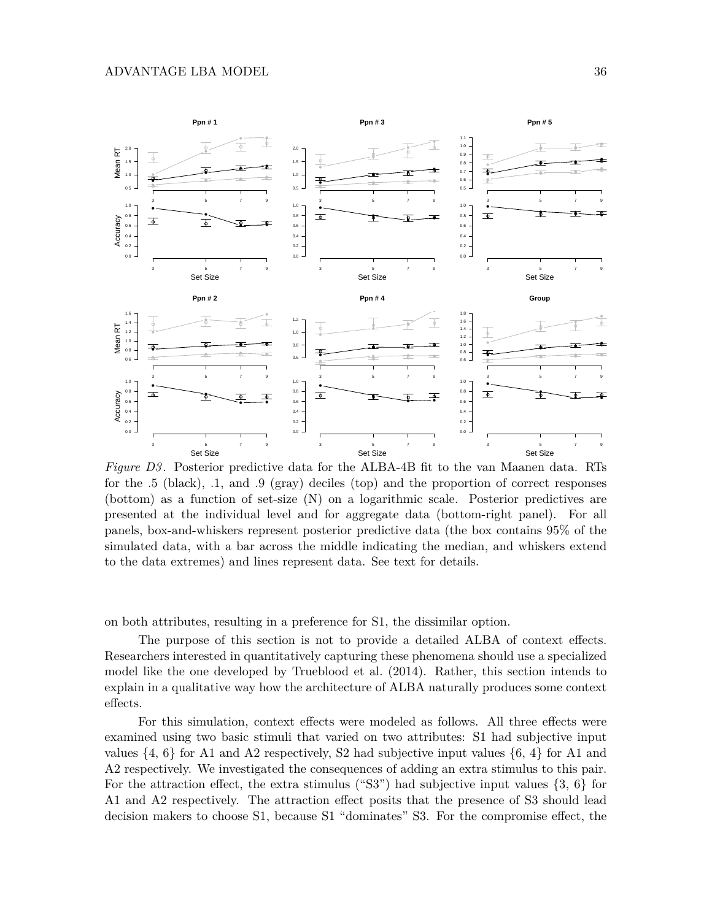*Figure D3*. Posterior predictive data for the ALBA-4B fit to the van Maanen data. RTs for the .5 (black), .1, and .9 (gray) deciles (top) and the proportion of correct responses (bottom) as a function of set-size (N) on a logarithmic scale. Posterior predictives are presented at the individual level and for aggregate data (bottom-right panel). For all panels, box-and-whiskers represent posterior predictive data (the box contains 95% of the simulated data, with a bar across the middle indicating the median, and whiskers extend to the data extremes) and lines represent data. See text for details.

on both attributes, resulting in a preference for S1, the dissimilar option.

The purpose of this section is not to provide a detailed ALBA of context effects. Researchers interested in quantitatively capturing these phenomena should use a specialized model like the one developed by Trueblood et al. (2014). Rather, this section intends to explain in a qualitative way how the architecture of ALBA naturally produces some context effects.

For this simulation, context effects were modeled as follows. All three effects were examined using two basic stimuli that varied on two attributes: S1 had subjective input values {4, 6} for A1 and A2 respectively, S2 had subjective input values {6, 4} for A1 and A2 respectively. We investigated the consequences of adding an extra stimulus to this pair. For the attraction effect, the extra stimulus ("S3") had subjective input values {3, 6} for A1 and A2 respectively. The attraction effect posits that the presence of S3 should lead decision makers to choose S1, because S1 "dominates" S3. For the compromise effect, the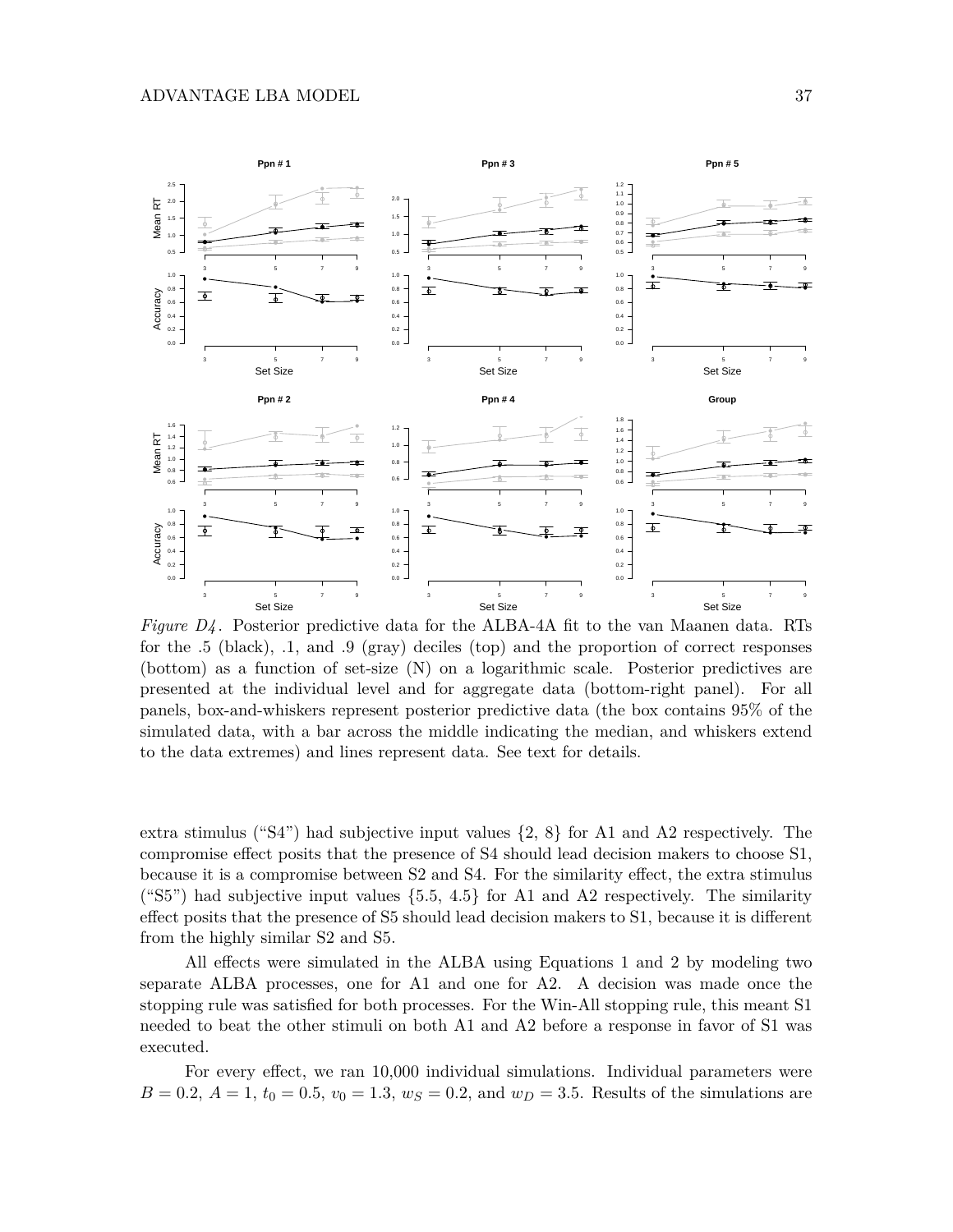*Figure D4*. Posterior predictive data for the ALBA-4A fit to the van Maanen data. RTs for the .5 (black), .1, and .9 (gray) deciles (top) and the proportion of correct responses (bottom) as a function of set-size (N) on a logarithmic scale. Posterior predictives are presented at the individual level and for aggregate data (bottom-right panel). For all panels, box-and-whiskers represent posterior predictive data (the box contains 95% of the simulated data, with a bar across the middle indicating the median, and whiskers extend to the data extremes) and lines represent data. See text for details.

extra stimulus ("S4") had subjective input values {2, 8} for A1 and A2 respectively. The compromise effect posits that the presence of S4 should lead decision makers to choose S1, because it is a compromise between S2 and S4. For the similarity effect, the extra stimulus ("S5") had subjective input values {5.5, 4.5} for A1 and A2 respectively. The similarity effect posits that the presence of S5 should lead decision makers to S1, because it is different from the highly similar S2 and S5.

All effects were simulated in the ALBA using Equations 1 and 2 by modeling two separate ALBA processes, one for A1 and one for A2. A decision was made once the stopping rule was satisfied for both processes. For the Win-All stopping rule, this meant S1 needed to beat the other stimuli on both A1 and A2 before a response in favor of S1 was executed.

For every effect, we ran 10,000 individual simulations. Individual parameters were $B = 0.2$, $A = 1$, $t_0 = 0.5$, $v_0 = 1.3$, $w_S = 0.2$, and $w_D = 3.5$. Results of the simulations are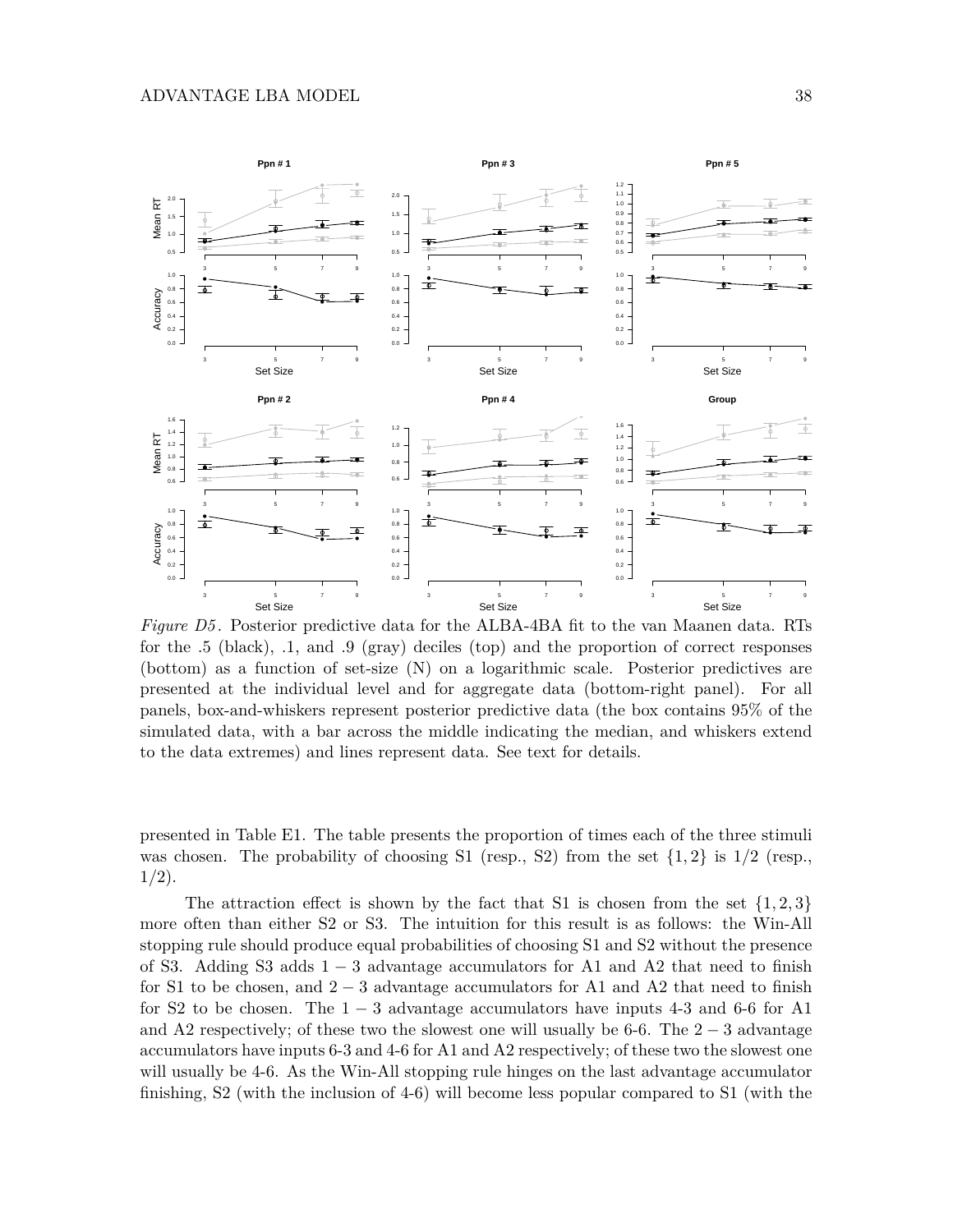*Figure D5*. Posterior predictive data for the ALBA-4BA fit to the van Maanen data. RTs for the .5 (black), .1, and .9 (gray) deciles (top) and the proportion of correct responses (bottom) as a function of set-size (N) on a logarithmic scale. Posterior predictives are presented at the individual level and for aggregate data (bottom-right panel). For all panels, box-and-whiskers represent posterior predictive data (the box contains 95% of the simulated data, with a bar across the middle indicating the median, and whiskers extend to the data extremes) and lines represent data. See text for details.

presented in Table E1. The table presents the proportion of times each of the three stimuli was chosen. The probability of choosing S1 (resp., S2) from the set $\{1, 2\}$ is 1/2 (resp., 1/2).

The attraction effect is shown by the fact that S1 is chosen from the set $\{1, 2, 3\}$ more often than either S2 or S3. The intuition for this result is as follows: the Win-All stopping rule should produce equal probabilities of choosing S1 and S2 without the presence of S3. Adding S3 adds $1-3$ advantage accumulators for A1 and A2 that need to finish for S1 to be chosen, and $2-3$ advantage accumulators for A1 and A2 that need to finish for S2 to be chosen. The $1-3$ advantage accumulators have inputs 4-3 and 6-6 for A1 and A2 respectively; of these two the slowest one will usually be 6-6. The $2-3$ advantage accumulators have inputs 6-3 and 4-6 for A1 and A2 respectively; of these two the slowest one will usually be 4-6. As the Win-All stopping rule hinges on the last advantage accumulator finishing, S2 (with the inclusion of 4-6) will become less popular compared to S1 (with the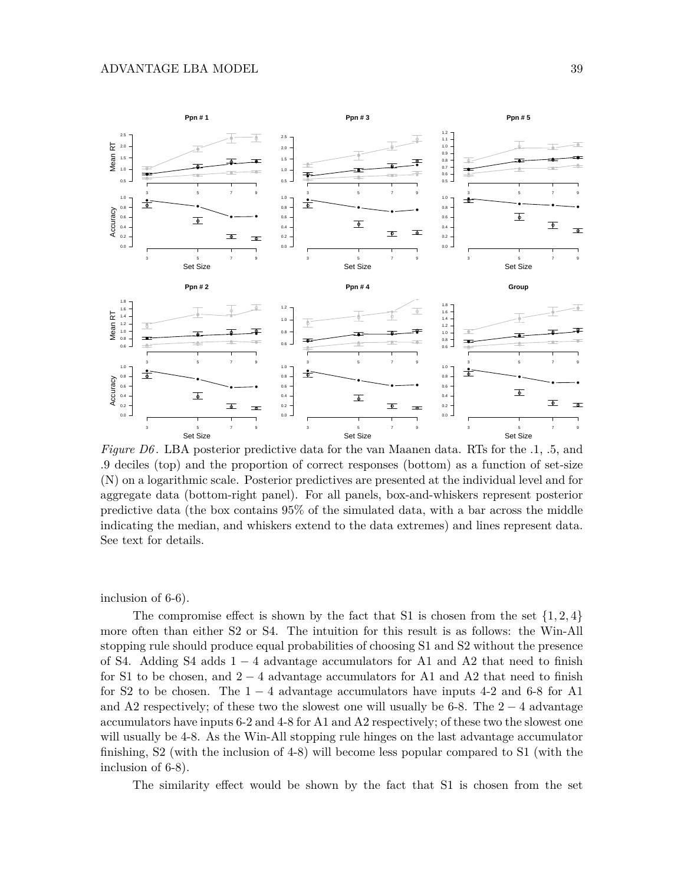*Figure D6.* LBA posterior predictive data for the van Maanen data. RTs for the .1, .5, and .9 deciles (top) and the proportion of correct responses (bottom) as a function of set-size (N) on a logarithmic scale. Posterior predictives are presented at the individual level and for aggregate data (bottom-right panel). For all panels, box-and-whiskers represent posterior predictive data (the box contains 95% of the simulated data, with a bar across the middle indicating the median, and whiskers extend to the data extremes) and lines represent data. See text for details.

inclusion of 6-6).

The compromise effect is shown by the fact that S1 is chosen from the set $\{1, 2, 4\}$ more often than either S2 or S4. The intuition for this result is as follows: the Win-All stopping rule should produce equal probabilities of choosing S1 and S2 without the presence of S4. Adding S4 adds $1-4$ advantage accumulators for A1 and A2 that need to finish for S1 to be chosen, and $2-4$ advantage accumulators for A1 and A2 that need to finish for S2 to be chosen. The $1-4$ advantage accumulators have inputs 4-2 and 6-8 for A1 and A2 respectively; of these two the slowest one will usually be 6-8. The $2-4$ advantage accumulators have inputs 6-2 and 4-8 for A1 and A2 respectively; of these two the slowest one will usually be 4-8. As the Win-All stopping rule hinges on the last advantage accumulator finishing, S2 (with the inclusion of 4-8) will become less popular compared to S1 (with the inclusion of 6-8).

The similarity effect would be shown by the fact that S1 is chosen from the set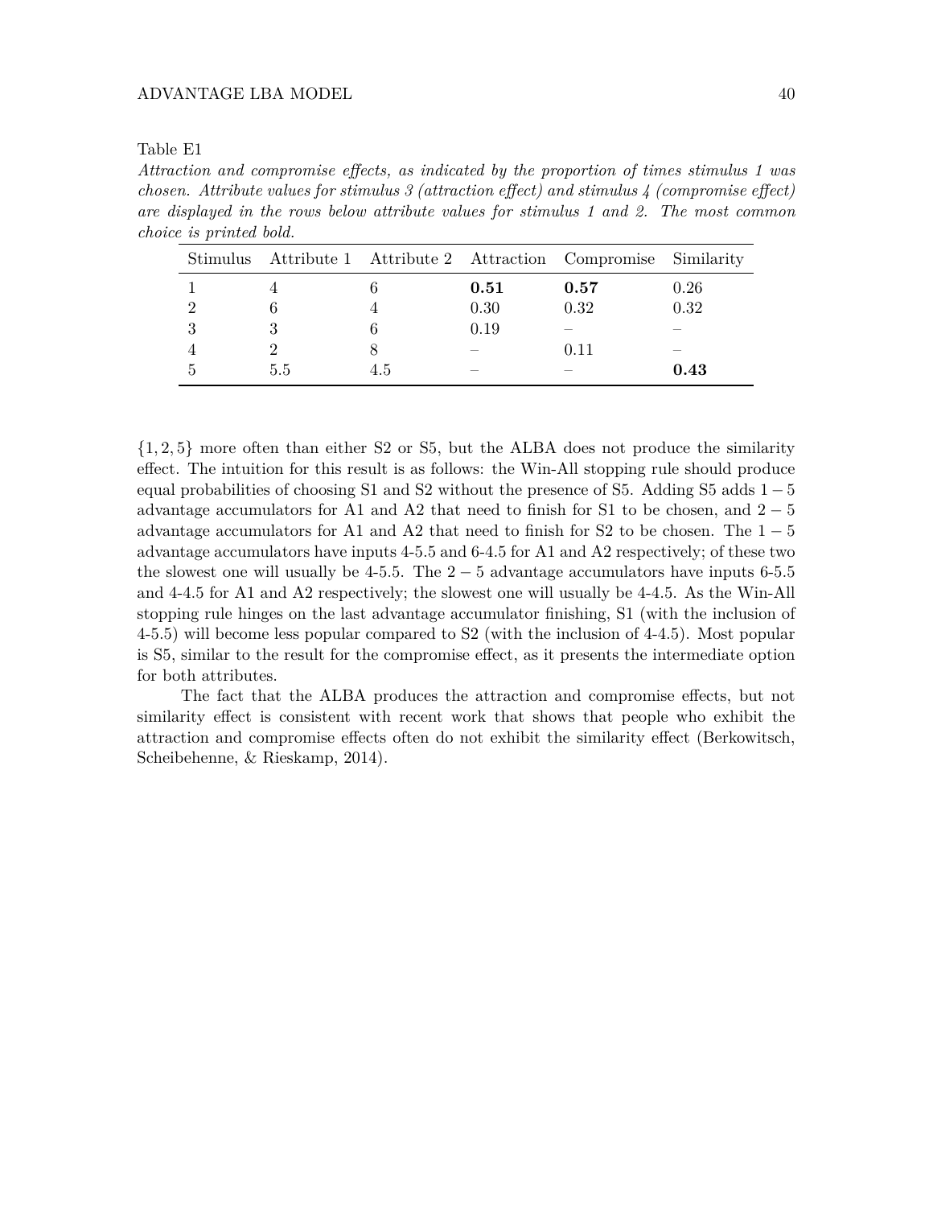Table E1

*Attraction and compromise effects, as indicated by the proportion of times stimulus 1 was chosen. Attribute values for stimulus 3 (attraction effect) and stimulus 4 (compromise effect) are displayed in the rows below attribute values for stimulus 1 and 2. The most common choice is printed bold.*

| Stimulus | Attribute 1 | Attribute 2 | Attraction | Compromise | Similarity |
|---|---|---|---|---|---|
| 1 | 4 | 6 | **0.51** | **0.57** | 0.26 |
| 2 | 6 | 4 | 0.30 | 0.32 | 0.32 |
| 3 | 3 | 6 | 0.19 | – | – |
| 4 | 2 | 8 | – | 0.11 | – |
| 5 | 5.5 | 4.5 | – | – | **0.43** |

$\{1, 2, 5\}$ more often than either S2 or S5, but the ALBA does not produce the similarity effect. The intuition for this result is as follows: the Win-All stopping rule should produce equal probabilities of choosing S1 and S2 without the presence of S5. Adding S5 adds $1 - 5$ advantage accumulators for A1 and A2 that need to finish for S1 to be chosen, and $2 - 5$ advantage accumulators for A1 and A2 that need to finish for S2 to be chosen. The $1 - 5$ advantage accumulators have inputs 4-5.5 and 6-4.5 for A1 and A2 respectively; of these two the slowest one will usually be 4-5.5. The $2 - 5$ advantage accumulators have inputs 6-5.5 and 4-4.5 for A1 and A2 respectively; the slowest one will usually be 4-4.5. As the Win-All stopping rule hinges on the last advantage accumulator finishing, S1 (with the inclusion of 4-5.5) will become less popular compared to S2 (with the inclusion of 4-4.5). Most popular is S5, similar to the result for the compromise effect, as it presents the intermediate option for both attributes.

The fact that the ALBA produces the attraction and compromise effects, but not similarity effect is consistent with recent work that shows that people who exhibit the attraction and compromise effects often do not exhibit the similarity effect (Berkowitsch, Scheibehenne, & Rieskamp, 2014).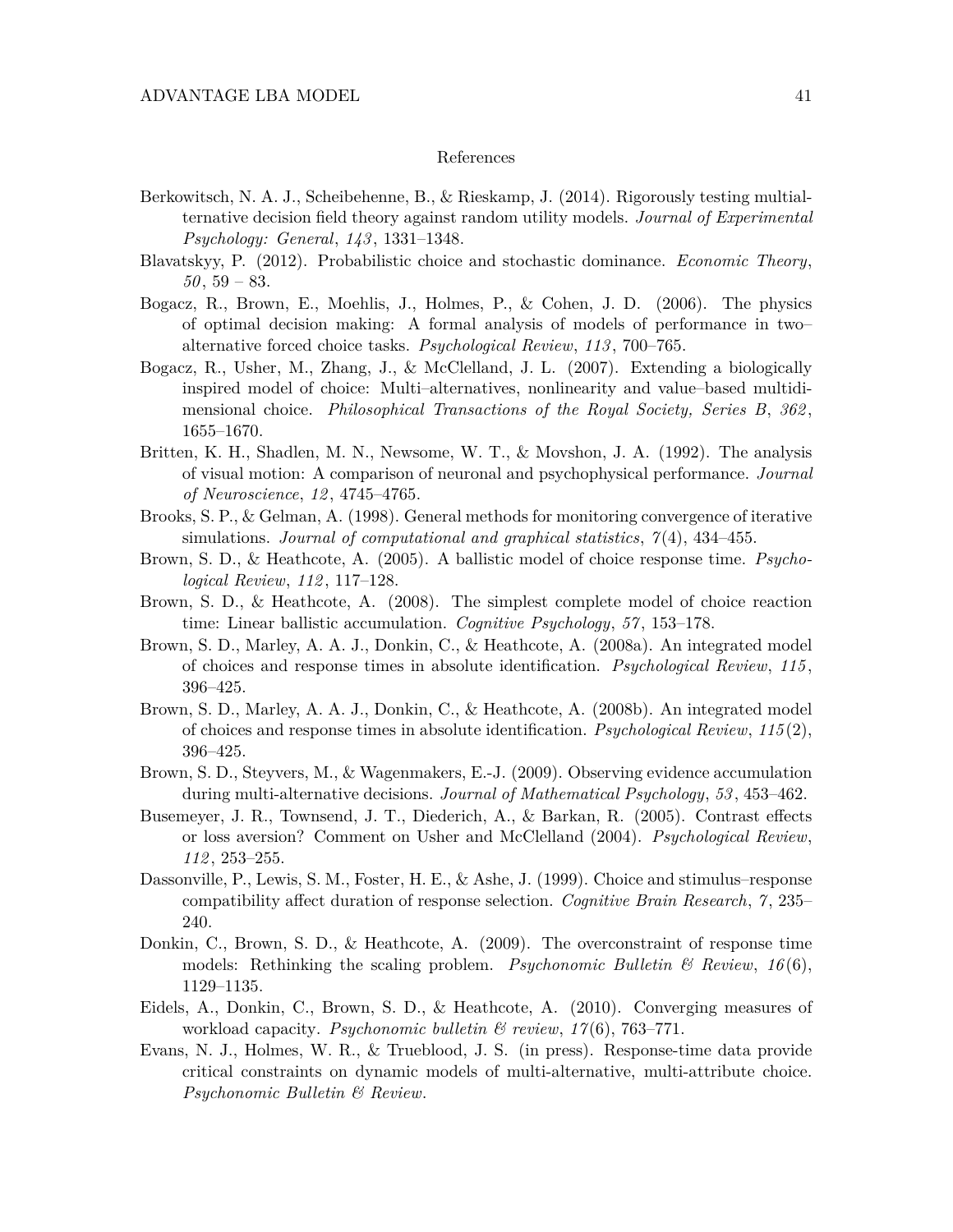# References

Berkowitsch, N. A. J., Scheibehenne, B., & Rieskamp, J. (2014). Rigorously testing multialternative decision field theory against random utility models. *Journal of Experimental Psychology: General*, *143*, 1331–1348.

Blavatskyy, P. (2012). Probabilistic choice and stochastic dominance. *Economic Theory*, *50*, 59 – 83.

Bogacz, R., Brown, E., Moehlis, J., Holmes, P., & Cohen, J. D. (2006). The physics of optimal decision making: A formal analysis of models of performance in two–alternative forced choice tasks. *Psychological Review*, *113*, 700–765.

Bogacz, R., Usher, M., Zhang, J., & McClelland, J. L. (2007). Extending a biologically inspired model of choice: Multi–alternatives, nonlinearity and value–based multidimensional choice. *Philosophical Transactions of the Royal Society, Series B*, *362*, 1655–1670.

Britten, K. H., Shadlen, M. N., Newsome, W. T., & Movshon, J. A. (1992). The analysis of visual motion: A comparison of neuronal and psychophysical performance. *Journal of Neuroscience*, *12*, 4745–4765.

Brooks, S. P., & Gelman, A. (1998). General methods for monitoring convergence of iterative simulations. *Journal of computational and graphical statistics*, *7*(4), 434–455.

Brown, S. D., & Heathcote, A. (2005). A ballistic model of choice response time. *Psychological Review*, *112*, 117–128.

Brown, S. D., & Heathcote, A. (2008). The simplest complete model of choice reaction time: Linear ballistic accumulation. *Cognitive Psychology*, *57*, 153–178.

Brown, S. D., Marley, A. A. J., Donkin, C., & Heathcote, A. (2008a). An integrated model of choices and response times in absolute identification. *Psychological Review*, *115*, 396–425.

Brown, S. D., Marley, A. A. J., Donkin, C., & Heathcote, A. (2008b). An integrated model of choices and response times in absolute identification. *Psychological Review*, *115*(2), 396–425.

Brown, S. D., Steyvers, M., & Wagenmakers, E.-J. (2009). Observing evidence accumulation during multi-alternative decisions. *Journal of Mathematical Psychology*, *53*, 453–462.

Busemeyer, J. R., Townsend, J. T., Diederich, A., & Barkan, R. (2005). Contrast effects or loss aversion? Comment on Usher and McClelland (2004). *Psychological Review*, *112*, 253–255.

Dassonville, P., Lewis, S. M., Foster, H. E., & Ashe, J. (1999). Choice and stimulus–response compatibility affect duration of response selection. *Cognitive Brain Research*, *7*, 235–240.

Donkin, C., Brown, S. D., & Heathcote, A. (2009). The overconstraint of response time models: Rethinking the scaling problem. *Psychonomic Bulletin & Review*, *16*(6), 1129–1135.

Eidels, A., Donkin, C., Brown, S. D., & Heathcote, A. (2010). Converging measures of workload capacity. *Psychonomic bulletin & review*, *17*(6), 763–771.

Evans, N. J., Holmes, W. R., & Trueblood, J. S. (in press). Response-time data provide critical constraints on dynamic models of multi-alternative, multi-attribute choice. *Psychonomic Bulletin & Review*.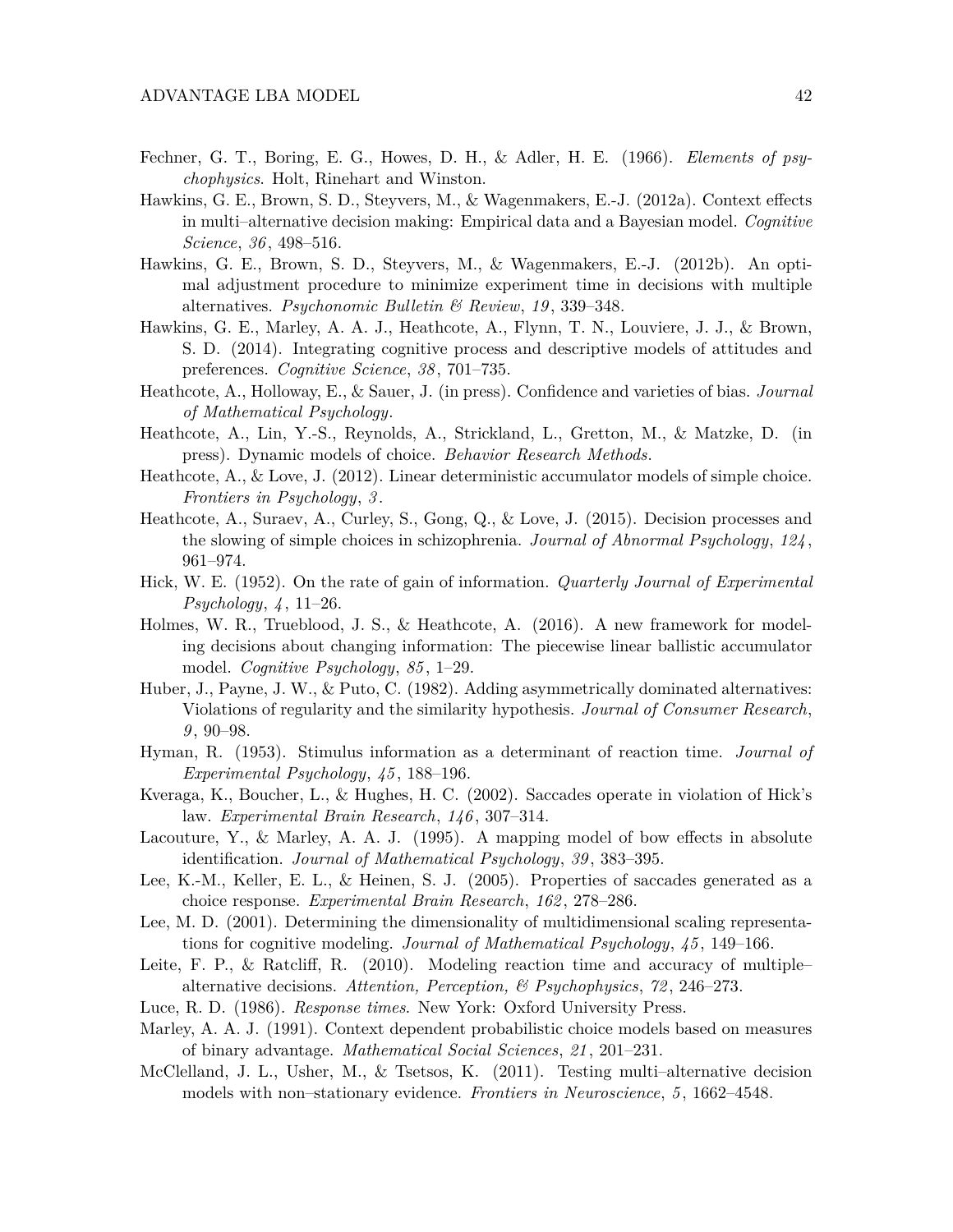Fechner, G. T., Boring, E. G., Howes, D. H., & Adler, H. E. (1966). *Elements of psychophysics*. Holt, Rinehart and Winston.

Hawkins, G. E., Brown, S. D., Steyvers, M., & Wagenmakers, E.-J. (2012a). Context effects in multi–alternative decision making: Empirical data and a Bayesian model. *Cognitive Science*, *36*, 498–516.

Hawkins, G. E., Brown, S. D., Steyvers, M., & Wagenmakers, E.-J. (2012b). An optimal adjustment procedure to minimize experiment time in decisions with multiple alternatives. *Psychonomic Bulletin & Review*, *19*, 339–348.

Hawkins, G. E., Marley, A. A. J., Heathcote, A., Flynn, T. N., Louviere, J. J., & Brown, S. D. (2014). Integrating cognitive process and descriptive models of attitudes and preferences. *Cognitive Science*, *38*, 701–735.

Heathcote, A., Holloway, E., & Sauer, J. (in press). Confidence and varieties of bias. *Journal of Mathematical Psychology*.

Heathcote, A., Lin, Y.-S., Reynolds, A., Strickland, L., Gretton, M., & Matzke, D. (in press). Dynamic models of choice. *Behavior Research Methods*.

Heathcote, A., & Love, J. (2012). Linear deterministic accumulator models of simple choice. *Frontiers in Psychology*, *3*.

Heathcote, A., Suraev, A., Curley, S., Gong, Q., & Love, J. (2015). Decision processes and the slowing of simple choices in schizophrenia. *Journal of Abnormal Psychology*, *124*, 961–974.

Hick, W. E. (1952). On the rate of gain of information. *Quarterly Journal of Experimental Psychology*, *4*, 11–26.

Holmes, W. R., Trueblood, J. S., & Heathcote, A. (2016). A new framework for modeling decisions about changing information: The piecewise linear ballistic accumulator model. *Cognitive Psychology*, *85*, 1–29.

Huber, J., Payne, J. W., & Puto, C. (1982). Adding asymmetrically dominated alternatives: Violations of regularity and the similarity hypothesis. *Journal of Consumer Research*, *9*, 90–98.

Hyman, R. (1953). Stimulus information as a determinant of reaction time. *Journal of Experimental Psychology*, *45*, 188–196.

Kveraga, K., Boucher, L., & Hughes, H. C. (2002). Saccades operate in violation of Hick's law. *Experimental Brain Research*, *146*, 307–314.

Lacouture, Y., & Marley, A. A. J. (1995). A mapping model of bow effects in absolute identification. *Journal of Mathematical Psychology*, *39*, 383–395.

Lee, K.-M., Keller, E. L., & Heinen, S. J. (2005). Properties of saccades generated as a choice response. *Experimental Brain Research*, *162*, 278–286.

Lee, M. D. (2001). Determining the dimensionality of multidimensional scaling representations for cognitive modeling. *Journal of Mathematical Psychology*, *45*, 149–166.

Leite, F. P., & Ratcliff, R. (2010). Modeling reaction time and accuracy of multiple–alternative decisions. *Attention, Perception, & Psychophysics*, *72*, 246–273.

Luce, R. D. (1986). *Response times*. New York: Oxford University Press.

Marley, A. A. J. (1991). Context dependent probabilistic choice models based on measures of binary advantage. *Mathematical Social Sciences*, *21*, 201–231.

McClelland, J. L., Usher, M., & Tsetsos, K. (2011). Testing multi–alternative decision models with non–stationary evidence. *Frontiers in Neuroscience*, *5*, 1662–4548.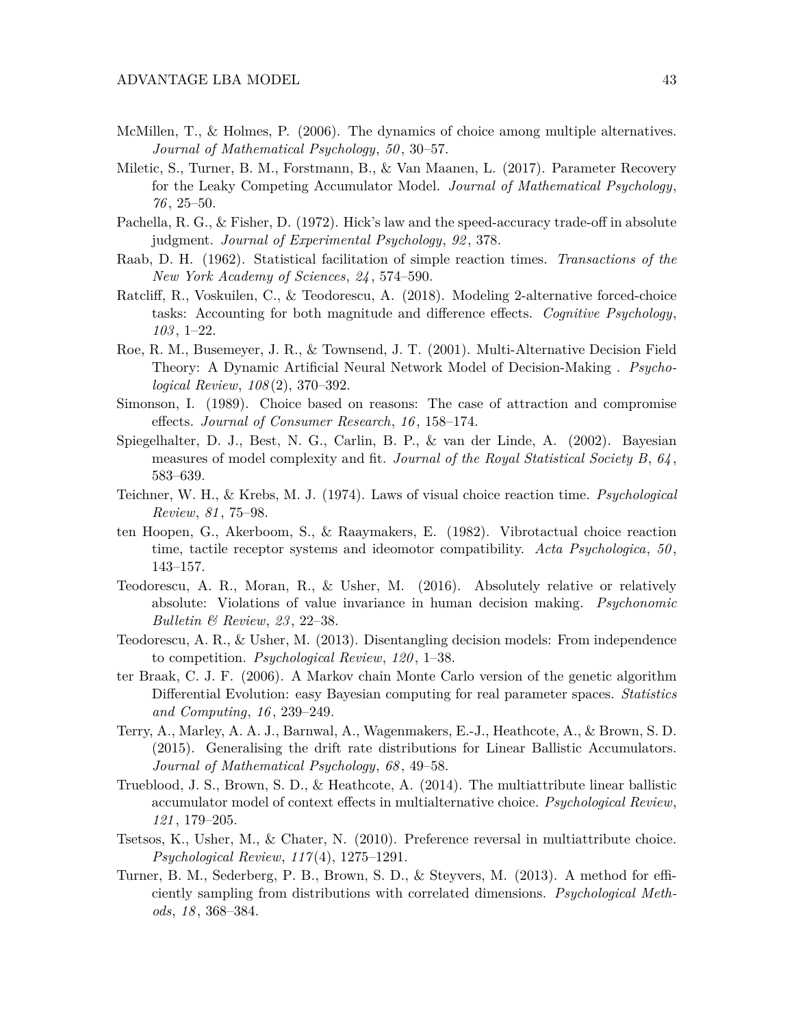McMillen, T., & Holmes, P. (2006). The dynamics of choice among multiple alternatives. *Journal of Mathematical Psychology*, *50*, 30–57.

Miletic, S., Turner, B. M., Forstmann, B., & Van Maanen, L. (2017). Parameter Recovery for the Leaky Competing Accumulator Model. *Journal of Mathematical Psychology*, *76*, 25–50.

Pachella, R. G., & Fisher, D. (1972). Hick's law and the speed-accuracy trade-off in absolute judgment. *Journal of Experimental Psychology*, *92*, 378.

Raab, D. H. (1962). Statistical facilitation of simple reaction times. *Transactions of the New York Academy of Sciences*, *24*, 574–590.

Ratcliff, R., Voskuilen, C., & Teodorescu, A. (2018). Modeling 2-alternative forced-choice tasks: Accounting for both magnitude and difference effects. *Cognitive Psychology*, *103*, 1–22.

Roe, R. M., Busemeyer, J. R., & Townsend, J. T. (2001). Multi-Alternative Decision Field Theory: A Dynamic Artificial Neural Network Model of Decision-Making . *Psychological Review*, *108*(2), 370–392.

Simonson, I. (1989). Choice based on reasons: The case of attraction and compromise effects. *Journal of Consumer Research*, *16*, 158–174.

Spiegelhalter, D. J., Best, N. G., Carlin, B. P., & van der Linde, A. (2002). Bayesian measures of model complexity and fit. *Journal of the Royal Statistical Society B*, *64*, 583–639.

Teichner, W. H., & Krebs, M. J. (1974). Laws of visual choice reaction time. *Psychological Review*, *81*, 75–98.

ten Hoopen, G., Akerboom, S., & Raaymakers, E. (1982). Vibrotactual choice reaction time, tactile receptor systems and ideomotor compatibility. *Acta Psychologica*, *50*, 143–157.

Teodorescu, A. R., Moran, R., & Usher, M. (2016). Absolutely relative or relatively absolute: Violations of value invariance in human decision making. *Psychonomic Bulletin & Review*, *23*, 22–38.

Teodorescu, A. R., & Usher, M. (2013). Disentangling decision models: From independence to competition. *Psychological Review*, *120*, 1–38.

ter Braak, C. J. F. (2006). A Markov chain Monte Carlo version of the genetic algorithm Differential Evolution: easy Bayesian computing for real parameter spaces. *Statistics and Computing*, *16*, 239–249.

Terry, A., Marley, A. A. J., Barnwal, A., Wagenmakers, E.-J., Heathcote, A., & Brown, S. D. (2015). Generalising the drift rate distributions for Linear Ballistic Accumulators. *Journal of Mathematical Psychology*, *68*, 49–58.

Trueblood, J. S., Brown, S. D., & Heathcote, A. (2014). The multiattribute linear ballistic accumulator model of context effects in multialternative choice. *Psychological Review*, *121*, 179–205.

Tsetsos, K., Usher, M., & Chater, N. (2010). Preference reversal in multiattribute choice. *Psychological Review*, *117*(4), 1275–1291.

Turner, B. M., Sederberg, P. B., Brown, S. D., & Steyvers, M. (2013). A method for efficiently sampling from distributions with correlated dimensions. *Psychological Methods*, *18*, 368–384.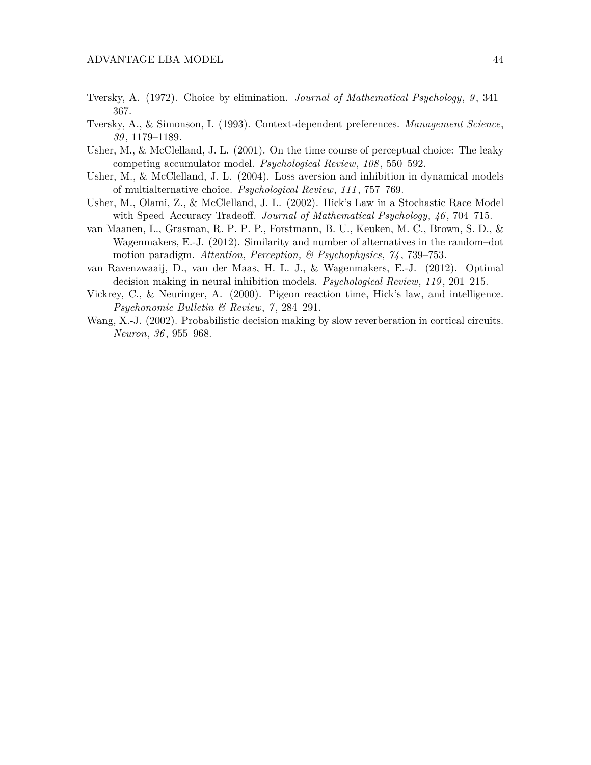Tversky, A. (1972). Choice by elimination. *Journal of Mathematical Psychology*, *9*, 341–367.

Tversky, A., & Simonson, I. (1993). Context-dependent preferences. *Management Science*, *39*, 1179–1189.

Usher, M., & McClelland, J. L. (2001). On the time course of perceptual choice: The leaky competing accumulator model. *Psychological Review*, *108*, 550–592.

Usher, M., & McClelland, J. L. (2004). Loss aversion and inhibition in dynamical models of multialternative choice. *Psychological Review*, *111*, 757–769.

Usher, M., Olami, Z., & McClelland, J. L. (2002). Hick's Law in a Stochastic Race Model with Speed–Accuracy Tradeoff. *Journal of Mathematical Psychology*, *46*, 704–715.

van Maanen, L., Grasman, R. P. P. P., Forstmann, B. U., Keuken, M. C., Brown, S. D., & Wagenmakers, E.-J. (2012). Similarity and number of alternatives in the random–dot motion paradigm. *Attention, Perception, & Psychophysics*, *74*, 739–753.

van Ravenzwaaij, D., van der Maas, H. L. J., & Wagenmakers, E.-J. (2012). Optimal decision making in neural inhibition models. *Psychological Review*, *119*, 201–215.

Vickrey, C., & Neuringer, A. (2000). Pigeon reaction time, Hick's law, and intelligence. *Psychonomic Bulletin & Review*, *7*, 284–291.

Wang, X.-J. (2002). Probabilistic decision making by slow reverberation in cortical circuits. *Neuron*, *36*, 955–968.